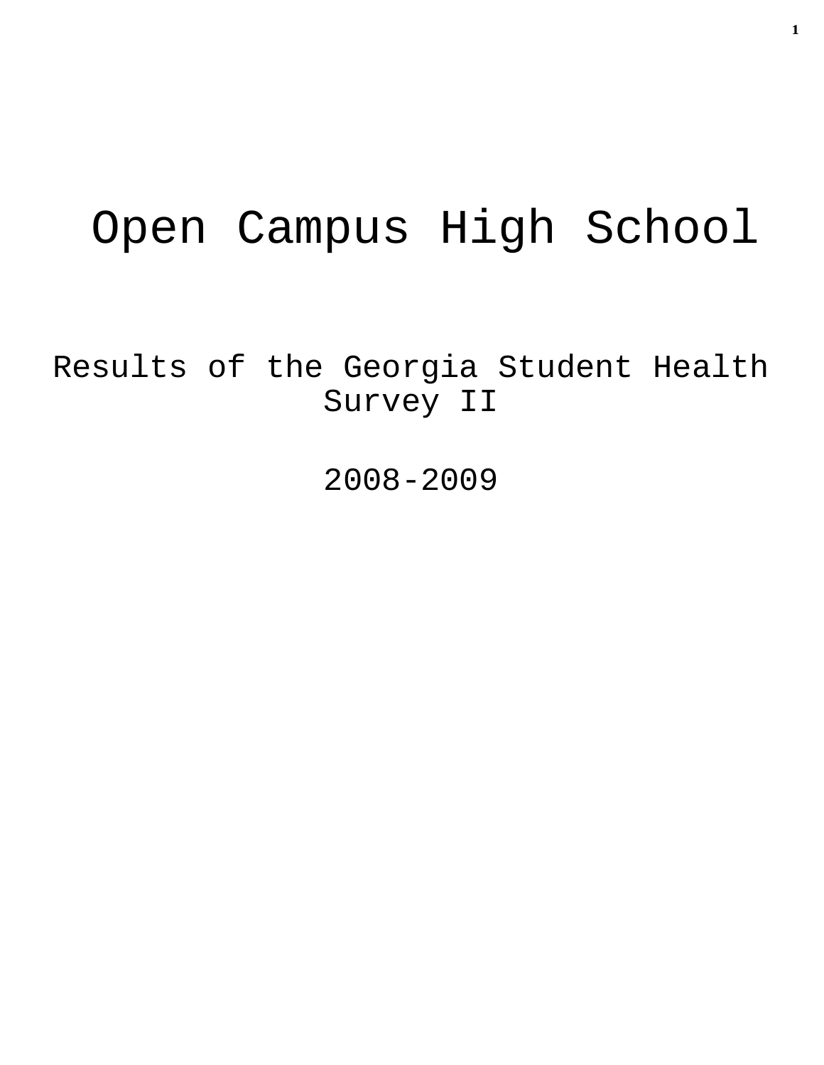# Open Campus High School

## Results of the Georgia Student Health Survey II

## 2008-2009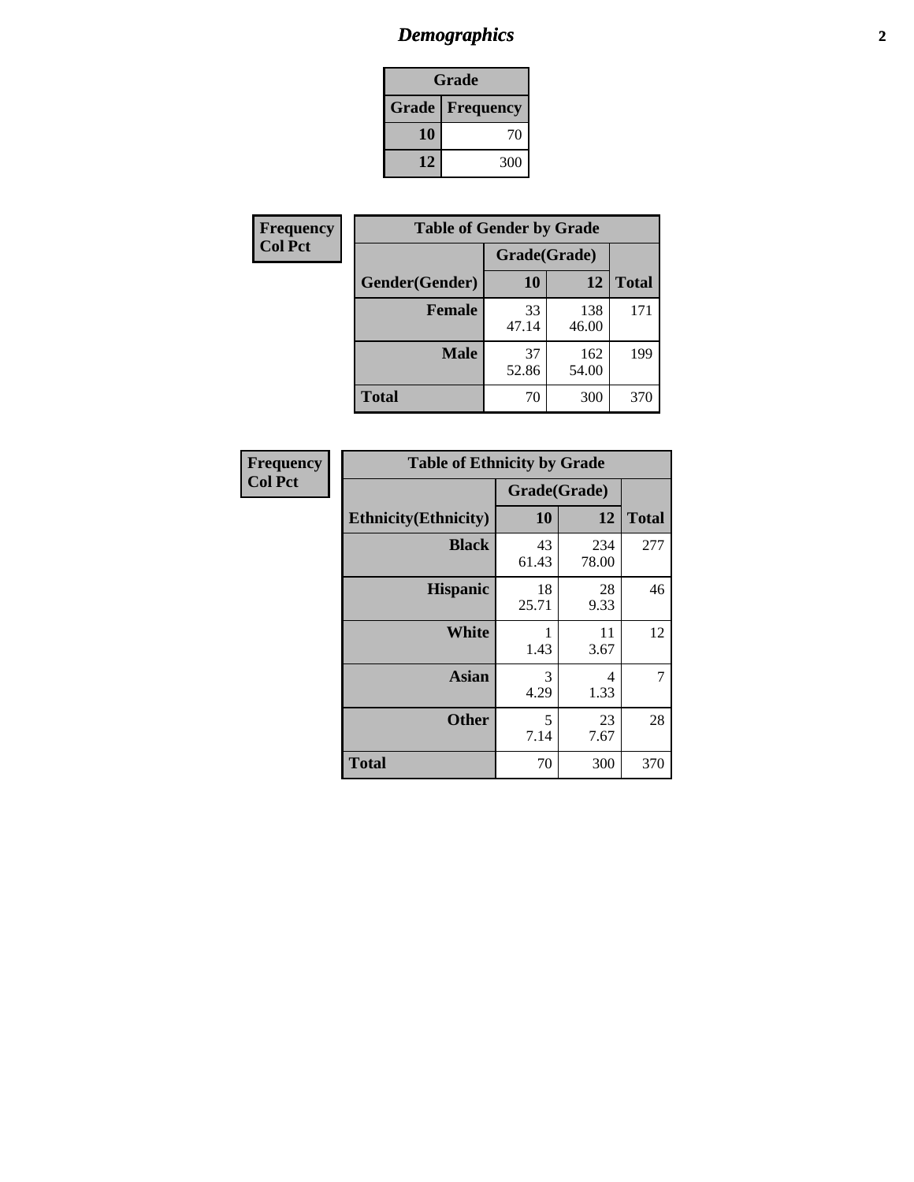# *Demographics*

| Grade | |
|---|---|
| **Grade** | **Frequency** |
| **10** | 70 |
| **12** | 300 |

**Frequency**
**Col Pct**

| Table of Gender by Grade | | | |
|---|---|---|---|
| | Grade(Grade) | | |
| **Gender(Gender)** | **10** | **12** | **Total** |
| **Female** | 33<br>47.14 | 138<br>46.00 | 171 |
| **Male** | 37<br>52.86 | 162<br>54.00 | 199 |
| **Total** | 70 | 300 | 370 |

**Frequency**
**Col Pct**

| Table of Ethnicity by Grade | | | |
|---|---|---|---|
| | Grade(Grade) | | |
| **Ethnicity(Ethnicity)** | **10** | **12** | **Total** |
| **Black** | 43<br>61.43 | 234<br>78.00 | 277 |
| **Hispanic** | 18<br>25.71 | 28<br>9.33 | 46 |
| **White** | 1<br>1.43 | 11<br>3.67 | 12 |
| **Asian** | 3<br>4.29 | 4<br>1.33 | 7 |
| **Other** | 5<br>7.14 | 23<br>7.67 | 28 |
| **Total** | 70 | 300 | 370 |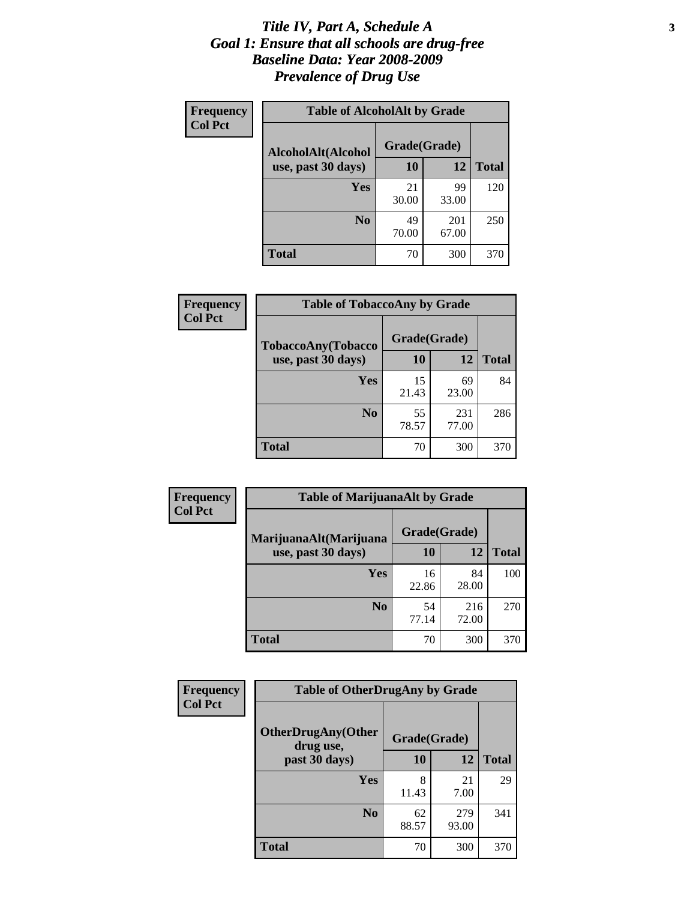# *Title IV, Part A, Schedule A*
# *Goal 1: Ensure that all schools are drug-free*
# *Baseline Data: Year 2008-2009*
# *Prevalence of Drug Use*

**Frequency**
**Col Pct**

**Table of AlcoholAlt by Grade**

| AlcoholAlt(Alcohol use, past 30 days) | Grade(Grade) | | |
|---|---|---|---|
| | **10** | **12** | **Total** |
| **Yes** | 21<br>30.00 | 99<br>33.00 | 120 |
| **No** | 49<br>70.00 | 201<br>67.00 | 250 |
| **Total** | 70 | 300 | 370 |

**Frequency**
**Col Pct**

**Table of TobaccoAny by Grade**

| TobaccoAny(Tobacco use, past 30 days) | Grade(Grade) | | |
|---|---|---|---|
| | **10** | **12** | **Total** |
| **Yes** | 15<br>21.43 | 69<br>23.00 | 84 |
| **No** | 55<br>78.57 | 231<br>77.00 | 286 |
| **Total** | 70 | 300 | 370 |

**Frequency**
**Col Pct**

**Table of MarijuanaAlt by Grade**

| MarijuanaAlt(Marijuana use, past 30 days) | Grade(Grade) | | |
|---|---|---|---|
| | **10** | **12** | **Total** |
| **Yes** | 16<br>22.86 | 84<br>28.00 | 100 |
| **No** | 54<br>77.14 | 216<br>72.00 | 270 |
| **Total** | 70 | 300 | 370 |

**Frequency**
**Col Pct**

**Table of OtherDrugAny by Grade**

| OtherDrugAny(Other drug use, past 30 days) | Grade(Grade) | | |
|---|---|---|---|
| | **10** | **12** | **Total** |
| **Yes** | 8<br>11.43 | 21<br>7.00 | 29 |
| **No** | 62<br>88.57 | 279<br>93.00 | 341 |
| **Total** | 70 | 300 | 370 |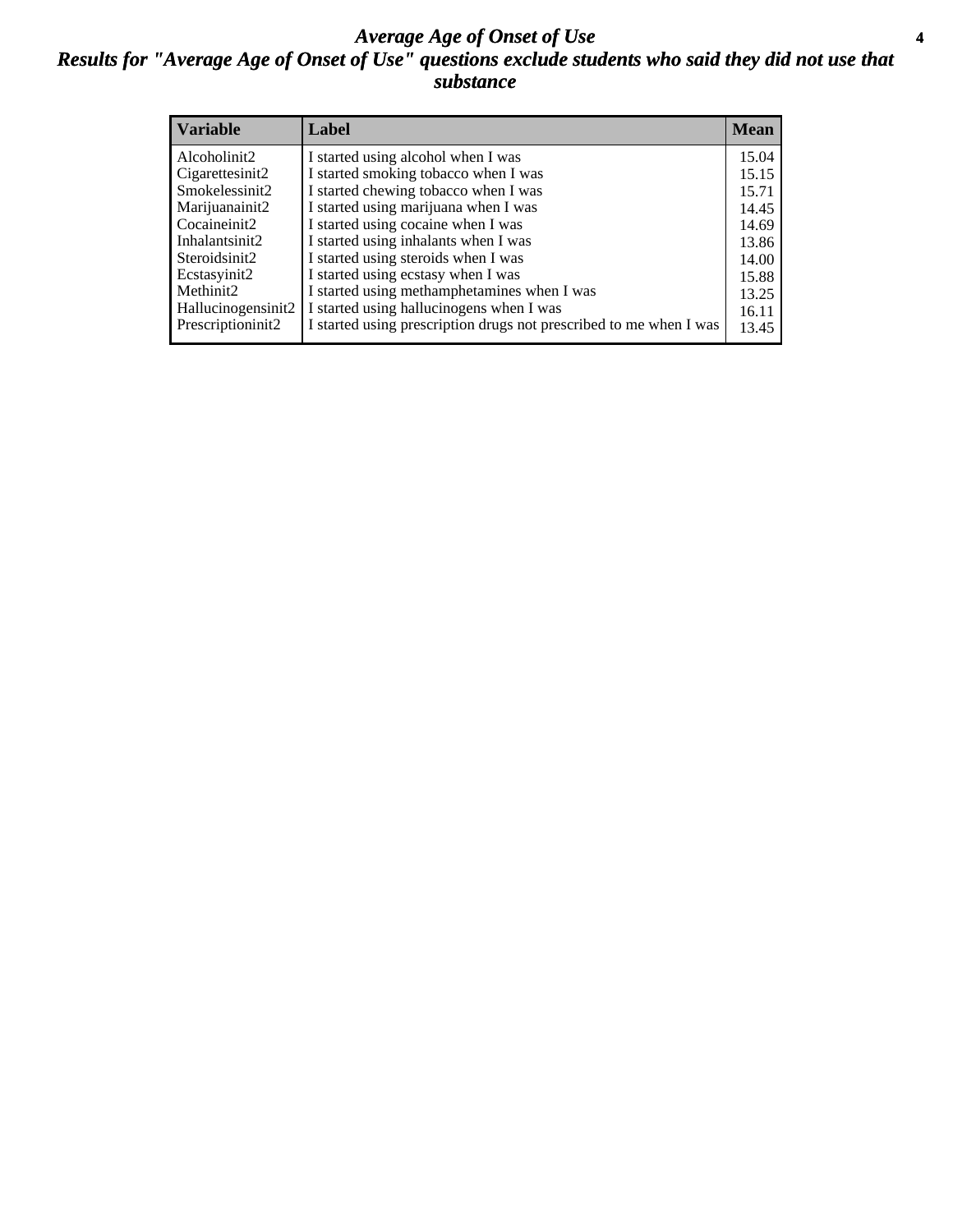# *Average Age of Onset of Use*

## *Results for "Average Age of Onset of Use" questions exclude students who said they did not use that substance*

| Variable | Label | Mean |
|---|---|---|
| Alcoholinit2 | I started using alcohol when I was | 15.04 |
| Cigarettesinit2 | I started smoking tobacco when I was | 15.15 |
| Smokelessinit2 | I started chewing tobacco when I was | 15.71 |
| Marijuanainit2 | I started using marijuana when I was | 14.45 |
| Cocaineinit2 | I started using cocaine when I was | 14.69 |
| Inhalantsinit2 | I started using inhalants when I was | 13.86 |
| Steroidsinit2 | I started using steroids when I was | 14.00 |
| Ecstasyinit2 | I started using ecstasy when I was | 15.88 |
| Methinit2 | I started using methamphetamines when I was | 13.25 |
| Hallucinogensinit2 | I started using hallucinogens when I was | 16.11 |
| Prescriptioninit2 | I started using prescription drugs not prescribed to me when I was | 13.45 |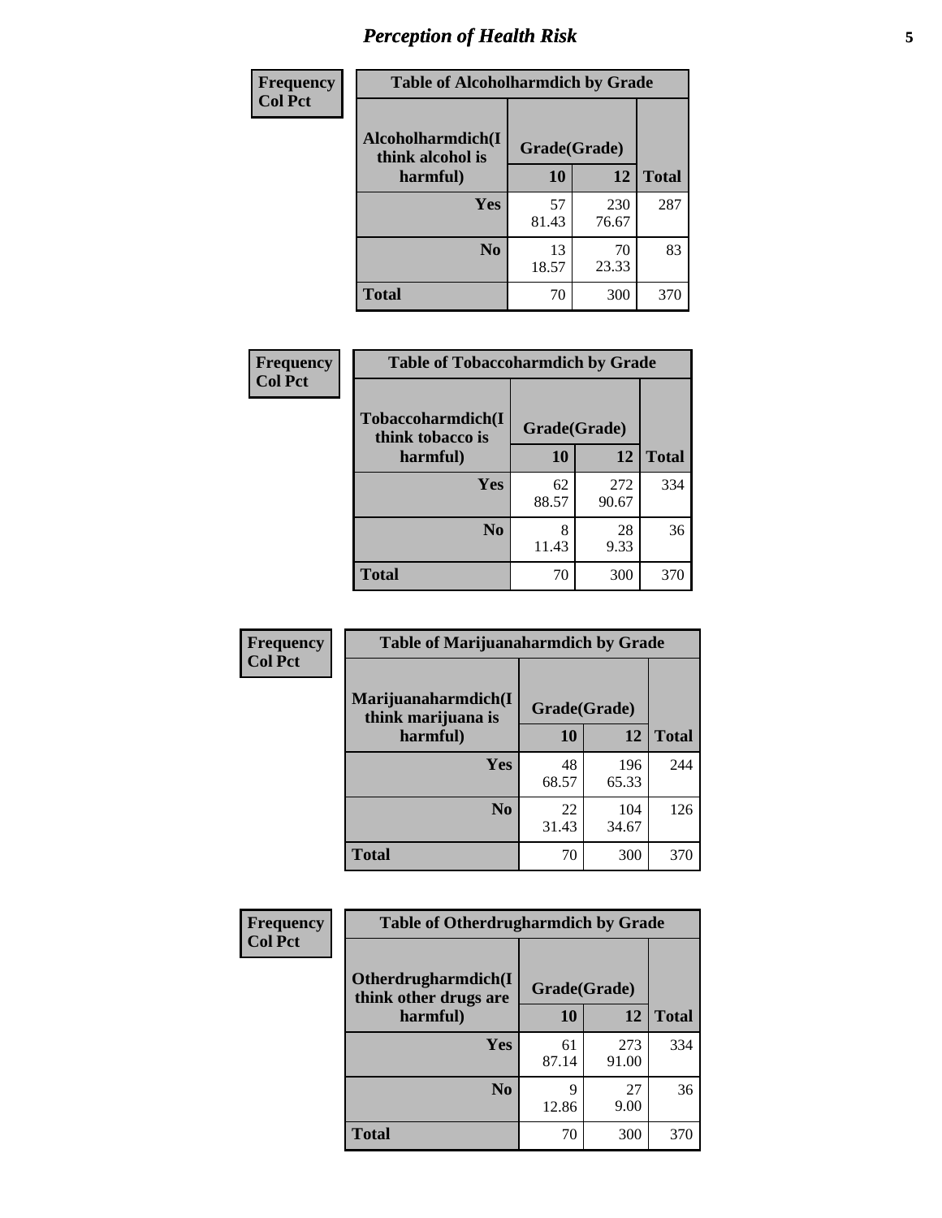| Frequency Col Pct | Table of Alcoholharmdich by Grade | | |
|---|---|---|---|
| Alcoholharmdich(I think alcohol is harmful) | Grade(Grade) | | |
| | 10 | 12 | Total |
| Yes | 57<br>81.43 | 230<br>76.67 | 287 |
| No | 13<br>18.57 | 70<br>23.33 | 83 |
| Total | 70 | 300 | 370 |

| Frequency Col Pct | Table of Tobaccoharmdich by Grade | | |
|---|---|---|---|
| Tobaccoharmdich(I think tobacco is harmful) | Grade(Grade) | | |
| | 10 | 12 | Total |
| Yes | 62<br>88.57 | 272<br>90.67 | 334 |
| No | 8<br>11.43 | 28<br>9.33 | 36 |
| Total | 70 | 300 | 370 |

| Frequency Col Pct | Table of Marijuanaharmdich by Grade | | |
|---|---|---|---|
| Marijuanaharmdich(I think marijuana is harmful) | Grade(Grade) | | |
| | 10 | 12 | Total |
| Yes | 48<br>68.57 | 196<br>65.33 | 244 |
| No | 22<br>31.43 | 104<br>34.67 | 126 |
| Total | 70 | 300 | 370 |

| Frequency Col Pct | Table of Otherdrugharmdich by Grade | | |
|---|---|---|---|
| Otherdrugharmdich(I think other drugs are harmful) | Grade(Grade) | | |
| | 10 | 12 | Total |
| Yes | 61<br>87.14 | 273<br>91.00 | 334 |
| No | 9<br>12.86 | 27<br>9.00 | 36 |
| Total | 70 | 300 | 370 |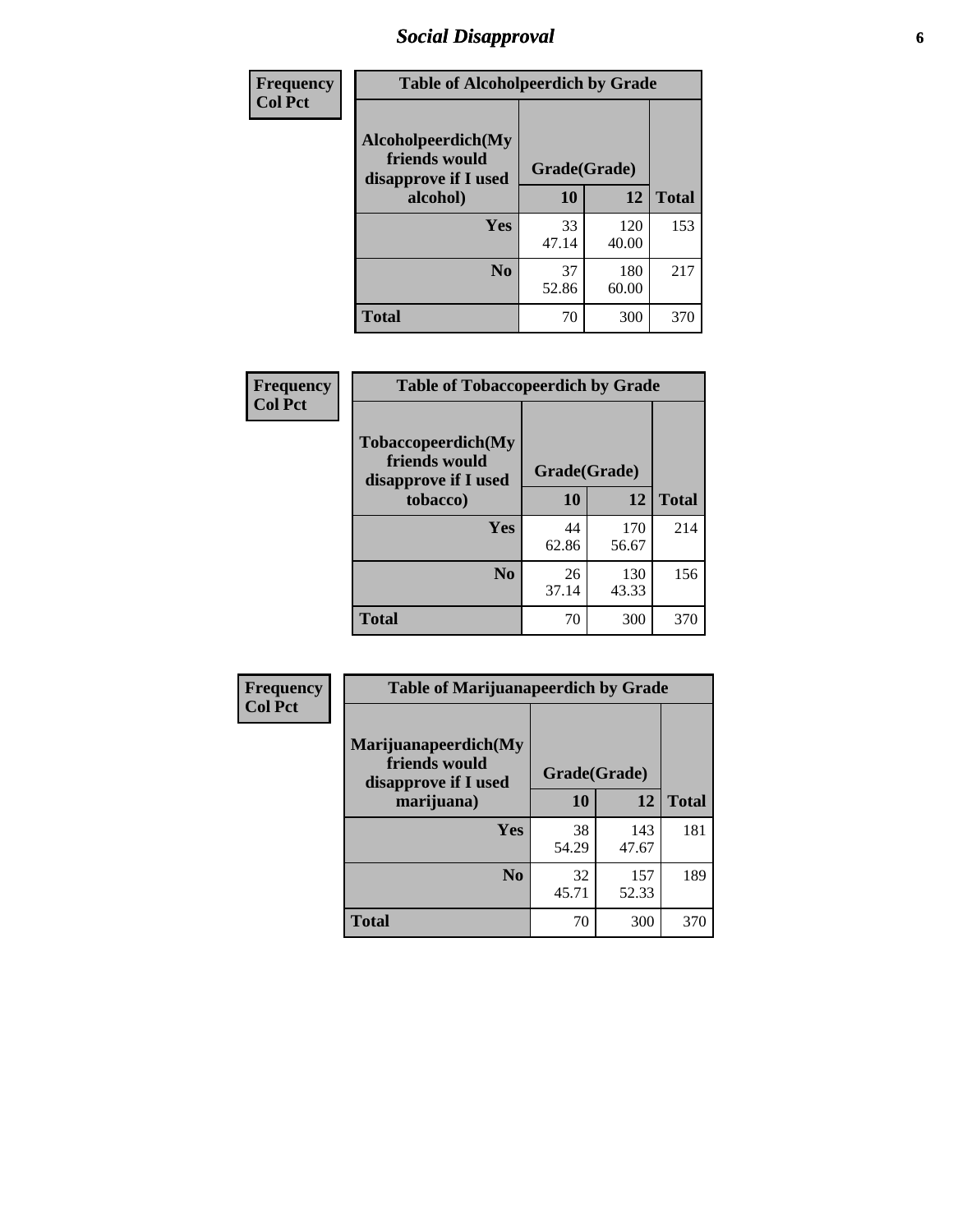## Social Disapproval

| Frequency Col Pct |
|---|

**Table of Alcoholpeerdich by Grade**

| Alcoholpeerdich(My friends would disapprove if I used alcohol) | Grade(Grade) | | Total |
|---|---|---|---|
| | 10 | 12 | |
| Yes | 33<br>47.14 | 120<br>40.00 | 153 |
| No | 37<br>52.86 | 180<br>60.00 | 217 |
| Total | 70 | 300 | 370 |

| Frequency Col Pct |
|---|

**Table of Tobaccopeerdich by Grade**

| Tobaccopeerdich(My friends would disapprove if I used tobacco) | Grade(Grade) | | Total |
|---|---|---|---|
| | 10 | 12 | |
| Yes | 44<br>62.86 | 170<br>56.67 | 214 |
| No | 26<br>37.14 | 130<br>43.33 | 156 |
| Total | 70 | 300 | 370 |

| Frequency Col Pct |
|---|

**Table of Marijuanapeerdich by Grade**

| Marijuanapeerdich(My friends would disapprove if I used marijuana) | Grade(Grade) | | Total |
|---|---|---|---|
| | 10 | 12 | |
| Yes | 38<br>54.29 | 143<br>47.67 | 181 |
| No | 32<br>45.71 | 157<br>52.33 | 189 |
| Total | 70 | 300 | 370 |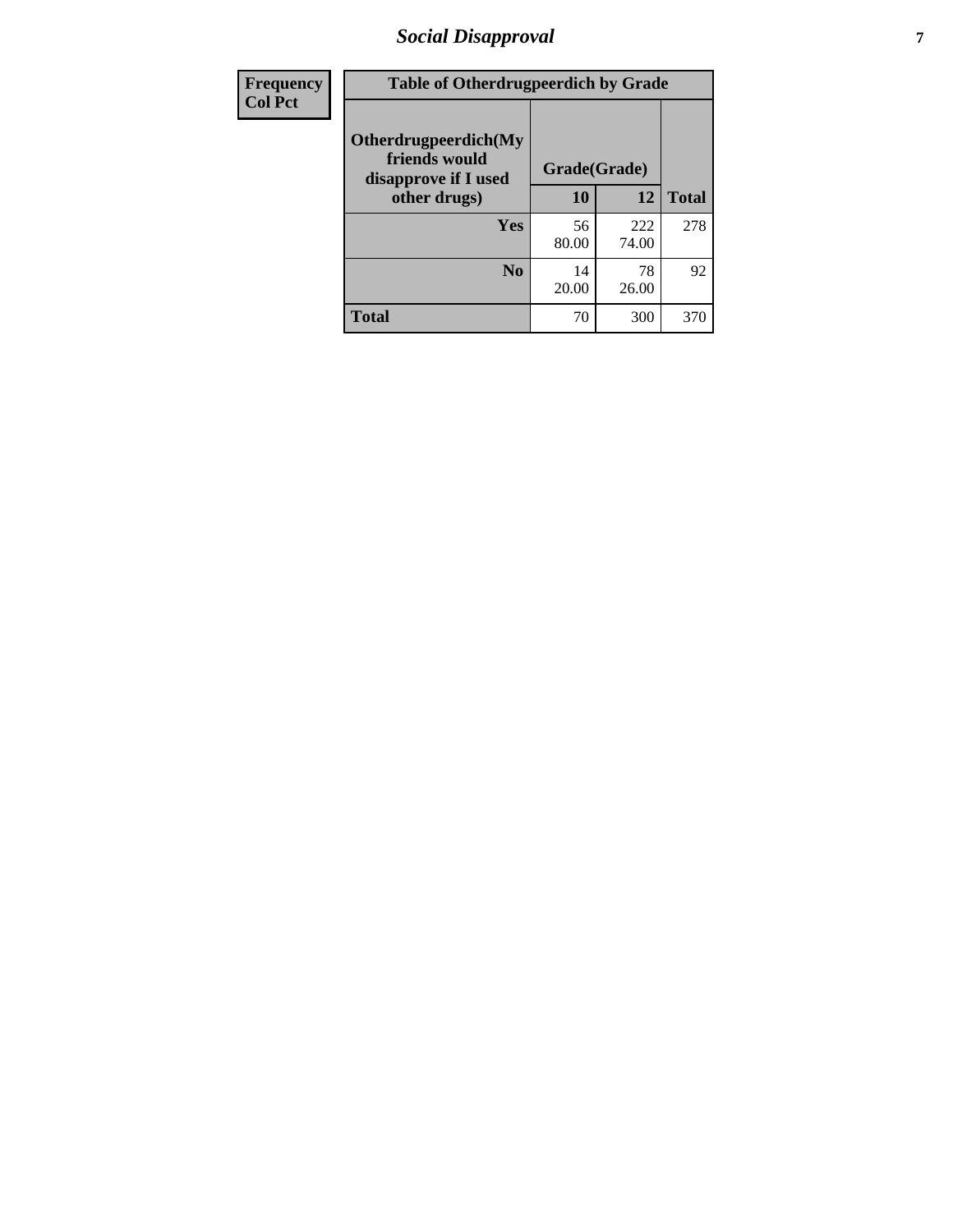| Frequency<br>Col Pct | Table of Otherdrugpeerdich by Grade | | | |
|---|---|---|---|---|
| | Otherdrugpeerdich(My friends would disapprove if I used other drugs) | Grade(Grade) | | |
| | | 10 | 12 | Total |
| | Yes | 56<br>80.00 | 222<br>74.00 | 278 |
| | No | 14<br>20.00 | 78<br>26.00 | 92 |
| | Total | 70 | 300 | 370 |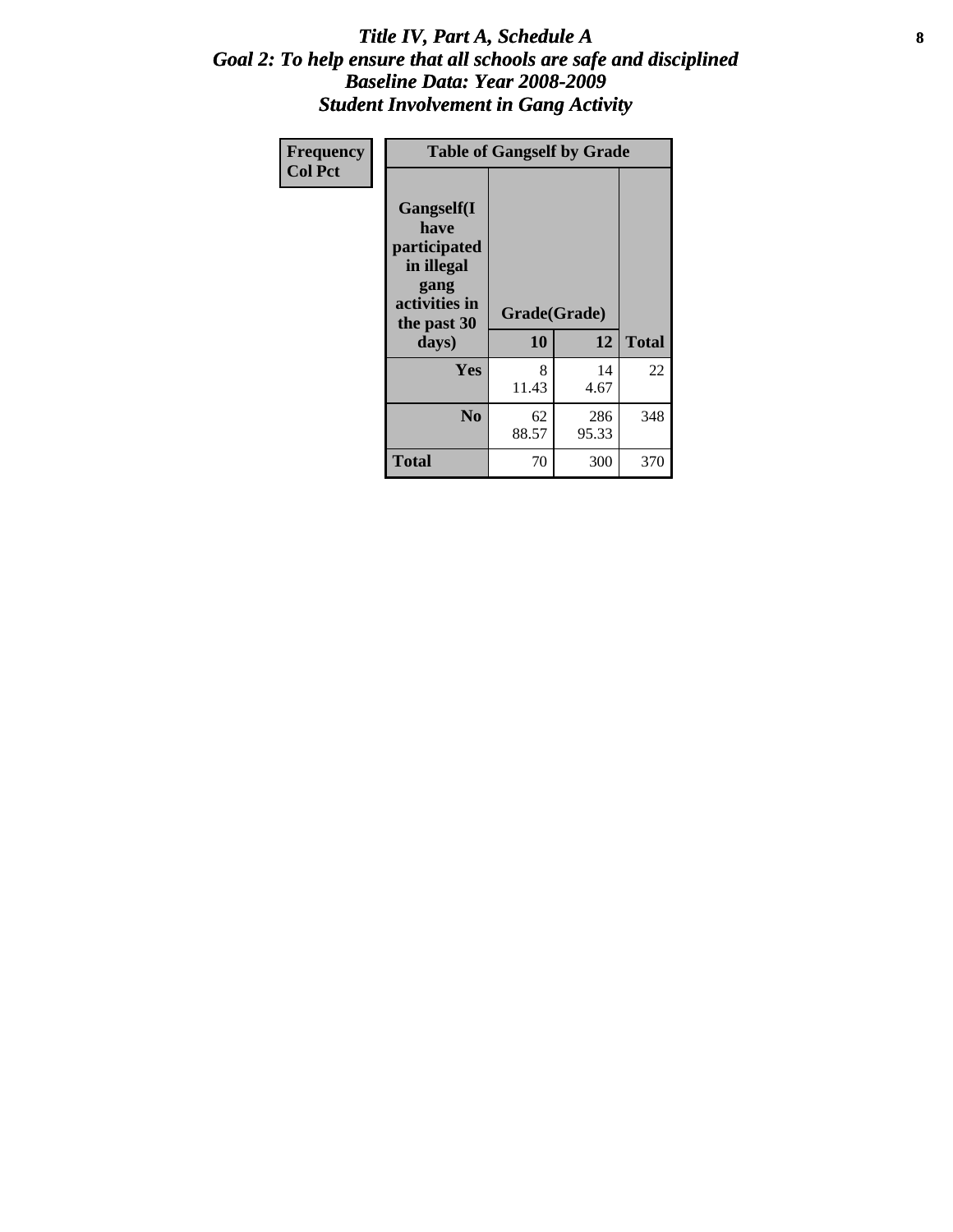# *Title IV, Part A, Schedule A*
## *Goal 2: To help ensure that all schools are safe and disciplined*
## *Baseline Data: Year 2008-2009*
## *Student Involvement in Gang Activity*

| Frequency<br>Col Pct | Table of Gangself by Grade | | |
|---|---|---|---|
| **Gangself(I have participated in illegal gang activities in the past 30 days)** | **Grade(Grade)** | | |
| | **10** | **12** | **Total** |
| **Yes** | 8<br>11.43 | 14<br>4.67 | 22 |
| **No** | 62<br>88.57 | 286<br>95.33 | 348 |
| **Total** | 70 | 300 | 370 |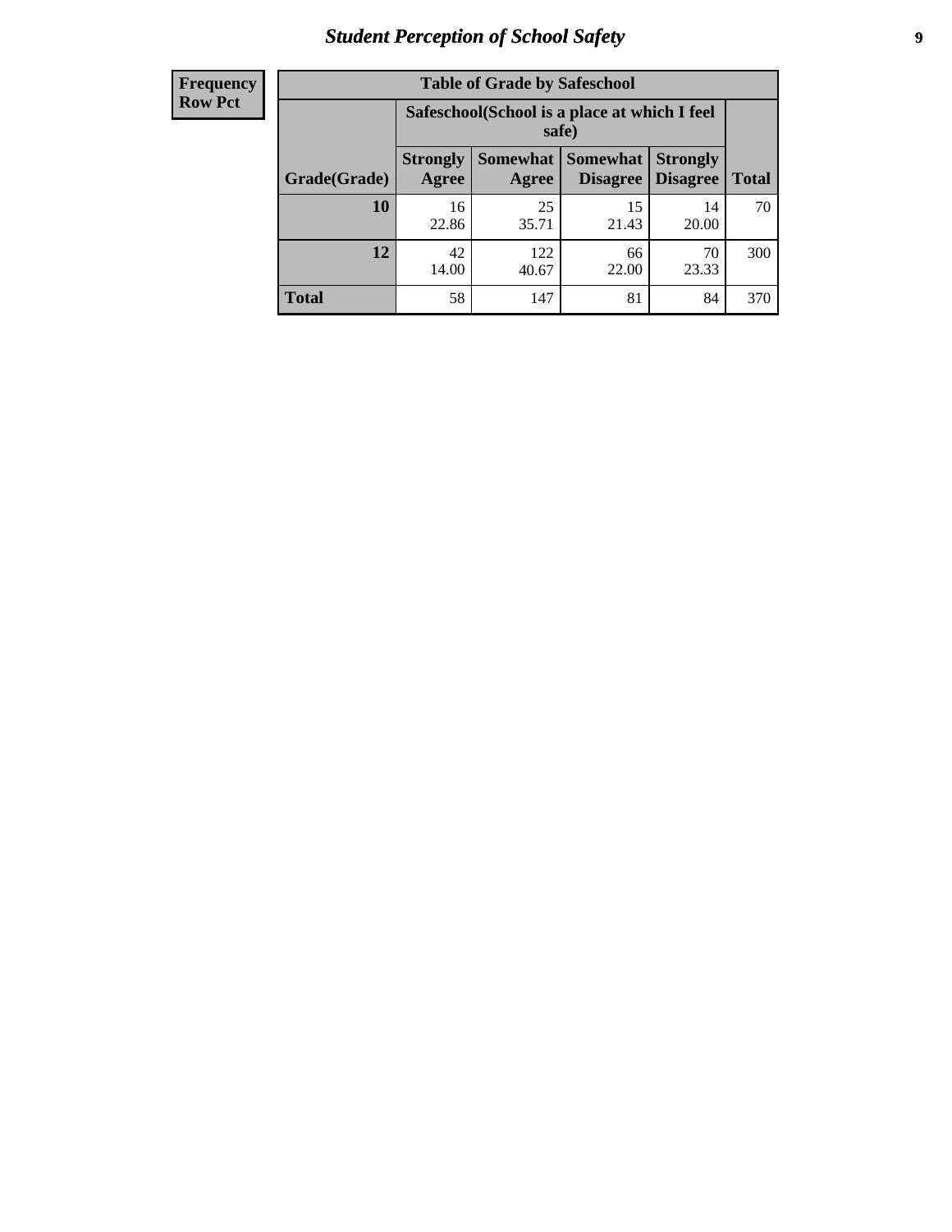| Frequency<br>Row Pct |
|---|

| Table of Grade by Safeschool | | | | | |
|---|---|---|---|---|---|
| | Safeschool(School is a place at which I feel safe) | | | | |
| Grade(Grade) | Strongly Agree | Somewhat Agree | Somewhat Disagree | Strongly Disagree | Total |
| **10** | 16<br>22.86 | 25<br>35.71 | 15<br>21.43 | 14<br>20.00 | 70 |
| **12** | 42<br>14.00 | 122<br>40.67 | 66<br>22.00 | 70<br>23.33 | 300 |
| **Total** | 58 | 147 | 81 | 84 | 370 |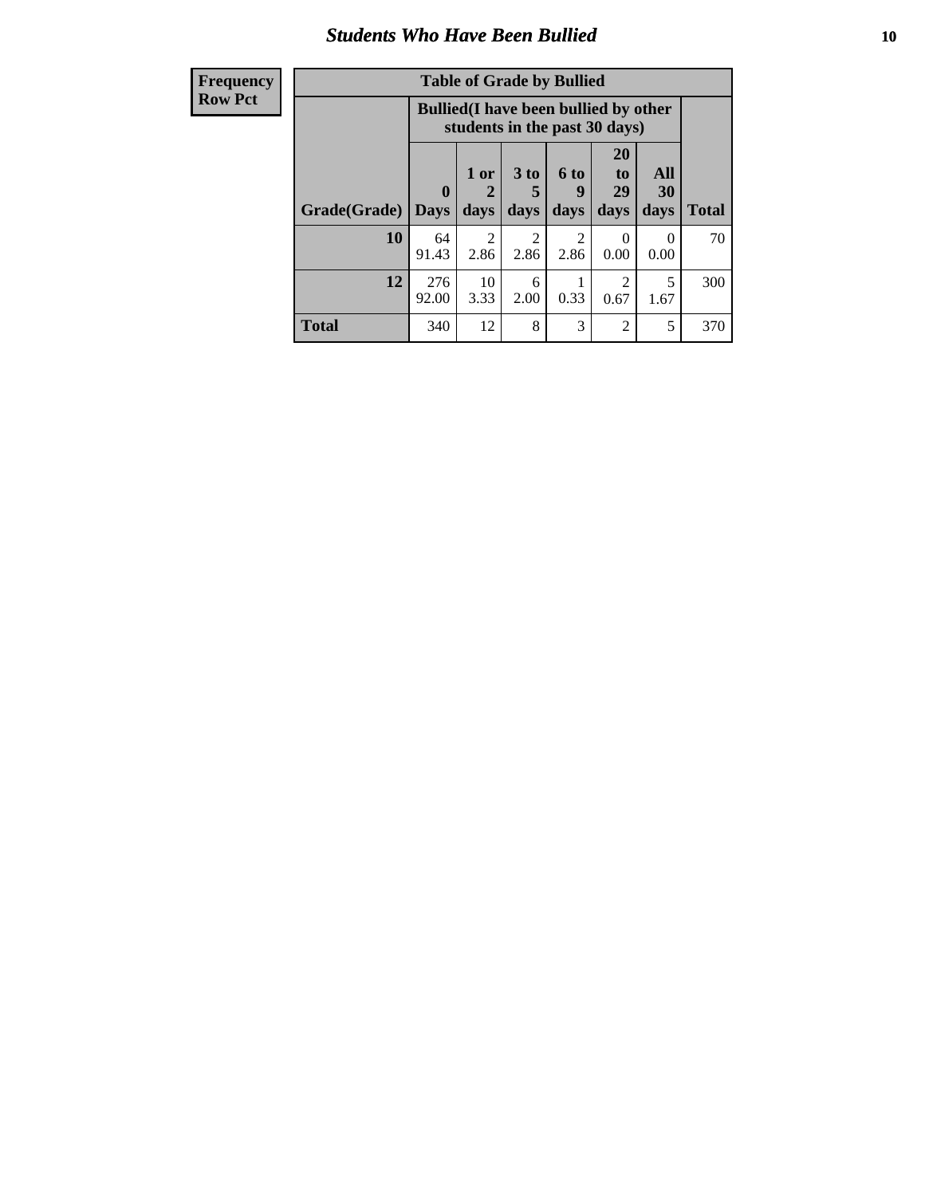## Students Who Have Been Bullied

| Frequency Row Pct | Table of Grade by Bullied | | | | | | |
|---|---|---|---|---|---|---|---|
| | Bullied(I have been bullied by other students in the past 30 days) | | | | | | |
| Grade(Grade) | 0 Days | 1 or 2 days | 3 to 5 days | 6 to 9 days | 20 to 29 days | All 30 days | Total |
| 10 | 64<br>91.43 | 2<br>2.86 | 2<br>2.86 | 2<br>2.86 | 0<br>0.00 | 0<br>0.00 | 70 |
| 12 | 276<br>92.00 | 10<br>3.33 | 6<br>2.00 | 1<br>0.33 | 2<br>0.67 | 5<br>1.67 | 300 |
| Total | 340 | 12 | 8 | 3 | 2 | 5 | 370 |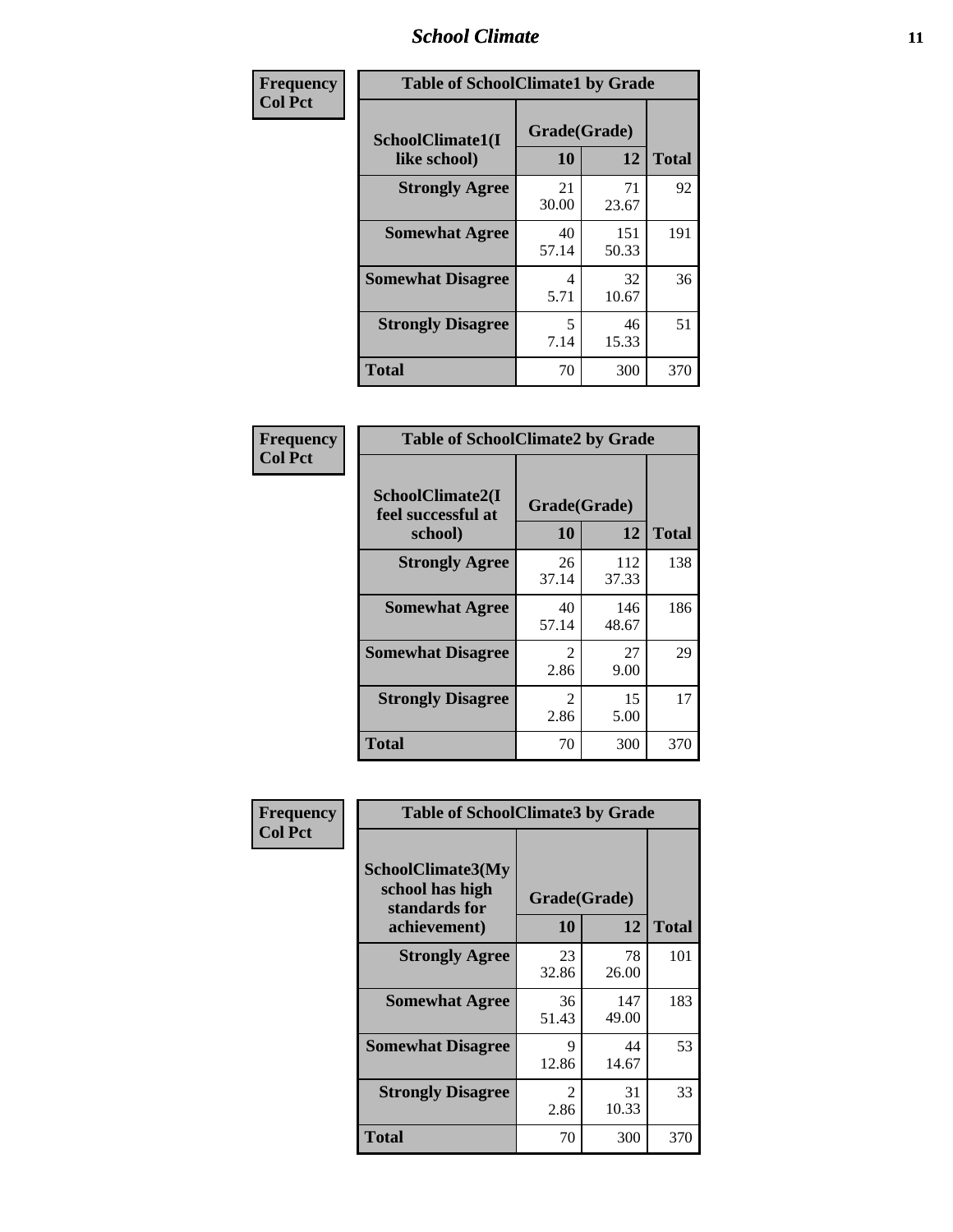| Frequency Col Pct | Table of SchoolClimate1 by Grade | | |
|---|---|---|---|
| SchoolClimate1(I like school) | Grade(Grade) | | |
| | 10 | 12 | Total |
| Strongly Agree | 21 30.00 | 71 23.67 | 92 |
| Somewhat Agree | 40 57.14 | 151 50.33 | 191 |
| Somewhat Disagree | 4 5.71 | 32 10.67 | 36 |
| Strongly Disagree | 5 7.14 | 46 15.33 | 51 |
| Total | 70 | 300 | 370 |

| Frequency Col Pct | Table of SchoolClimate2 by Grade | | |
|---|---|---|---|
| SchoolClimate2(I feel successful at school) | Grade(Grade) | | |
| | 10 | 12 | Total |
| Strongly Agree | 26 37.14 | 112 37.33 | 138 |
| Somewhat Agree | 40 57.14 | 146 48.67 | 186 |
| Somewhat Disagree | 2 2.86 | 27 9.00 | 29 |
| Strongly Disagree | 2 2.86 | 15 5.00 | 17 |
| Total | 70 | 300 | 370 |

| Frequency Col Pct | Table of SchoolClimate3 by Grade | | |
|---|---|---|---|
| SchoolClimate3(My school has high standards for achievement) | Grade(Grade) | | |
| | 10 | 12 | Total |
| Strongly Agree | 23 32.86 | 78 26.00 | 101 |
| Somewhat Agree | 36 51.43 | 147 49.00 | 183 |
| Somewhat Disagree | 9 12.86 | 44 14.67 | 53 |
| Strongly Disagree | 2 2.86 | 31 10.33 | 33 |
| Total | 70 | 300 | 370 |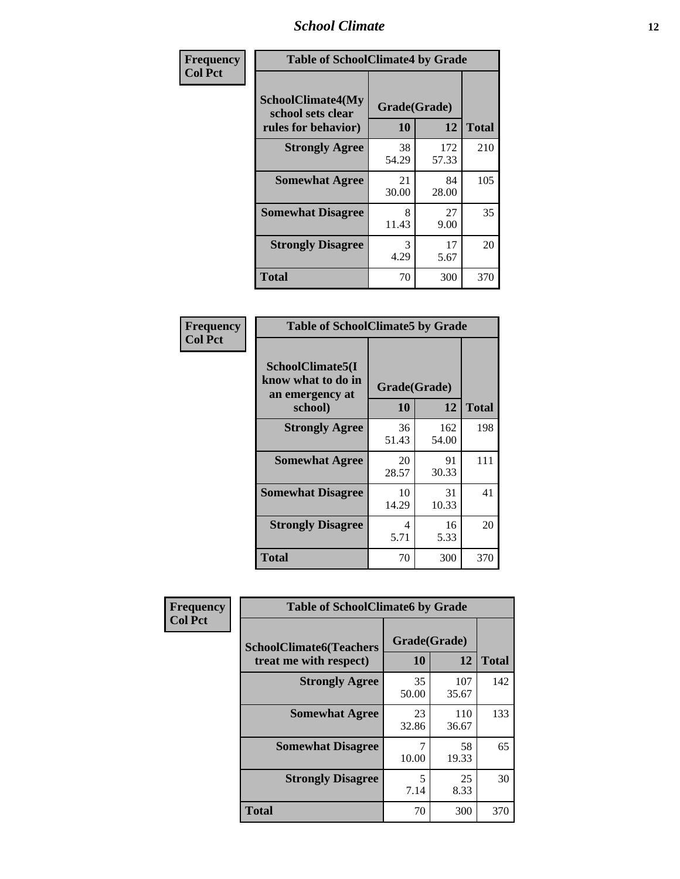| Frequency Col Pct | Table of SchoolClimate4 by Grade | | |
|---|---|---|---|
| SchoolClimate4(My school sets clear rules for behavior) | Grade(Grade) | | |
| | 10 | 12 | Total |
| Strongly Agree | 38 54.29 | 172 57.33 | 210 |
| Somewhat Agree | 21 30.00 | 84 28.00 | 105 |
| Somewhat Disagree | 8 11.43 | 27 9.00 | 35 |
| Strongly Disagree | 3 4.29 | 17 5.67 | 20 |
| Total | 70 | 300 | 370 |

| Frequency Col Pct | Table of SchoolClimate5 by Grade | | |
|---|---|---|---|
| SchoolClimate5(I know what to do in an emergency at school) | Grade(Grade) | | |
| | 10 | 12 | Total |
| Strongly Agree | 36 51.43 | 162 54.00 | 198 |
| Somewhat Agree | 20 28.57 | 91 30.33 | 111 |
| Somewhat Disagree | 10 14.29 | 31 10.33 | 41 |
| Strongly Disagree | 4 5.71 | 16 5.33 | 20 |
| Total | 70 | 300 | 370 |

| Frequency Col Pct | Table of SchoolClimate6 by Grade | | |
|---|---|---|---|
| SchoolClimate6(Teachers treat me with respect) | Grade(Grade) | | |
| | 10 | 12 | Total |
| Strongly Agree | 35 50.00 | 107 35.67 | 142 |
| Somewhat Agree | 23 32.86 | 110 36.67 | 133 |
| Somewhat Disagree | 7 10.00 | 58 19.33 | 65 |
| Strongly Disagree | 5 7.14 | 25 8.33 | 30 |
| Total | 70 | 300 | 370 |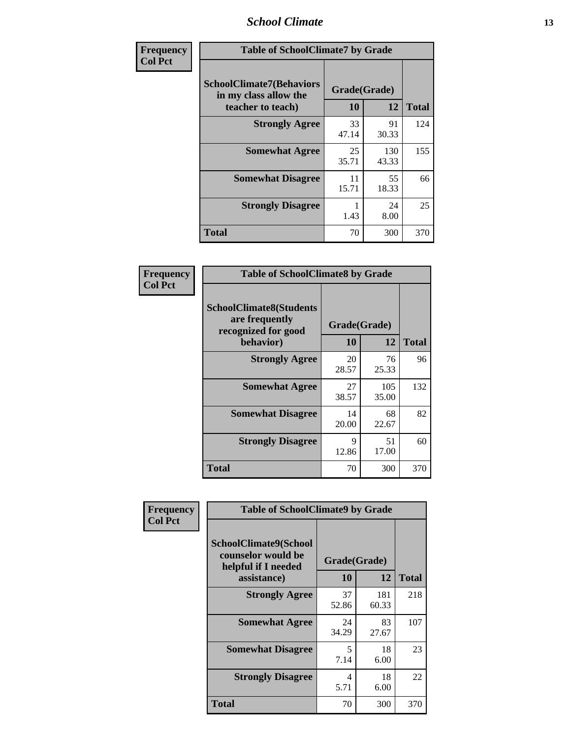| Frequency Col Pct | | | |
|---|---|---|---|
| **Table of SchoolClimate7 by Grade** | | | |
| **SchoolClimate7(Behaviors in my class allow the teacher to teach)** | **Grade(Grade)** | | **Total** |
| | **10** | **12** | |
| **Strongly Agree** | 33<br>47.14 | 91<br>30.33 | 124 |
| **Somewhat Agree** | 25<br>35.71 | 130<br>43.33 | 155 |
| **Somewhat Disagree** | 11<br>15.71 | 55<br>18.33 | 66 |
| **Strongly Disagree** | 1<br>1.43 | 24<br>8.00 | 25 |
| **Total** | 70 | 300 | 370 |

| Frequency Col Pct | | | |
|---|---|---|---|
| **Table of SchoolClimate8 by Grade** | | | |
| **SchoolClimate8(Students are frequently recognized for good behavior)** | **Grade(Grade)** | | **Total** |
| | **10** | **12** | |
| **Strongly Agree** | 20<br>28.57 | 76<br>25.33 | 96 |
| **Somewhat Agree** | 27<br>38.57 | 105<br>35.00 | 132 |
| **Somewhat Disagree** | 14<br>20.00 | 68<br>22.67 | 82 |
| **Strongly Disagree** | 9<br>12.86 | 51<br>17.00 | 60 |
| **Total** | 70 | 300 | 370 |

| Frequency Col Pct | | | |
|---|---|---|---|
| **Table of SchoolClimate9 by Grade** | | | |
| **SchoolClimate9(School counselor would be helpful if I needed assistance)** | **Grade(Grade)** | | **Total** |
| | **10** | **12** | |
| **Strongly Agree** | 37<br>52.86 | 181<br>60.33 | 218 |
| **Somewhat Agree** | 24<br>34.29 | 83<br>27.67 | 107 |
| **Somewhat Disagree** | 5<br>7.14 | 18<br>6.00 | 23 |
| **Strongly Disagree** | 4<br>5.71 | 18<br>6.00 | 22 |
| **Total** | 70 | 300 | 370 |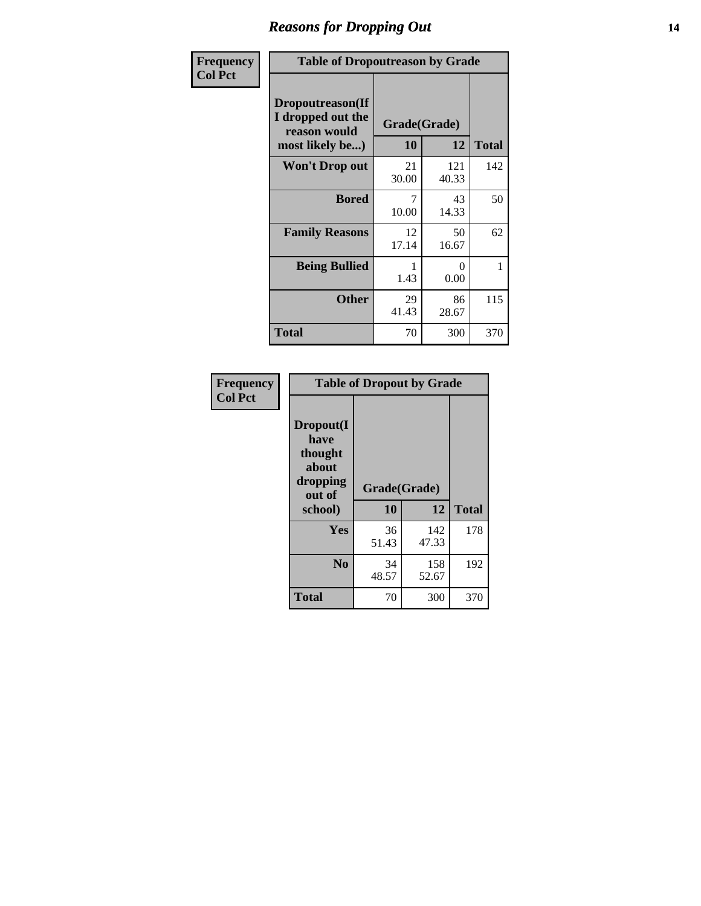# Reasons for Dropping Out

**Frequency**
**Col Pct**

**Table of Dropoutreason by Grade**

| Dropoutreason(If I dropped out the reason would most likely be...) | Grade(Grade) | | |
|---|---|---|---|
| | 10 | 12 | Total |
| Won't Drop out | 21<br>30.00 | 121<br>40.33 | 142 |
| Bored | 7<br>10.00 | 43<br>14.33 | 50 |
| Family Reasons | 12<br>17.14 | 50<br>16.67 | 62 |
| Being Bullied | 1<br>1.43 | 0<br>0.00 | 1 |
| Other | 29<br>41.43 | 86<br>28.67 | 115 |
| Total | 70 | 300 | 370 |

**Frequency**
**Col Pct**

**Table of Dropout by Grade**

| Dropout(I have thought about dropping out of school) | Grade(Grade) | | |
|---|---|---|---|
| | 10 | 12 | Total |
| Yes | 36<br>51.43 | 142<br>47.33 | 178 |
| No | 34<br>48.57 | 158<br>52.67 | 192 |
| Total | 70 | 300 | 370 |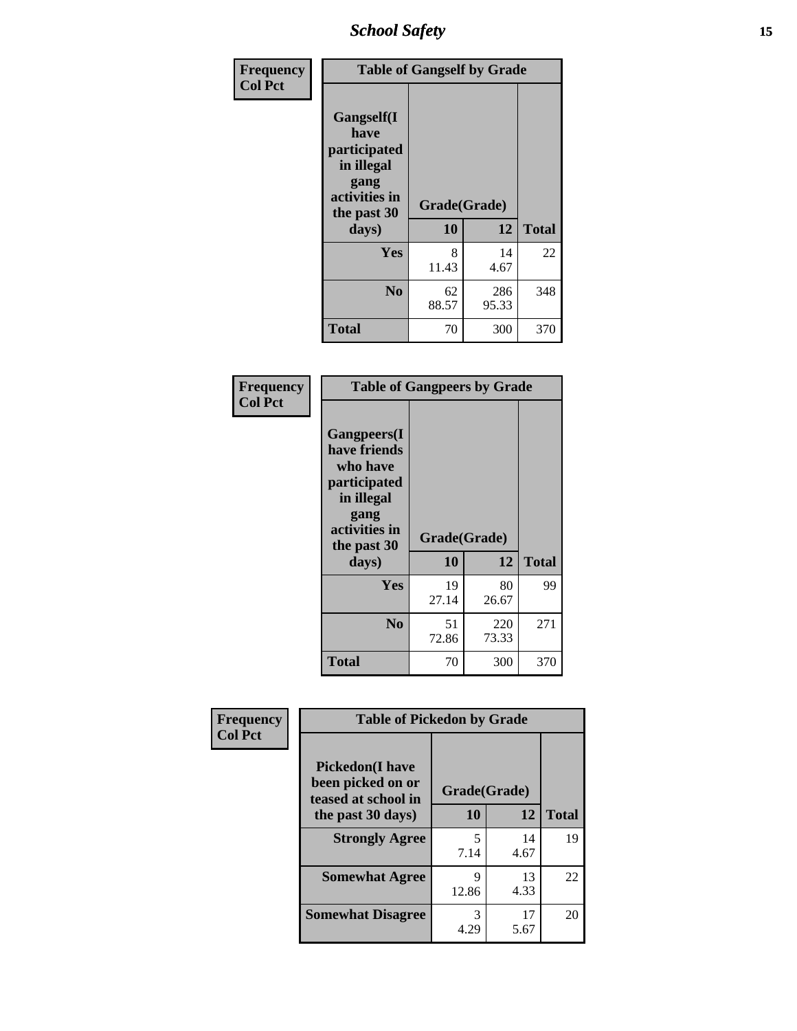| Frequency<br>Col Pct | Table of Gangself by Grade | | |
|---|---|---|---|
| Gangself(I have participated in illegal gang activities in the past 30 days) | Grade(Grade) | | |
| | 10 | 12 | Total |
| Yes | 8<br>11.43 | 14<br>4.67 | 22 |
| No | 62<br>88.57 | 286<br>95.33 | 348 |
| Total | 70 | 300 | 370 |

| Frequency<br>Col Pct | Table of Gangpeers by Grade | | |
|---|---|---|---|
| Gangpeers(I have friends who have participated in illegal gang activities in the past 30 days) | Grade(Grade) | | |
| | 10 | 12 | Total |
| Yes | 19<br>27.14 | 80<br>26.67 | 99 |
| No | 51<br>72.86 | 220<br>73.33 | 271 |
| Total | 70 | 300 | 370 |

| Frequency<br>Col Pct | Table of Pickedon by Grade | | |
|---|---|---|---|
| Pickedon(I have been picked on or teased at school in the past 30 days) | Grade(Grade) | | |
| | 10 | 12 | Total |
| Strongly Agree | 5<br>7.14 | 14<br>4.67 | 19 |
| Somewhat Agree | 9<br>12.86 | 13<br>4.33 | 22 |
| Somewhat Disagree | 3<br>4.29 | 17<br>5.67 | 20 |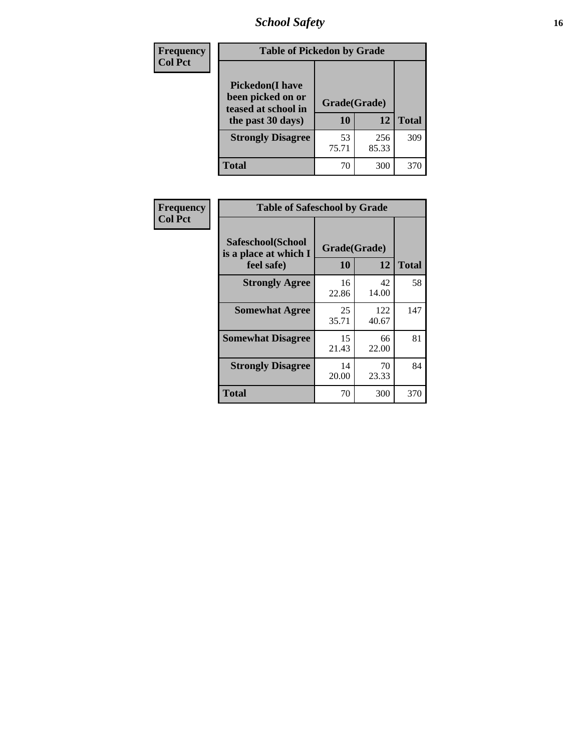| Frequency<br>Col Pct |
|---|

**Table of Pickedon by Grade**

| Pickedon(I have been picked on or teased at school in the past 30 days) | Grade(Grade) | | Total |
|---|---|---|---|
| | 10 | 12 | |
| Strongly Disagree | 53<br>75.71 | 256<br>85.33 | 309 |
| Total | 70 | 300 | 370 |

| Frequency<br>Col Pct |
|---|

**Table of Safeschool by Grade**

| Safeschool(School is a place at which I feel safe) | Grade(Grade) | | Total |
|---|---|---|---|
| | 10 | 12 | |
| Strongly Agree | 16<br>22.86 | 42<br>14.00 | 58 |
| Somewhat Agree | 25<br>35.71 | 122<br>40.67 | 147 |
| Somewhat Disagree | 15<br>21.43 | 66<br>22.00 | 81 |
| Strongly Disagree | 14<br>20.00 | 70<br>23.33 | 84 |
| Total | 70 | 300 | 370 |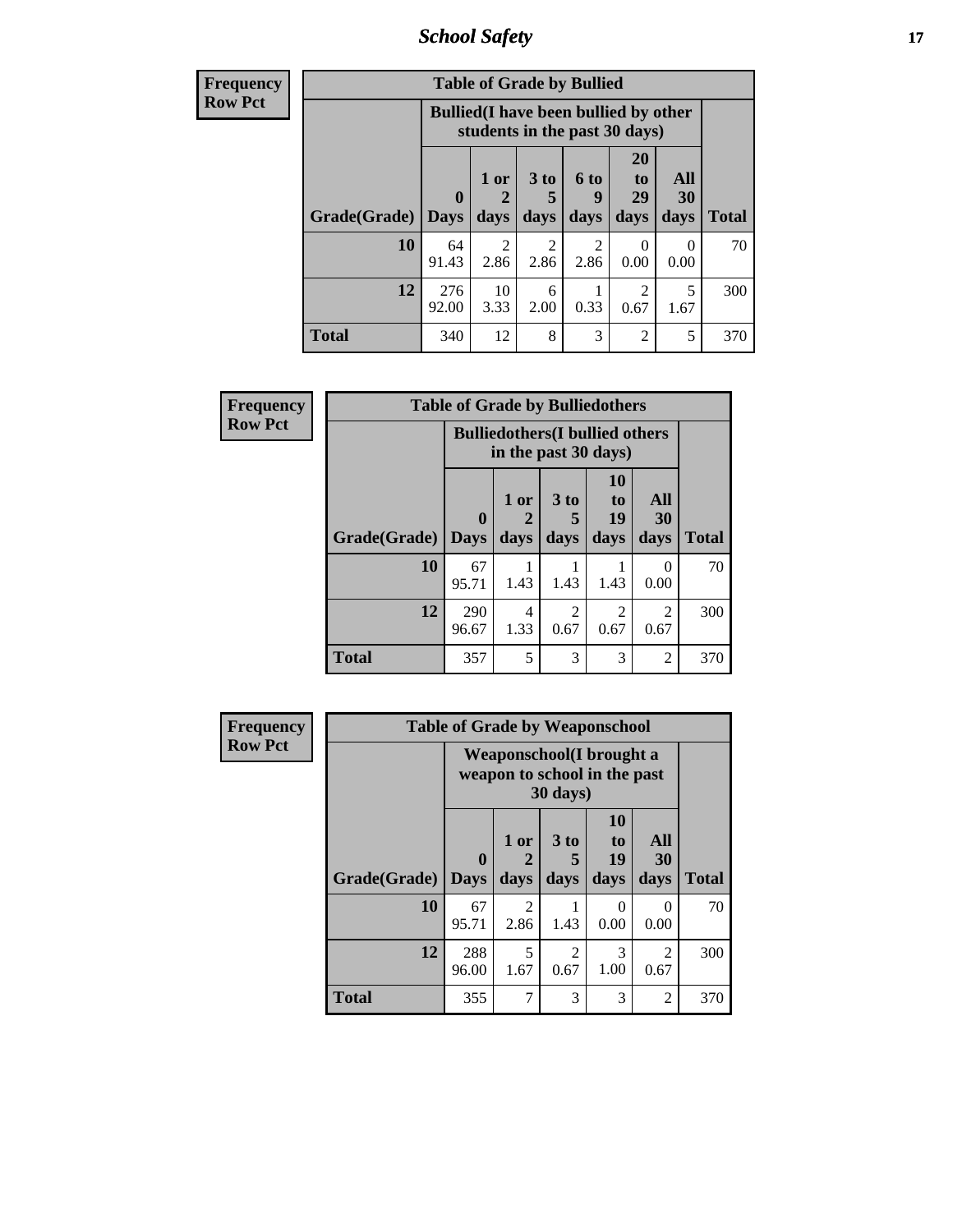**Frequency**
**Row Pct**

| Table of Grade by Bullied | | | | | | | |
|---|---|---|---|---|---|---|---|
| | Bullied(I have been bullied by other students in the past 30 days) | | | | | | |
| Grade(Grade) | 0 Days | 1 or 2 days | 3 to 5 days | 6 to 9 days | 20 to 29 days | All 30 days | Total |
| 10 | 64<br>91.43 | 2<br>2.86 | 2<br>2.86 | 2<br>2.86 | 0<br>0.00 | 0<br>0.00 | 70 |
| 12 | 276<br>92.00 | 10<br>3.33 | 6<br>2.00 | 1<br>0.33 | 2<br>0.67 | 5<br>1.67 | 300 |
| Total | 340 | 12 | 8 | 3 | 2 | 5 | 370 |

**Frequency**
**Row Pct**

| Table of Grade by Bulliedothers | | | | | | |
|---|---|---|---|---|---|---|
| | Bulliedothers(I bullied others in the past 30 days) | | | | | |
| Grade(Grade) | 0 Days | 1 or 2 days | 3 to 5 days | 10 to 19 days | All 30 days | Total |
| 10 | 67<br>95.71 | 1<br>1.43 | 1<br>1.43 | 1<br>1.43 | 0<br>0.00 | 70 |
| 12 | 290<br>96.67 | 4<br>1.33 | 2<br>0.67 | 2<br>0.67 | 2<br>0.67 | 300 |
| Total | 357 | 5 | 3 | 3 | 2 | 370 |

**Frequency**
**Row Pct**

| Table of Grade by Weaponschool | | | | | | |
|---|---|---|---|---|---|---|
| | Weaponschool(I brought a weapon to school in the past 30 days) | | | | | |
| Grade(Grade) | 0 Days | 1 or 2 days | 3 to 5 days | 10 to 19 days | All 30 days | Total |
| 10 | 67<br>95.71 | 2<br>2.86 | 1<br>1.43 | 0<br>0.00 | 0<br>0.00 | 70 |
| 12 | 288<br>96.00 | 5<br>1.67 | 2<br>0.67 | 3<br>1.00 | 2<br>0.67 | 300 |
| Total | 355 | 7 | 3 | 3 | 2 | 370 |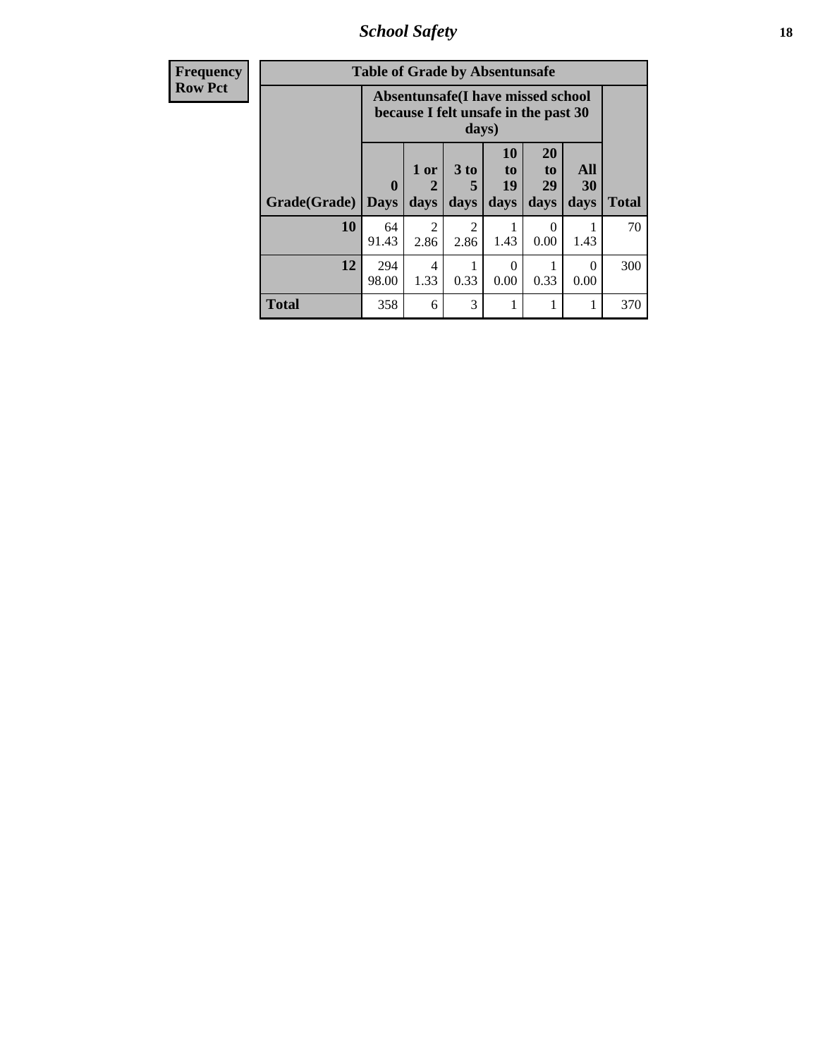| Frequency<br>Row Pct | Table of Grade by Absentunsafe | | | | | | |
|---|---|---|---|---|---|---|---|
| | Absentunsafe(I have missed school because I felt unsafe in the past 30 days) | | | | | | |
| Grade(Grade) | 0 Days | 1 or 2 days | 3 to 5 days | 10 to 19 days | 20 to 29 days | All 30 days | Total |
| 10 | 64<br>91.43 | 2<br>2.86 | 2<br>2.86 | 1<br>1.43 | 0<br>0.00 | 1<br>1.43 | 70 |
| 12 | 294<br>98.00 | 4<br>1.33 | 1<br>0.33 | 0<br>0.00 | 1<br>0.33 | 0<br>0.00 | 300 |
| Total | 358 | 6 | 3 | 1 | 1 | 1 | 370 |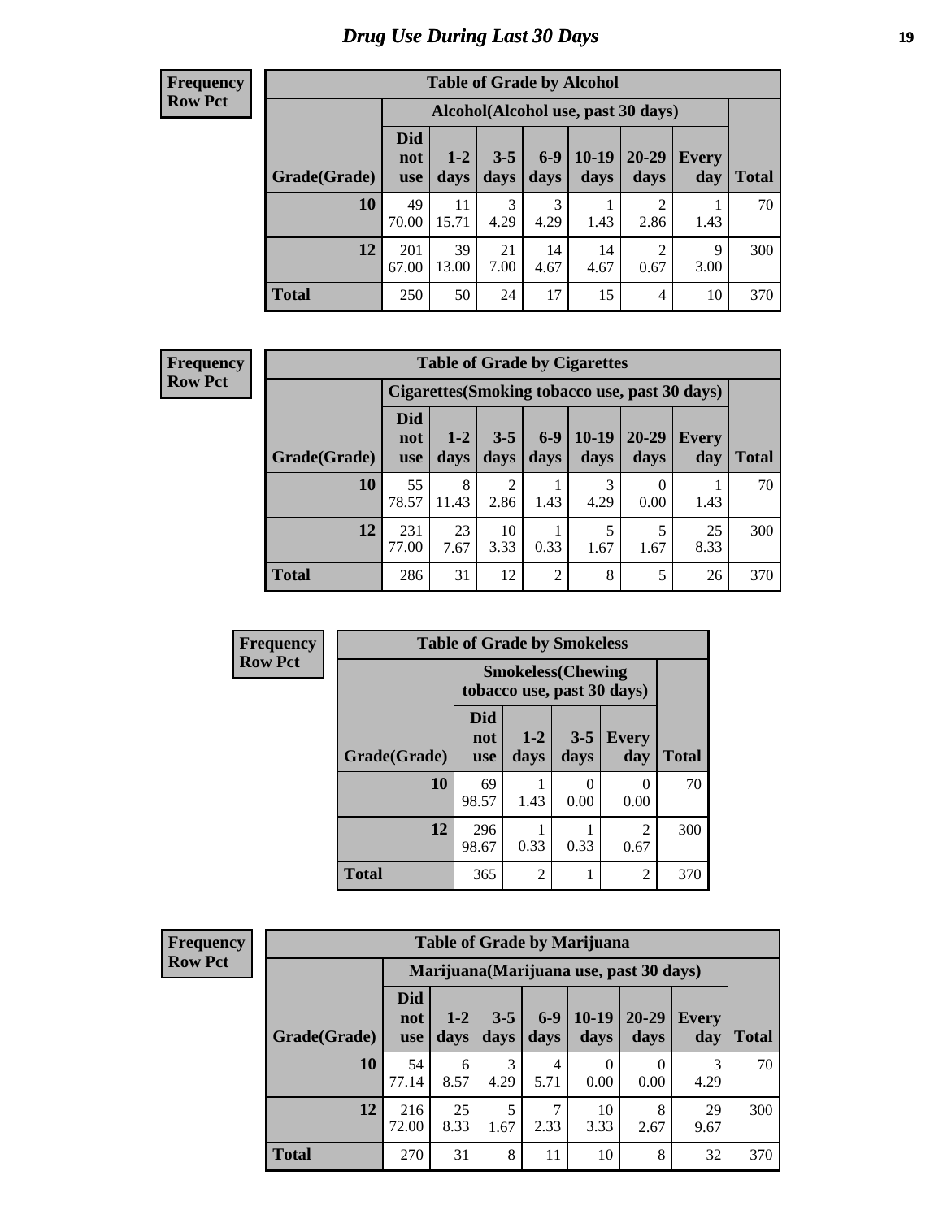# Drug Use During Last 30 Days

**Frequency**
**Row Pct**

| Table of Grade by Alcohol | | | | | | | | |
|---|---|---|---|---|---|---|---|---|
| | Alcohol(Alcohol use, past 30 days) | | | | | | | |
| Grade(Grade) | Did not use | 1-2 days | 3-5 days | 6-9 days | 10-19 days | 20-29 days | Every day | Total |
| 10 | 49<br>70.00 | 11<br>15.71 | 3<br>4.29 | 3<br>4.29 | 1<br>1.43 | 2<br>2.86 | 1<br>1.43 | 70 |
| 12 | 201<br>67.00 | 39<br>13.00 | 21<br>7.00 | 14<br>4.67 | 14<br>4.67 | 2<br>0.67 | 9<br>3.00 | 300 |
| Total | 250 | 50 | 24 | 17 | 15 | 4 | 10 | 370 |

**Frequency**
**Row Pct**

| Table of Grade by Cigarettes | | | | | | | | |
|---|---|---|---|---|---|---|---|---|
| | Cigarettes(Smoking tobacco use, past 30 days) | | | | | | | |
| Grade(Grade) | Did not use | 1-2 days | 3-5 days | 6-9 days | 10-19 days | 20-29 days | Every day | Total |
| 10 | 55<br>78.57 | 8<br>11.43 | 2<br>2.86 | 1<br>1.43 | 3<br>4.29 | 0<br>0.00 | 1<br>1.43 | 70 |
| 12 | 231<br>77.00 | 23<br>7.67 | 10<br>3.33 | 1<br>0.33 | 5<br>1.67 | 5<br>1.67 | 25<br>8.33 | 300 |
| Total | 286 | 31 | 12 | 2 | 8 | 5 | 26 | 370 |

**Frequency**
**Row Pct**

| Table of Grade by Smokeless | | | | | |
|---|---|---|---|---|---|
| | Smokeless(Chewing tobacco use, past 30 days) | | | | |
| Grade(Grade) | Did not use | 1-2 days | 3-5 days | Every day | Total |
| 10 | 69<br>98.57 | 1<br>1.43 | 0<br>0.00 | 0<br>0.00 | 70 |
| 12 | 296<br>98.67 | 1<br>0.33 | 1<br>0.33 | 2<br>0.67 | 300 |
| Total | 365 | 2 | 1 | 2 | 370 |

**Frequency**
**Row Pct**

| Table of Grade by Marijuana | | | | | | | | |
|---|---|---|---|---|---|---|---|---|
| | Marijuana(Marijuana use, past 30 days) | | | | | | | |
| Grade(Grade) | Did not use | 1-2 days | 3-5 days | 6-9 days | 10-19 days | 20-29 days | Every day | Total |
| 10 | 54<br>77.14 | 6<br>8.57 | 3<br>4.29 | 4<br>5.71 | 0<br>0.00 | 0<br>0.00 | 3<br>4.29 | 70 |
| 12 | 216<br>72.00 | 25<br>8.33 | 5<br>1.67 | 7<br>2.33 | 10<br>3.33 | 8<br>2.67 | 29<br>9.67 | 300 |
| Total | 270 | 31 | 8 | 11 | 10 | 8 | 32 | 370 |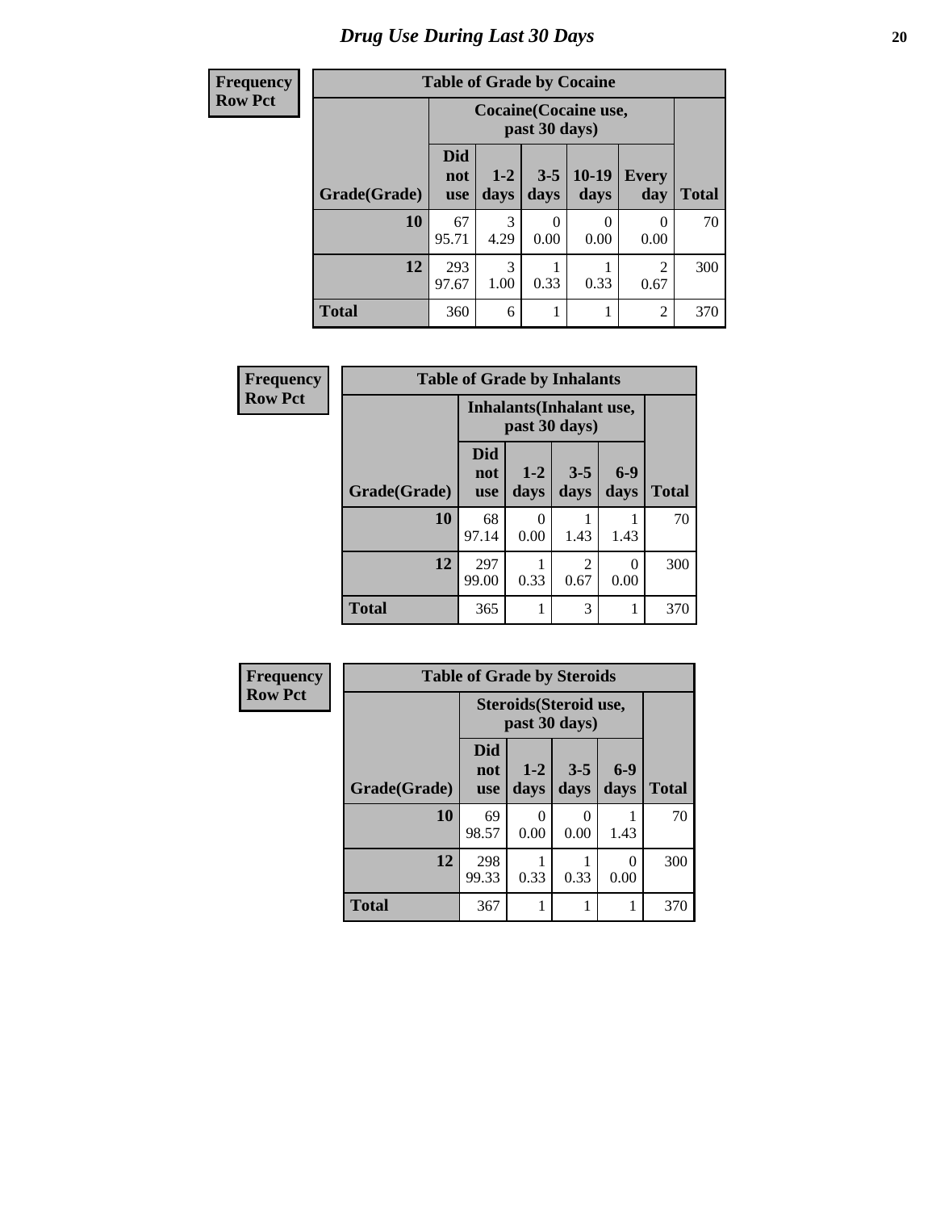# Drug Use During Last 30 Days

| Frequency<br>Row Pct | Table of Grade by Cocaine | | | | | |
|---|---|---|---|---|---|---|
| | Cocaine(Cocaine use, past 30 days) | | | | | |
| Grade(Grade) | Did not use | 1-2 days | 3-5 days | 10-19 days | Every day | Total |
| 10 | 67<br>95.71 | 3<br>4.29 | 0<br>0.00 | 0<br>0.00 | 0<br>0.00 | 70 |
| 12 | 293<br>97.67 | 3<br>1.00 | 1<br>0.33 | 1<br>0.33 | 2<br>0.67 | 300 |
| Total | 360 | 6 | 1 | 1 | 2 | 370 |

| Frequency<br>Row Pct | Table of Grade by Inhalants | | | | |
|---|---|---|---|---|---|
| | Inhalants(Inhalant use, past 30 days) | | | | |
| Grade(Grade) | Did not use | 1-2 days | 3-5 days | 6-9 days | Total |
| 10 | 68<br>97.14 | 0<br>0.00 | 1<br>1.43 | 1<br>1.43 | 70 |
| 12 | 297<br>99.00 | 1<br>0.33 | 2<br>0.67 | 0<br>0.00 | 300 |
| Total | 365 | 1 | 3 | 1 | 370 |

| Frequency<br>Row Pct | Table of Grade by Steroids | | | | |
|---|---|---|---|---|---|
| | Steroids(Steroid use, past 30 days) | | | | |
| Grade(Grade) | Did not use | 1-2 days | 3-5 days | 6-9 days | Total |
| 10 | 69<br>98.57 | 0<br>0.00 | 0<br>0.00 | 1<br>1.43 | 70 |
| 12 | 298<br>99.33 | 1<br>0.33 | 1<br>0.33 | 0<br>0.00 | 300 |
| Total | 367 | 1 | 1 | 1 | 370 |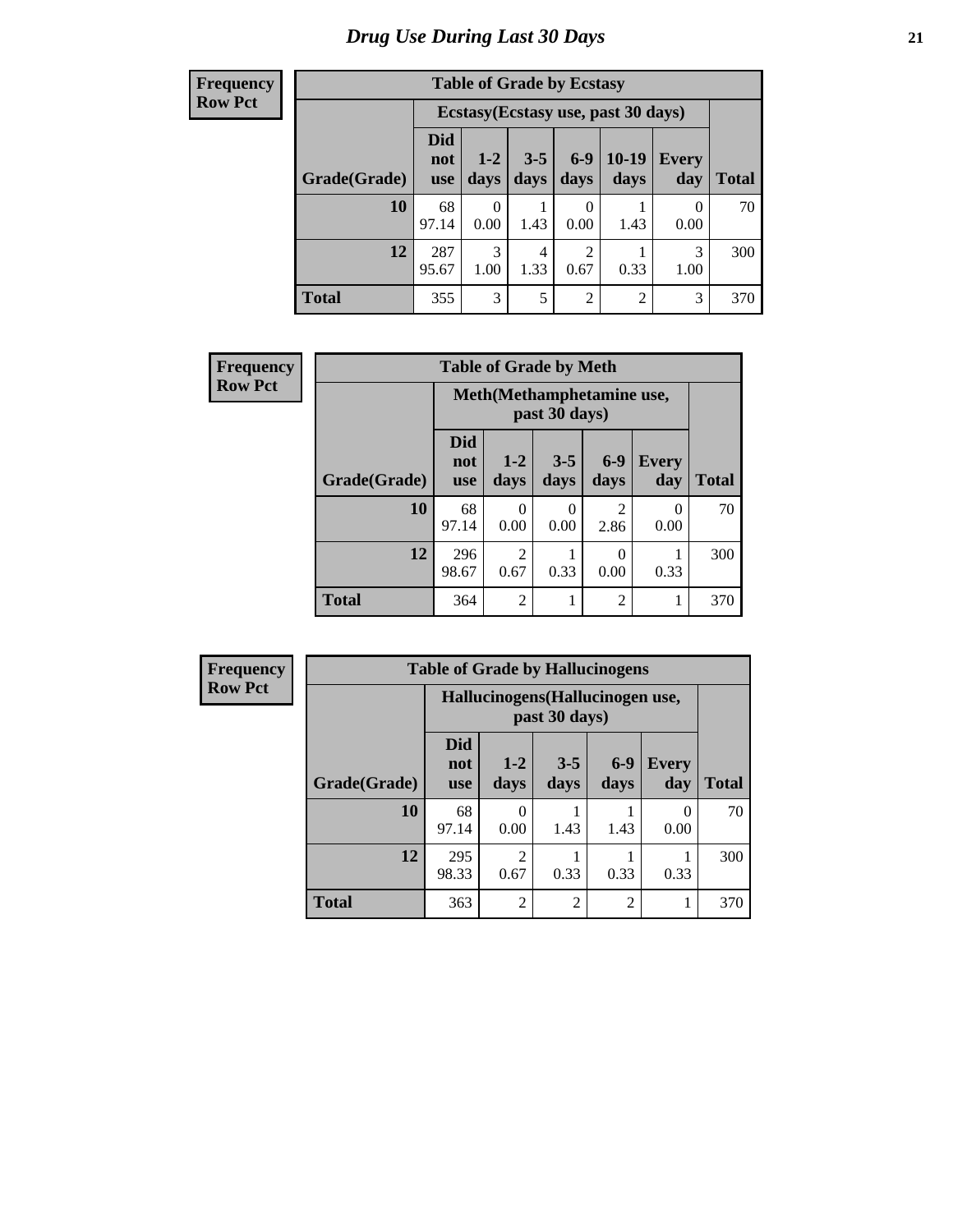# Drug Use During Last 30 Days

**Frequency**
**Row Pct**

| Table of Grade by Ecstasy | | | | | | | |
|---|---|---|---|---|---|---|---|
| | Ecstasy(Ecstasy use, past 30 days) | | | | | | |
| Grade(Grade) | Did not use | 1-2 days | 3-5 days | 6-9 days | 10-19 days | Every day | Total |
| 10 | 68<br>97.14 | 0<br>0.00 | 1<br>1.43 | 0<br>0.00 | 1<br>1.43 | 0<br>0.00 | 70 |
| 12 | 287<br>95.67 | 3<br>1.00 | 4<br>1.33 | 2<br>0.67 | 1<br>0.33 | 3<br>1.00 | 300 |
| Total | 355 | 3 | 5 | 2 | 2 | 3 | 370 |

**Frequency**
**Row Pct**

| Table of Grade by Meth | | | | | | |
|---|---|---|---|---|---|---|
| | Meth(Methamphetamine use, past 30 days) | | | | | |
| Grade(Grade) | Did not use | 1-2 days | 3-5 days | 6-9 days | Every day | Total |
| 10 | 68<br>97.14 | 0<br>0.00 | 0<br>0.00 | 2<br>2.86 | 0<br>0.00 | 70 |
| 12 | 296<br>98.67 | 2<br>0.67 | 1<br>0.33 | 0<br>0.00 | 1<br>0.33 | 300 |
| Total | 364 | 2 | 1 | 2 | 1 | 370 |

**Frequency**
**Row Pct**

| Table of Grade by Hallucinogens | | | | | | |
|---|---|---|---|---|---|---|
| | Hallucinogens(Hallucinogen use, past 30 days) | | | | | |
| Grade(Grade) | Did not use | 1-2 days | 3-5 days | 6-9 days | Every day | Total |
| 10 | 68<br>97.14 | 0<br>0.00 | 1<br>1.43 | 1<br>1.43 | 0<br>0.00 | 70 |
| 12 | 295<br>98.33 | 2<br>0.67 | 1<br>0.33 | 1<br>0.33 | 1<br>0.33 | 300 |
| Total | 363 | 2 | 2 | 2 | 1 | 370 |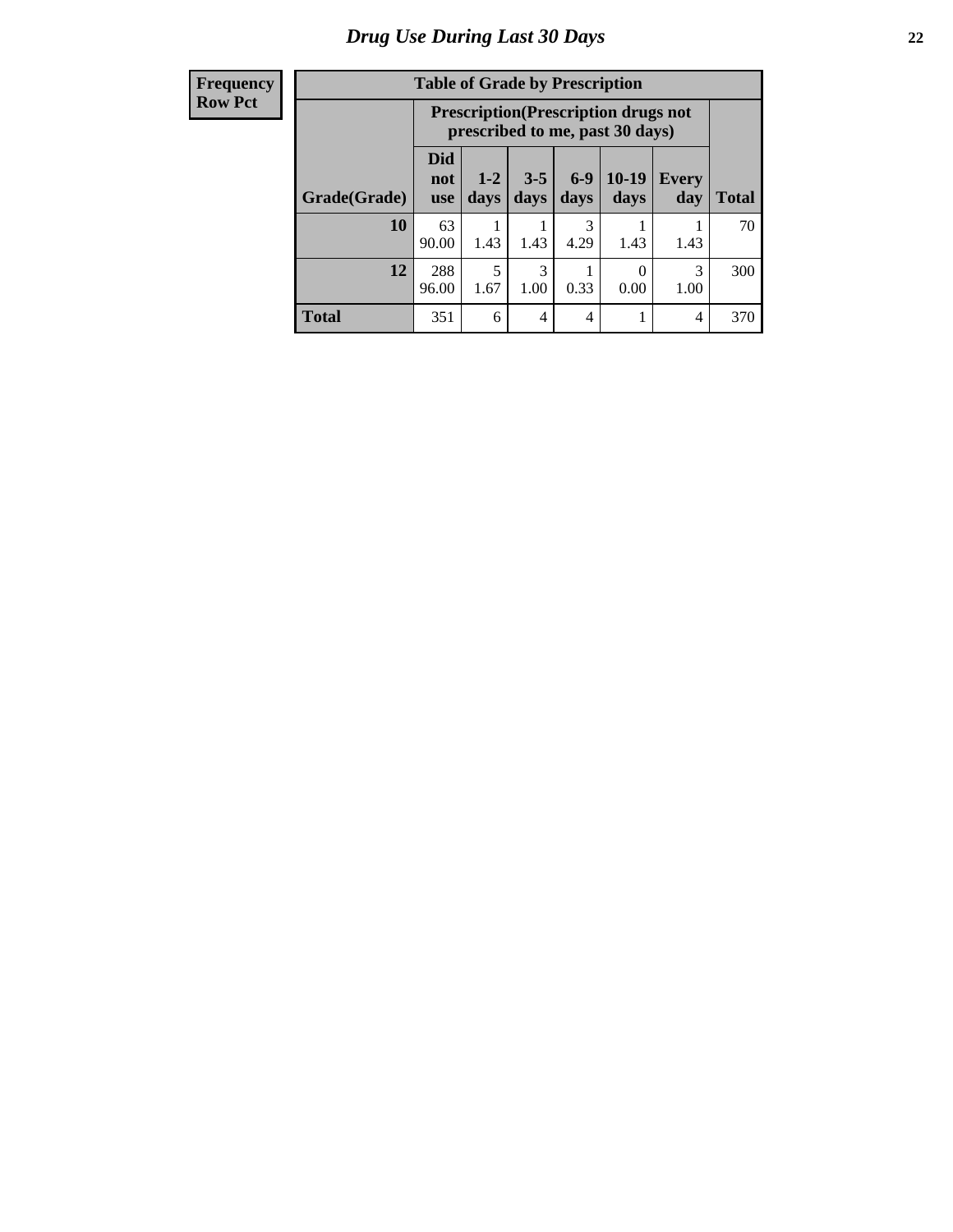# Drug Use During Last 30 Days

| Frequency<br>Row Pct |
|---|

**Table of Grade by Prescription**

| Grade(Grade) | Prescription(Prescription drugs not prescribed to me, past 30 days) | | | | | | Total |
|---|---|---|---|---|---|---|---|
| | Did not use | 1-2 days | 3-5 days | 6-9 days | 10-19 days | Every day | |
| **10** | 63<br>90.00 | 1<br>1.43 | 1<br>1.43 | 3<br>4.29 | 1<br>1.43 | 1<br>1.43 | 70 |
| **12** | 288<br>96.00 | 5<br>1.67 | 3<br>1.00 | 1<br>0.33 | 0<br>0.00 | 3<br>1.00 | 300 |
| **Total** | 351 | 6 | 4 | 4 | 1 | 4 | 370 |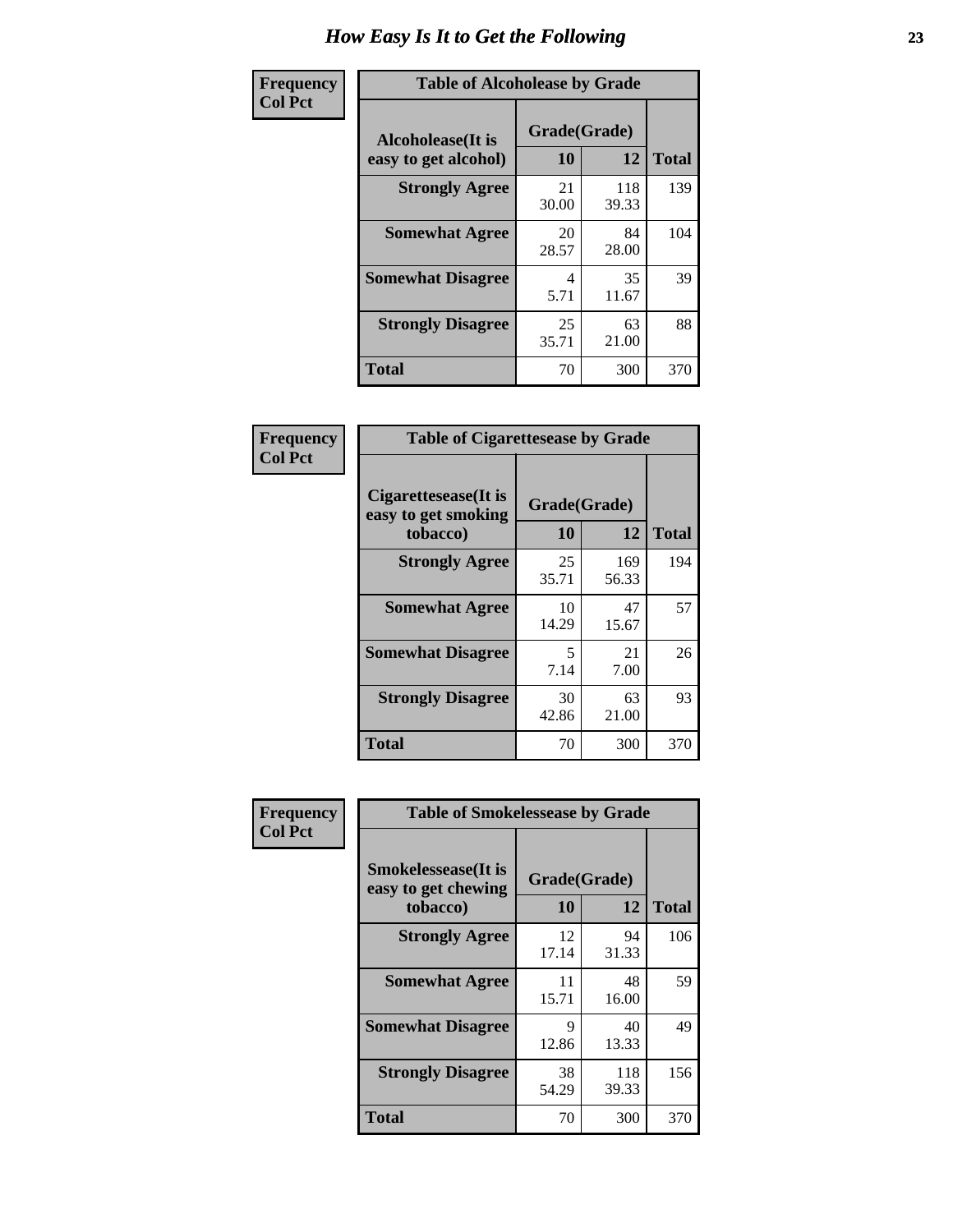# How Easy Is It to Get the Following

**Frequency**
**Col Pct**

**Table of Alcoholease by Grade**

| Alcoholease(It is easy to get alcohol) | Grade(Grade) 10 | 12 | Total |
|---|---|---|---|
| **Strongly Agree** | 21<br>30.00 | 118<br>39.33 | 139 |
| **Somewhat Agree** | 20<br>28.57 | 84<br>28.00 | 104 |
| **Somewhat Disagree** | 4<br>5.71 | 35<br>11.67 | 39 |
| **Strongly Disagree** | 25<br>35.71 | 63<br>21.00 | 88 |
| **Total** | 70 | 300 | 370 |

**Frequency**
**Col Pct**

**Table of Cigarettesease by Grade**

| Cigarettesease(It is easy to get smoking tobacco) | Grade(Grade) 10 | 12 | Total |
|---|---|---|---|
| **Strongly Agree** | 25<br>35.71 | 169<br>56.33 | 194 |
| **Somewhat Agree** | 10<br>14.29 | 47<br>15.67 | 57 |
| **Somewhat Disagree** | 5<br>7.14 | 21<br>7.00 | 26 |
| **Strongly Disagree** | 30<br>42.86 | 63<br>21.00 | 93 |
| **Total** | 70 | 300 | 370 |

**Frequency**
**Col Pct**

**Table of Smokelessease by Grade**

| Smokelessease(It is easy to get chewing tobacco) | Grade(Grade) 10 | 12 | Total |
|---|---|---|---|
| **Strongly Agree** | 12<br>17.14 | 94<br>31.33 | 106 |
| **Somewhat Agree** | 11<br>15.71 | 48<br>16.00 | 59 |
| **Somewhat Disagree** | 9<br>12.86 | 40<br>13.33 | 49 |
| **Strongly Disagree** | 38<br>54.29 | 118<br>39.33 | 156 |
| **Total** | 70 | 300 | 370 |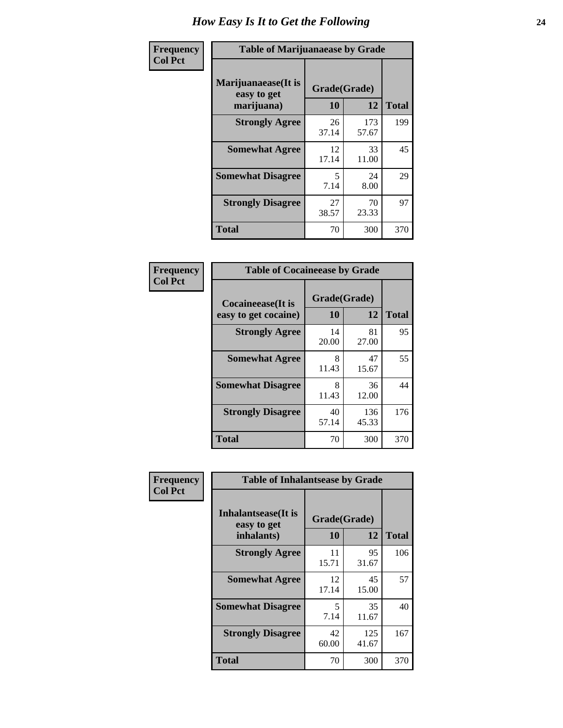# How Easy Is It to Get the Following

**Frequency**
**Col Pct**

**Table of Marijuanaease by Grade**

| Marijuanaease(It is easy to get marijuana) | Grade(Grade) | | Total |
|---|---|---|---|
| | 10 | 12 | |
| **Strongly Agree** | 26<br>37.14 | 173<br>57.67 | 199 |
| **Somewhat Agree** | 12<br>17.14 | 33<br>11.00 | 45 |
| **Somewhat Disagree** | 5<br>7.14 | 24<br>8.00 | 29 |
| **Strongly Disagree** | 27<br>38.57 | 70<br>23.33 | 97 |
| **Total** | 70 | 300 | 370 |

**Frequency**
**Col Pct**

**Table of Cocaineease by Grade**

| Cocaineease(It is easy to get cocaine) | Grade(Grade) | | Total |
|---|---|---|---|
| | 10 | 12 | |
| **Strongly Agree** | 14<br>20.00 | 81<br>27.00 | 95 |
| **Somewhat Agree** | 8<br>11.43 | 47<br>15.67 | 55 |
| **Somewhat Disagree** | 8<br>11.43 | 36<br>12.00 | 44 |
| **Strongly Disagree** | 40<br>57.14 | 136<br>45.33 | 176 |
| **Total** | 70 | 300 | 370 |

**Frequency**
**Col Pct**

**Table of Inhalantsease by Grade**

| Inhalantsease(It is easy to get inhalants) | Grade(Grade) | | Total |
|---|---|---|---|
| | 10 | 12 | |
| **Strongly Agree** | 11<br>15.71 | 95<br>31.67 | 106 |
| **Somewhat Agree** | 12<br>17.14 | 45<br>15.00 | 57 |
| **Somewhat Disagree** | 5<br>7.14 | 35<br>11.67 | 40 |
| **Strongly Disagree** | 42<br>60.00 | 125<br>41.67 | 167 |
| **Total** | 70 | 300 | 370 |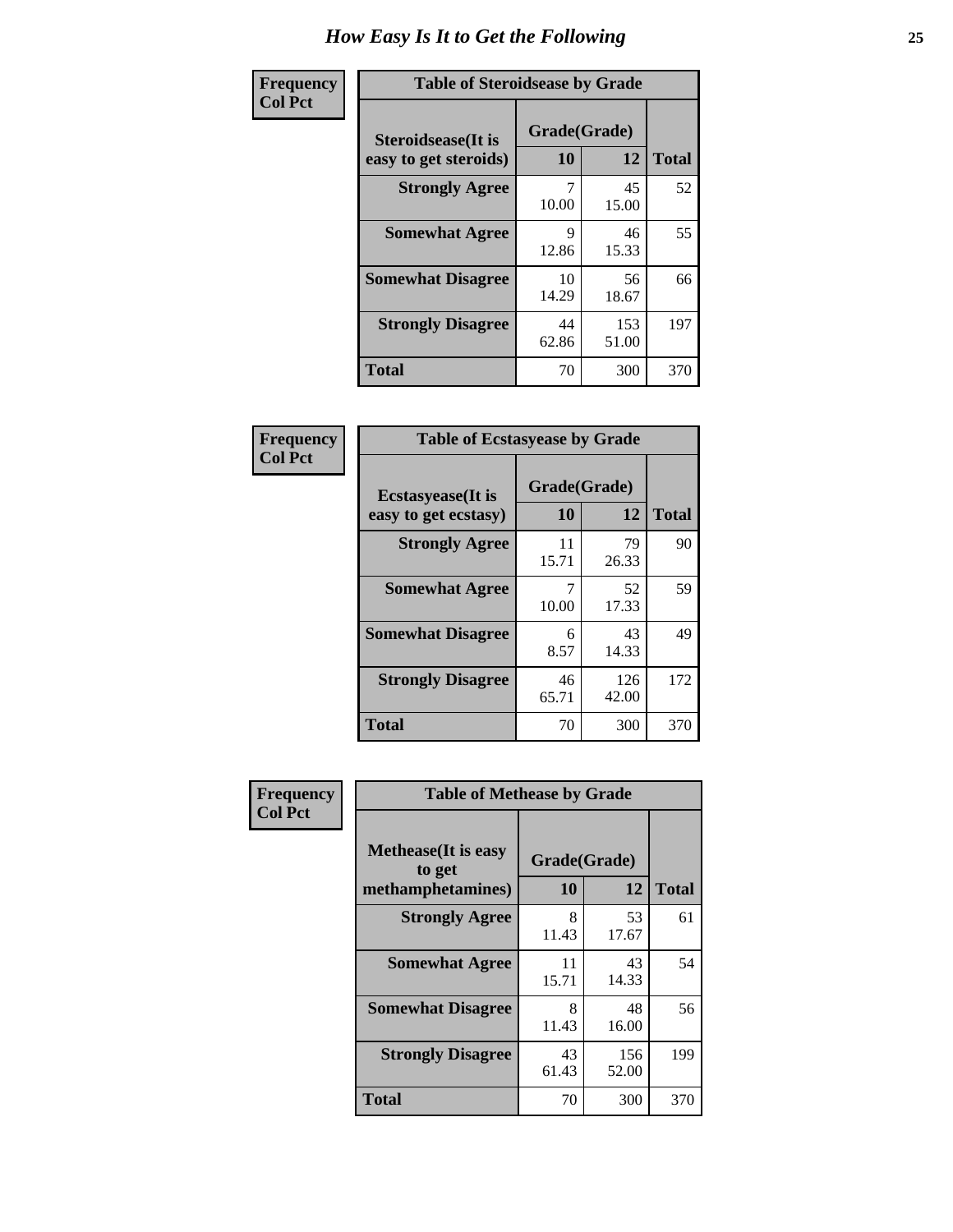# How Easy Is It to Get the Following

**Frequency**
**Col Pct**

| Table of Steroidsease by Grade | | | |
|---|---|---|---|
| **Steroidsease(It is easy to get steroids)** | **Grade(Grade)** | | |
| | **10** | **12** | **Total** |
| **Strongly Agree** | 7<br>10.00 | 45<br>15.00 | 52 |
| **Somewhat Agree** | 9<br>12.86 | 46<br>15.33 | 55 |
| **Somewhat Disagree** | 10<br>14.29 | 56<br>18.67 | 66 |
| **Strongly Disagree** | 44<br>62.86 | 153<br>51.00 | 197 |
| **Total** | 70 | 300 | 370 |

**Frequency**
**Col Pct**

| Table of Ecstasyease by Grade | | | |
|---|---|---|---|
| **Ecstasyease(It is easy to get ecstasy)** | **Grade(Grade)** | | |
| | **10** | **12** | **Total** |
| **Strongly Agree** | 11<br>15.71 | 79<br>26.33 | 90 |
| **Somewhat Agree** | 7<br>10.00 | 52<br>17.33 | 59 |
| **Somewhat Disagree** | 6<br>8.57 | 43<br>14.33 | 49 |
| **Strongly Disagree** | 46<br>65.71 | 126<br>42.00 | 172 |
| **Total** | 70 | 300 | 370 |

**Frequency**
**Col Pct**

| Table of Methease by Grade | | | |
|---|---|---|---|
| **Methease(It is easy to get methamphetamines)** | **Grade(Grade)** | | |
| | **10** | **12** | **Total** |
| **Strongly Agree** | 8<br>11.43 | 53<br>17.67 | 61 |
| **Somewhat Agree** | 11<br>15.71 | 43<br>14.33 | 54 |
| **Somewhat Disagree** | 8<br>11.43 | 48<br>16.00 | 56 |
| **Strongly Disagree** | 43<br>61.43 | 156<br>52.00 | 199 |
| **Total** | 70 | 300 | 370 |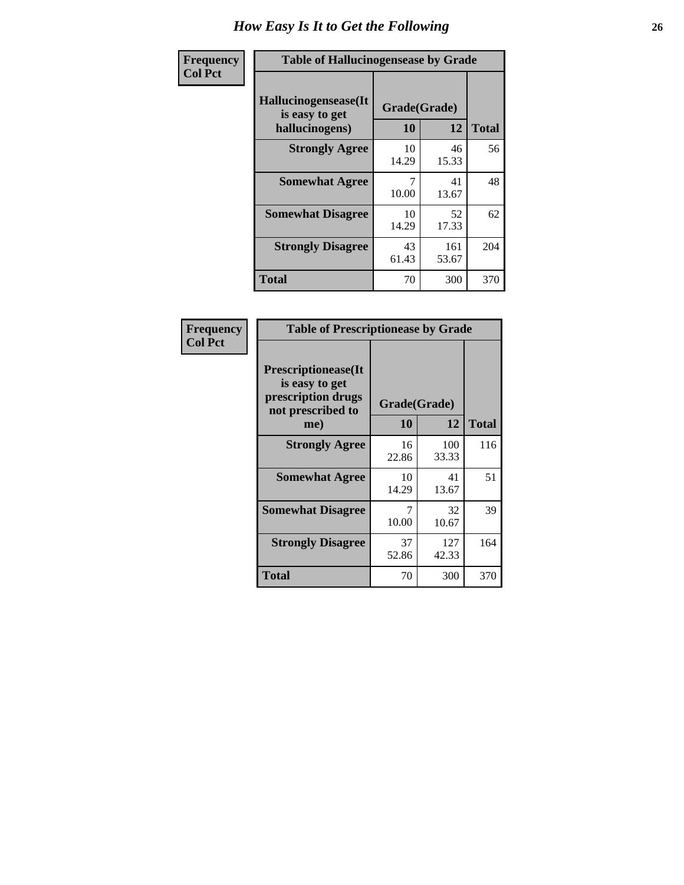# How Easy Is It to Get the Following

**Frequency**
**Col Pct**

**Table of Hallucinogensease by Grade**

| Hallucinogensease(It is easy to get hallucinogens) | Grade(Grade) | | Total |
|---|---|---|---|
| | 10 | 12 | |
| **Strongly Agree** | 10<br>14.29 | 46<br>15.33 | 56 |
| **Somewhat Agree** | 7<br>10.00 | 41<br>13.67 | 48 |
| **Somewhat Disagree** | 10<br>14.29 | 52<br>17.33 | 62 |
| **Strongly Disagree** | 43<br>61.43 | 161<br>53.67 | 204 |
| **Total** | 70 | 300 | 370 |

**Frequency**
**Col Pct**

**Table of Prescriptionease by Grade**

| Prescriptionease(It is easy to get prescription drugs not prescribed to me) | Grade(Grade) | | Total |
|---|---|---|---|
| | 10 | 12 | |
| **Strongly Agree** | 16<br>22.86 | 100<br>33.33 | 116 |
| **Somewhat Agree** | 10<br>14.29 | 41<br>13.67 | 51 |
| **Somewhat Disagree** | 7<br>10.00 | 32<br>10.67 | 39 |
| **Strongly Disagree** | 37<br>52.86 | 127<br>42.33 | 164 |
| **Total** | 70 | 300 | 370 |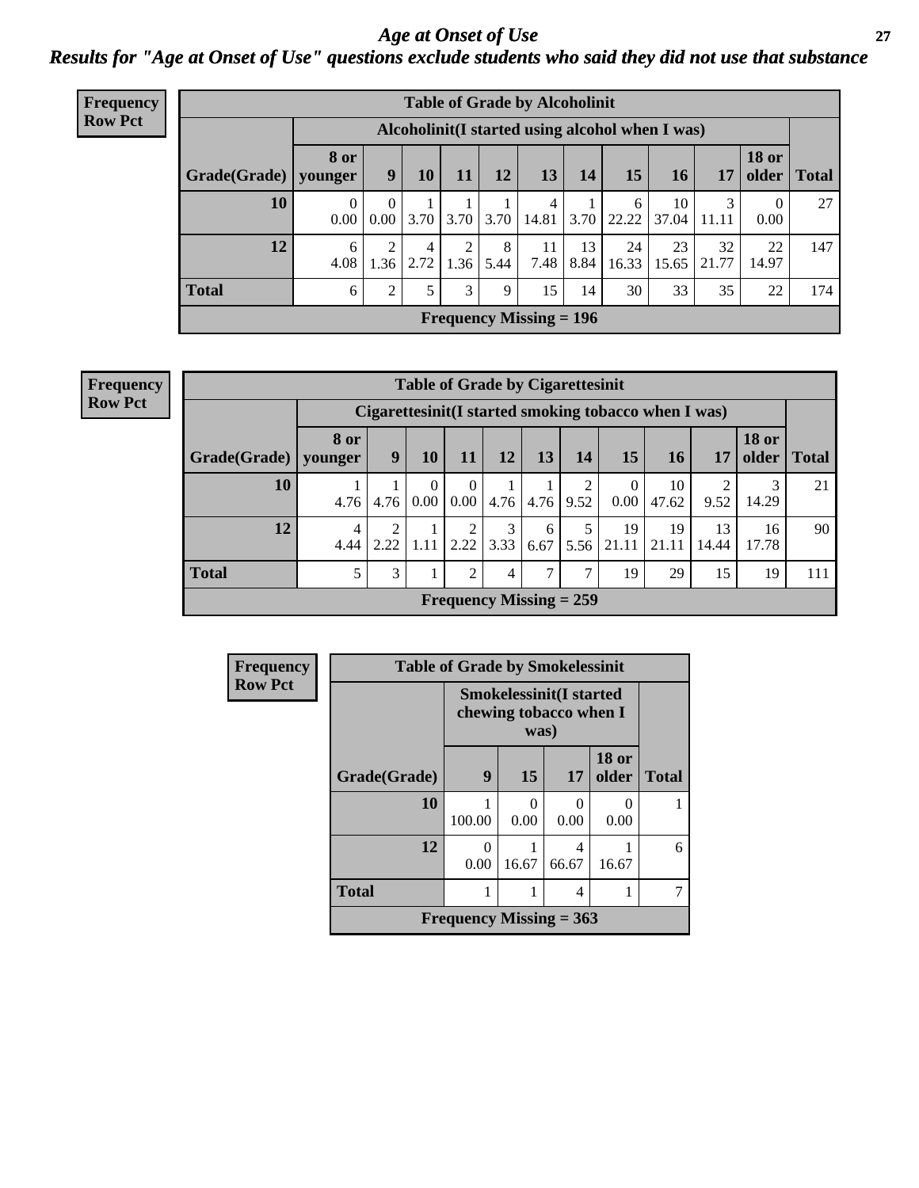# Age at Onset of Use

## Results for "Age at Onset of Use" questions exclude students who said they did not use that substance

**Frequency**
**Row Pct**

**Table of Grade by Alcoholinit**

| Grade(Grade) | Alcoholinit(I started using alcohol when I was) | | | | | | | | | | | Total |
|---|---|---|---|---|---|---|---|---|---|---|---|---|
| | 8 or younger | 9 | 10 | 11 | 12 | 13 | 14 | 15 | 16 | 17 | 18 or older | |
| 10 | 0<br>0.00 | 0<br>0.00 | 1<br>3.70 | 1<br>3.70 | 1<br>3.70 | 4<br>14.81 | 1<br>3.70 | 6<br>22.22 | 10<br>37.04 | 3<br>11.11 | 0<br>0.00 | 27 |
| 12 | 6<br>4.08 | 2<br>1.36 | 4<br>2.72 | 2<br>1.36 | 8<br>5.44 | 11<br>7.48 | 13<br>8.84 | 24<br>16.33 | 23<br>15.65 | 32<br>21.77 | 22<br>14.97 | 147 |
| Total | 6 | 2 | 5 | 3 | 9 | 15 | 14 | 30 | 33 | 35 | 22 | 174 |

Frequency Missing = 196

**Frequency**
**Row Pct**

**Table of Grade by Cigarettesinit**

| Grade(Grade) | Cigarettesinit(I started smoking tobacco when I was) | | | | | | | | | | | Total |
|---|---|---|---|---|---|---|---|---|---|---|---|---|
| | 8 or younger | 9 | 10 | 11 | 12 | 13 | 14 | 15 | 16 | 17 | 18 or older | |
| 10 | 1<br>4.76 | 1<br>4.76 | 0<br>0.00 | 0<br>0.00 | 1<br>4.76 | 1<br>4.76 | 2<br>9.52 | 0<br>0.00 | 10<br>47.62 | 2<br>9.52 | 3<br>14.29 | 21 |
| 12 | 4<br>4.44 | 2<br>2.22 | 1<br>1.11 | 2<br>2.22 | 3<br>3.33 | 6<br>6.67 | 5<br>5.56 | 19<br>21.11 | 19<br>21.11 | 13<br>14.44 | 16<br>17.78 | 90 |
| Total | 5 | 3 | 1 | 2 | 4 | 7 | 7 | 19 | 29 | 15 | 19 | 111 |

Frequency Missing = 259

**Frequency**
**Row Pct**

**Table of Grade by Smokelessinit**

| Grade(Grade) | Smokelessinit(I started chewing tobacco when I was) | | | | Total |
|---|---|---|---|---|---|
| | 9 | 15 | 17 | 18 or older | |
| 10 | 1<br>100.00 | 0<br>0.00 | 0<br>0.00 | 0<br>0.00 | 1 |
| 12 | 0<br>0.00 | 1<br>16.67 | 4<br>66.67 | 1<br>16.67 | 6 |
| Total | 1 | 1 | 4 | 1 | 7 |

Frequency Missing = 363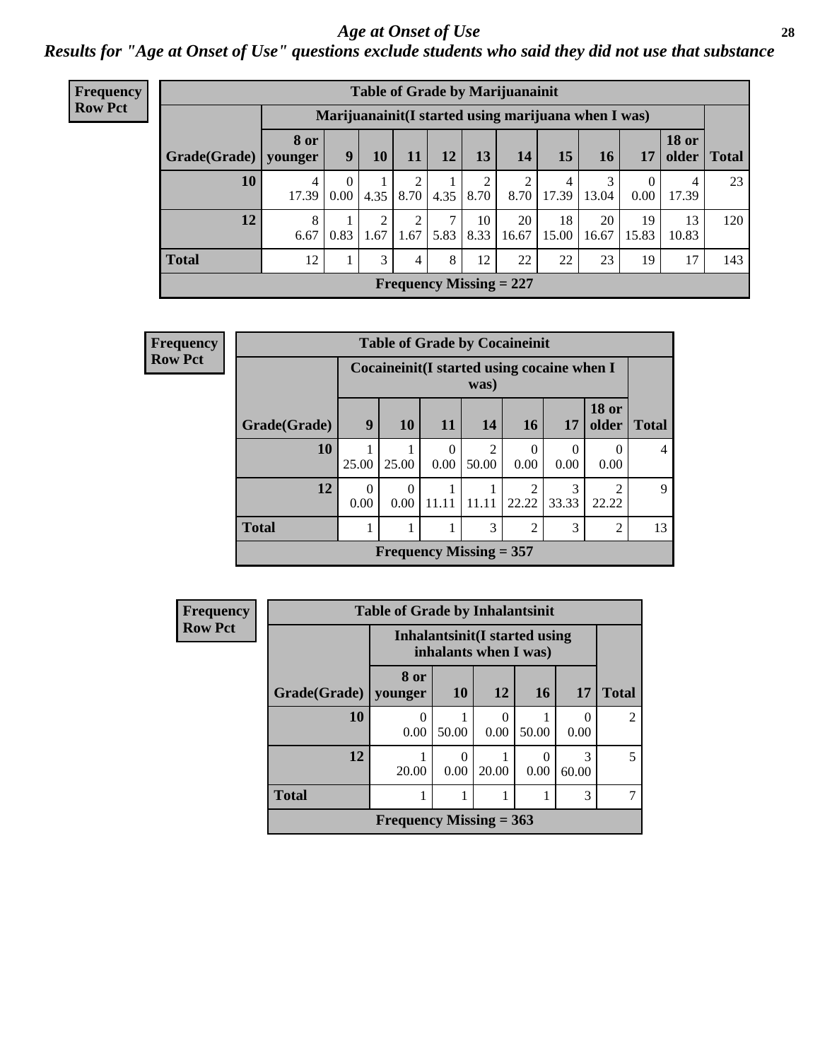# *Age at Onset of Use*

***Results for "Age at Onset of Use" questions exclude students who said they did not use that substance***

**Frequency**
**Row Pct**

| Table of Grade by Marijuanainit | | | | | | | | | | | | |
|---|---|---|---|---|---|---|---|---|---|---|---|---|
| | Marijuanainit(I started using marijuana when I was) | | | | | | | | | | | |
| Grade(Grade) | 8 or younger | 9 | 10 | 11 | 12 | 13 | 14 | 15 | 16 | 17 | 18 or older | Total |
| 10 | 4<br>17.39 | 0<br>0.00 | 1<br>4.35 | 2<br>8.70 | 1<br>4.35 | 2<br>8.70 | 2<br>8.70 | 4<br>17.39 | 3<br>13.04 | 0<br>0.00 | 4<br>17.39 | 23 |
| 12 | 8<br>6.67 | 1<br>0.83 | 2<br>1.67 | 2<br>1.67 | 7<br>5.83 | 10<br>8.33 | 20<br>16.67 | 18<br>15.00 | 20<br>16.67 | 19<br>15.83 | 13<br>10.83 | 120 |
| Total | 12 | 1 | 3 | 4 | 8 | 12 | 22 | 22 | 23 | 19 | 17 | 143 |
| Frequency Missing = 227 | | | | | | | | | | | | |

**Frequency**
**Row Pct**

| Table of Grade by Cocaineinit | | | | | | | | |
|---|---|---|---|---|---|---|---|---|
| | Cocaineinit(I started using cocaine when I was) | | | | | | | |
| Grade(Grade) | 9 | 10 | 11 | 14 | 16 | 17 | 18 or older | Total |
| 10 | 1<br>25.00 | 1<br>25.00 | 0<br>0.00 | 2<br>50.00 | 0<br>0.00 | 0<br>0.00 | 0<br>0.00 | 4 |
| 12 | 0<br>0.00 | 0<br>0.00 | 1<br>11.11 | 1<br>11.11 | 2<br>22.22 | 3<br>33.33 | 2<br>22.22 | 9 |
| Total | 1 | 1 | 1 | 3 | 2 | 3 | 2 | 13 |
| Frequency Missing = 357 | | | | | | | | |

**Frequency**
**Row Pct**

| Table of Grade by Inhalantsinit | | | | | | |
|---|---|---|---|---|---|---|
| | Inhalantsinit(I started using inhalants when I was) | | | | | |
| Grade(Grade) | 8 or younger | 10 | 12 | 16 | 17 | Total |
| 10 | 0<br>0.00 | 1<br>50.00 | 0<br>0.00 | 1<br>50.00 | 0<br>0.00 | 2 |
| 12 | 1<br>20.00 | 0<br>0.00 | 1<br>20.00 | 0<br>0.00 | 3<br>60.00 | 5 |
| Total | 1 | 1 | 1 | 1 | 3 | 7 |
| Frequency Missing = 363 | | | | | | |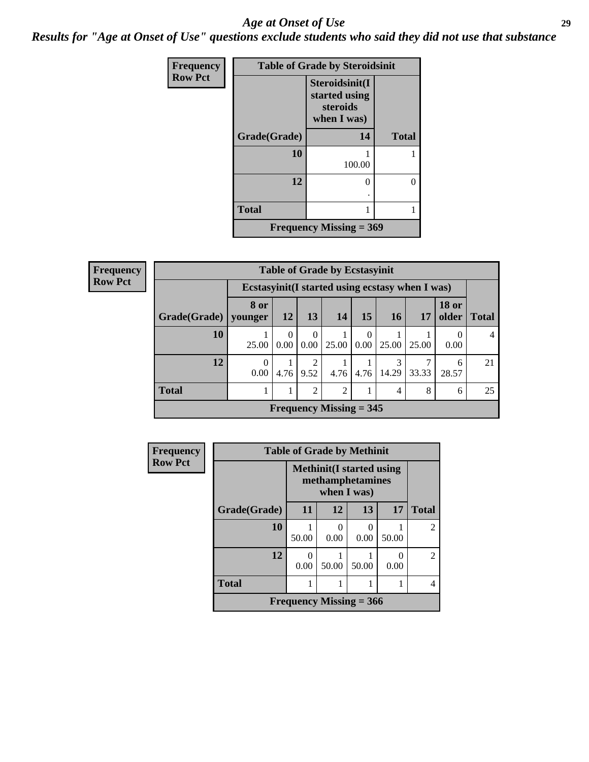# Age at Onset of Use

***Results for "Age at Onset of Use" questions exclude students who said they did not use that substance***

**Frequency**
**Row Pct**

| Table of Grade by Steroidsinit | | |
|---|---|---|
| | Steroidsinit(I started using steroids when I was) | |
| Grade(Grade) | 14 | Total |
| 10 | 1<br>100.00 | 1 |
| 12 | 0<br>. | 0 |
| Total | 1 | 1 |
| Frequency Missing = 369 | | |

**Frequency**
**Row Pct**

| Table of Grade by Ecstasyinit | | | | | | | | | |
|---|---|---|---|---|---|---|---|---|---|
| | Ecstasyinit(I started using ecstasy when I was) | | | | | | | | |
| Grade(Grade) | 8 or younger | 12 | 13 | 14 | 15 | 16 | 17 | 18 or older | Total |
| 10 | 1<br>25.00 | 0<br>0.00 | 0<br>0.00 | 1<br>25.00 | 0<br>0.00 | 1<br>25.00 | 1<br>25.00 | 0<br>0.00 | 4 |
| 12 | 0<br>0.00 | 1<br>4.76 | 2<br>9.52 | 1<br>4.76 | 1<br>4.76 | 3<br>14.29 | 7<br>33.33 | 6<br>28.57 | 21 |
| Total | 1 | 1 | 2 | 2 | 1 | 4 | 8 | 6 | 25 |
| Frequency Missing = 345 | | | | | | | | | |

**Frequency**
**Row Pct**

| Table of Grade by Methinit | | | | | |
|---|---|---|---|---|---|
| | Methinit(I started using methamphetamines when I was) | | | | |
| Grade(Grade) | 11 | 12 | 13 | 17 | Total |
| 10 | 1<br>50.00 | 0<br>0.00 | 0<br>0.00 | 1<br>50.00 | 2 |
| 12 | 0<br>0.00 | 1<br>50.00 | 1<br>50.00 | 0<br>0.00 | 2 |
| Total | 1 | 1 | 1 | 1 | 4 |
| Frequency Missing = 366 | | | | | |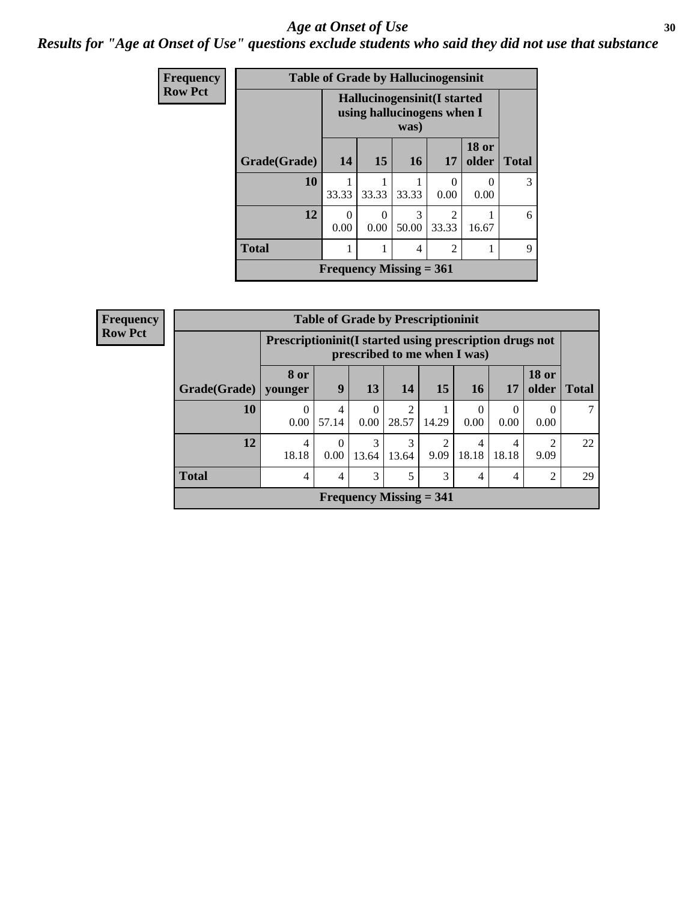# Age at Onset of Use

***Results for "Age at Onset of Use" questions exclude students who said they did not use that substance***

**Frequency**
**Row Pct**

| Table of Grade by Hallucinogensinit | | | | | | |
|---|---|---|---|---|---|---|
| | Hallucinogensinit(I started using hallucinogens when I was) | | | | | |
| Grade(Grade) | 14 | 15 | 16 | 17 | 18 or older | Total |
| **10** | 1<br>33.33 | 1<br>33.33 | 1<br>33.33 | 0<br>0.00 | 0<br>0.00 | 3 |
| **12** | 0<br>0.00 | 0<br>0.00 | 3<br>50.00 | 2<br>33.33 | 1<br>16.67 | 6 |
| **Total** | 1 | 1 | 4 | 2 | 1 | 9 |
| Frequency Missing = 361 | | | | | | |

**Frequency**
**Row Pct**

| Table of Grade by Prescriptioninit | | | | | | | | | |
|---|---|---|---|---|---|---|---|---|---|
| | Prescriptioninit(I started using prescription drugs not prescribed to me when I was) | | | | | | | | |
| Grade(Grade) | 8 or younger | 9 | 13 | 14 | 15 | 16 | 17 | 18 or older | Total |
| **10** | 0<br>0.00 | 4<br>57.14 | 0<br>0.00 | 2<br>28.57 | 1<br>14.29 | 0<br>0.00 | 0<br>0.00 | 0<br>0.00 | 7 |
| **12** | 4<br>18.18 | 0<br>0.00 | 3<br>13.64 | 3<br>13.64 | 2<br>9.09 | 4<br>18.18 | 4<br>18.18 | 2<br>9.09 | 22 |
| **Total** | 4 | 4 | 3 | 5 | 3 | 4 | 4 | 2 | 29 |
| Frequency Missing = 341 | | | | | | | | | |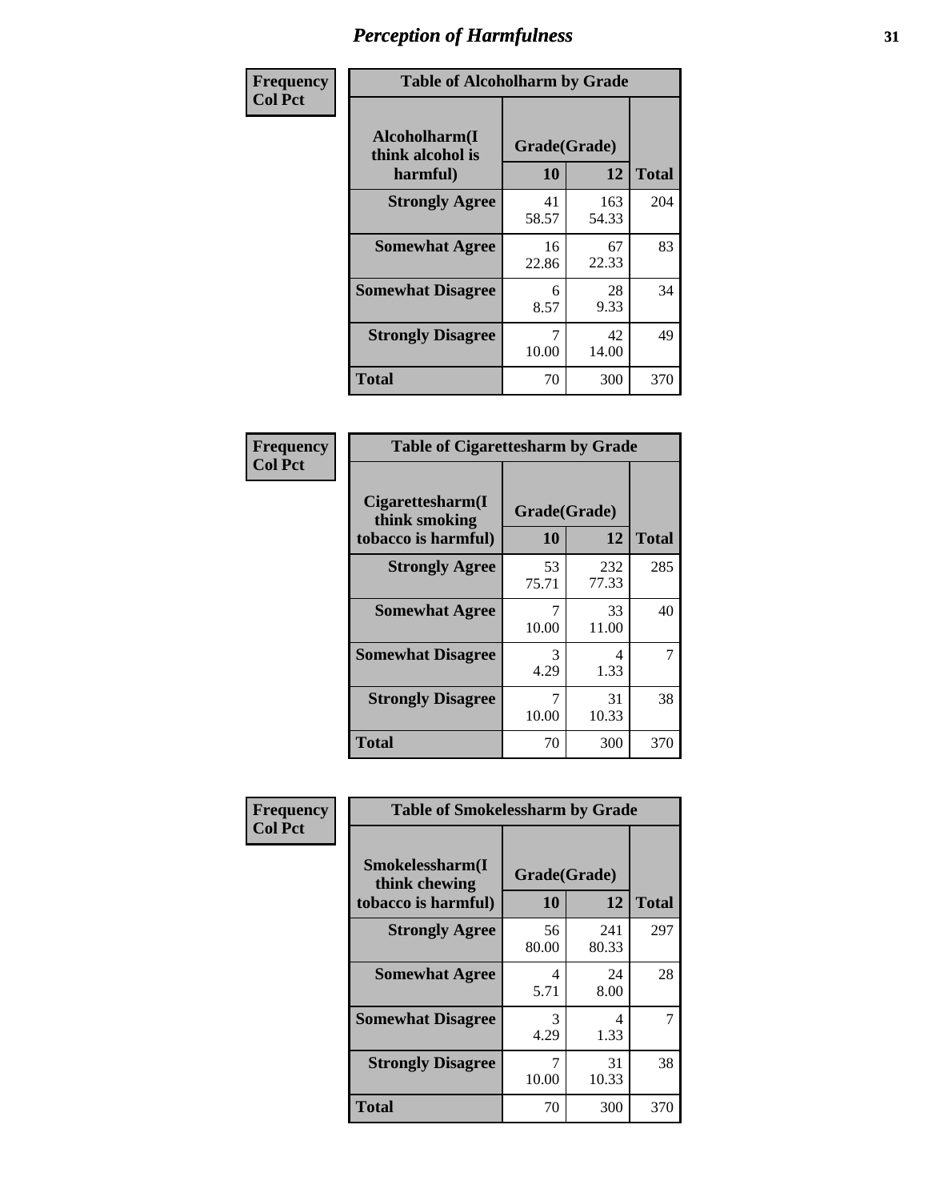# Perception of Harmfulness

**Frequency**
**Col Pct**

**Table of Alcoholharm by Grade**

| Alcoholharm(I think alcohol is harmful) | Grade(Grade) | | Total |
|---|---|---|---|
| | 10 | 12 | |
| Strongly Agree | 41<br>58.57 | 163<br>54.33 | 204 |
| Somewhat Agree | 16<br>22.86 | 67<br>22.33 | 83 |
| Somewhat Disagree | 6<br>8.57 | 28<br>9.33 | 34 |
| Strongly Disagree | 7<br>10.00 | 42<br>14.00 | 49 |
| Total | 70 | 300 | 370 |

**Frequency**
**Col Pct**

**Table of Cigarettesharm by Grade**

| Cigarettesharm(I think smoking tobacco is harmful) | Grade(Grade) | | Total |
|---|---|---|---|
| | 10 | 12 | |
| Strongly Agree | 53<br>75.71 | 232<br>77.33 | 285 |
| Somewhat Agree | 7<br>10.00 | 33<br>11.00 | 40 |
| Somewhat Disagree | 3<br>4.29 | 4<br>1.33 | 7 |
| Strongly Disagree | 7<br>10.00 | 31<br>10.33 | 38 |
| Total | 70 | 300 | 370 |

**Frequency**
**Col Pct**

**Table of Smokelessharm by Grade**

| Smokelessharm(I think chewing tobacco is harmful) | Grade(Grade) | | Total |
|---|---|---|---|
| | 10 | 12 | |
| Strongly Agree | 56<br>80.00 | 241<br>80.33 | 297 |
| Somewhat Agree | 4<br>5.71 | 24<br>8.00 | 28 |
| Somewhat Disagree | 3<br>4.29 | 4<br>1.33 | 7 |
| Strongly Disagree | 7<br>10.00 | 31<br>10.33 | 38 |
| Total | 70 | 300 | 370 |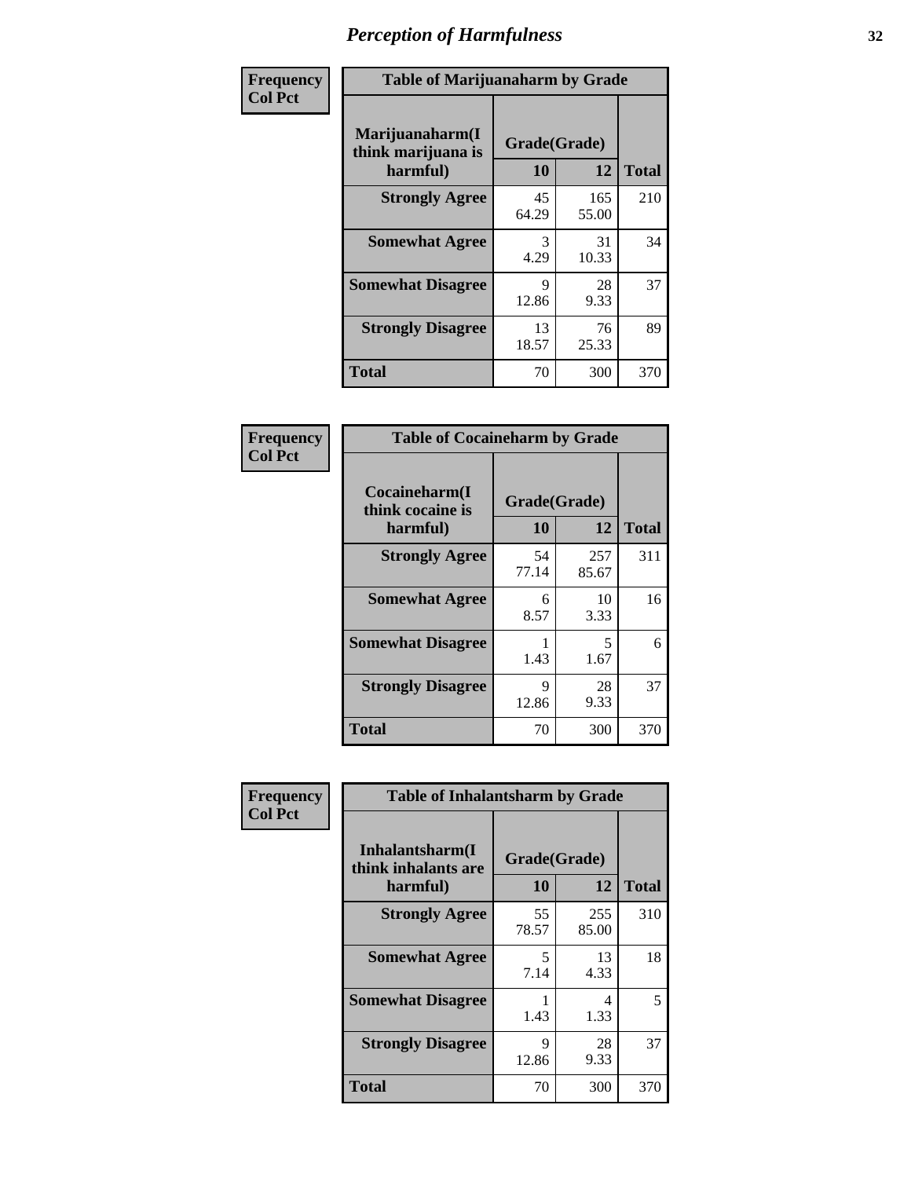# Perception of Harmfulness

**Frequency**
**Col Pct**

| Table of Marijuanaharm by Grade | | | |
|---|---|---|---|
| Marijuanaharm(I think marijuana is harmful) | Grade(Grade) | | |
| | 10 | 12 | Total |
| **Strongly Agree** | 45<br>64.29 | 165<br>55.00 | 210 |
| **Somewhat Agree** | 3<br>4.29 | 31<br>10.33 | 34 |
| **Somewhat Disagree** | 9<br>12.86 | 28<br>9.33 | 37 |
| **Strongly Disagree** | 13<br>18.57 | 76<br>25.33 | 89 |
| **Total** | 70 | 300 | 370 |

**Frequency**
**Col Pct**

| Table of Cocaineharm by Grade | | | |
|---|---|---|---|
| Cocaineharm(I think cocaine is harmful) | Grade(Grade) | | |
| | 10 | 12 | Total |
| **Strongly Agree** | 54<br>77.14 | 257<br>85.67 | 311 |
| **Somewhat Agree** | 6<br>8.57 | 10<br>3.33 | 16 |
| **Somewhat Disagree** | 1<br>1.43 | 5<br>1.67 | 6 |
| **Strongly Disagree** | 9<br>12.86 | 28<br>9.33 | 37 |
| **Total** | 70 | 300 | 370 |

**Frequency**
**Col Pct**

| Table of Inhalantsharm by Grade | | | |
|---|---|---|---|
| Inhalantsharm(I think inhalants are harmful) | Grade(Grade) | | |
| | 10 | 12 | Total |
| **Strongly Agree** | 55<br>78.57 | 255<br>85.00 | 310 |
| **Somewhat Agree** | 5<br>7.14 | 13<br>4.33 | 18 |
| **Somewhat Disagree** | 1<br>1.43 | 4<br>1.33 | 5 |
| **Strongly Disagree** | 9<br>12.86 | 28<br>9.33 | 37 |
| **Total** | 70 | 300 | 370 |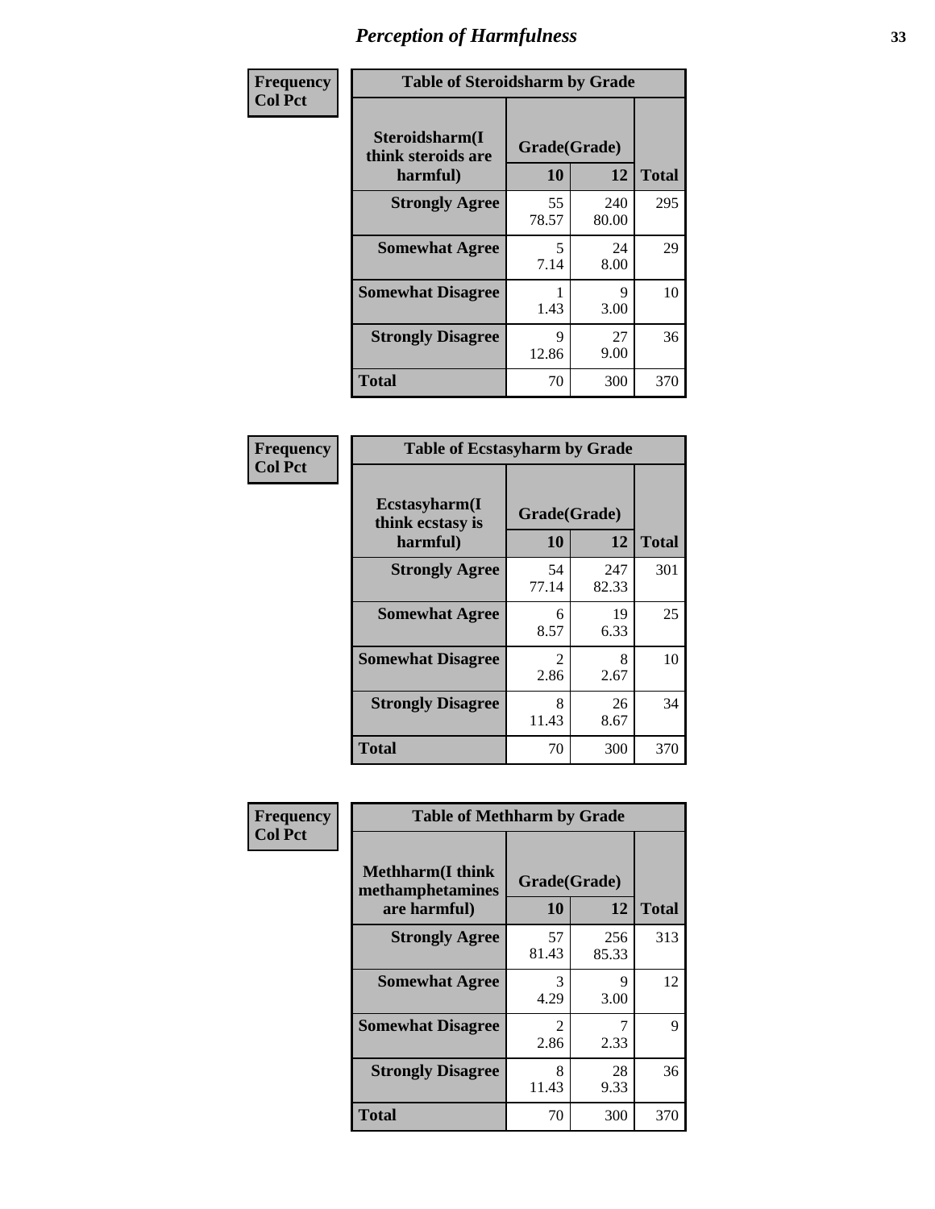# Perception of Harmfulness

**Frequency**
**Col Pct**

| Table of Steroidsharm by Grade | | | |
|---|---|---|---|
| **Steroidsharm(I think steroids are harmful)** | **Grade(Grade)** | | **Total** |
| | **10** | **12** | |
| **Strongly Agree** | 55<br>78.57 | 240<br>80.00 | 295 |
| **Somewhat Agree** | 5<br>7.14 | 24<br>8.00 | 29 |
| **Somewhat Disagree** | 1<br>1.43 | 9<br>3.00 | 10 |
| **Strongly Disagree** | 9<br>12.86 | 27<br>9.00 | 36 |
| **Total** | 70 | 300 | 370 |

**Frequency**
**Col Pct**

| Table of Ecstasyharm by Grade | | | |
|---|---|---|---|
| **Ecstasyharm(I think ecstasy is harmful)** | **Grade(Grade)** | | **Total** |
| | **10** | **12** | |
| **Strongly Agree** | 54<br>77.14 | 247<br>82.33 | 301 |
| **Somewhat Agree** | 6<br>8.57 | 19<br>6.33 | 25 |
| **Somewhat Disagree** | 2<br>2.86 | 8<br>2.67 | 10 |
| **Strongly Disagree** | 8<br>11.43 | 26<br>8.67 | 34 |
| **Total** | 70 | 300 | 370 |

**Frequency**
**Col Pct**

| Table of Methharm by Grade | | | |
|---|---|---|---|
| **Methharm(I think methamphetamines are harmful)** | **Grade(Grade)** | | **Total** |
| | **10** | **12** | |
| **Strongly Agree** | 57<br>81.43 | 256<br>85.33 | 313 |
| **Somewhat Agree** | 3<br>4.29 | 9<br>3.00 | 12 |
| **Somewhat Disagree** | 2<br>2.86 | 7<br>2.33 | 9 |
| **Strongly Disagree** | 8<br>11.43 | 28<br>9.33 | 36 |
| **Total** | 70 | 300 | 370 |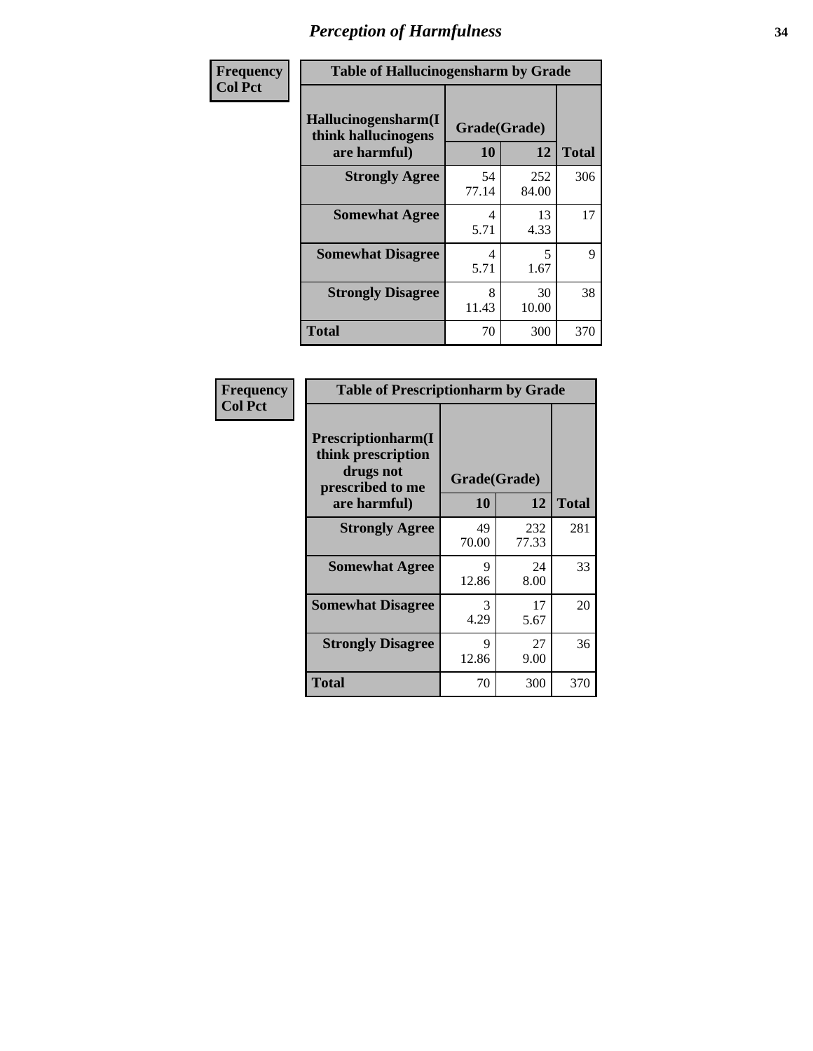# Perception of Harmfulness

| Frequency Col Pct | Table of Hallucinogensharm by Grade | | |
|---|---|---|---|
| Hallucinogensharm(I think hallucinogens are harmful) | Grade(Grade) | | Total |
| | 10 | 12 | |
| Strongly Agree | 54<br>77.14 | 252<br>84.00 | 306 |
| Somewhat Agree | 4<br>5.71 | 13<br>4.33 | 17 |
| Somewhat Disagree | 4<br>5.71 | 5<br>1.67 | 9 |
| Strongly Disagree | 8<br>11.43 | 30<br>10.00 | 38 |
| Total | 70 | 300 | 370 |

| Frequency Col Pct | Table of Prescriptionharm by Grade | | |
|---|---|---|---|
| Prescriptionharm(I think prescription drugs not prescribed to me are harmful) | Grade(Grade) | | Total |
| | 10 | 12 | |
| Strongly Agree | 49<br>70.00 | 232<br>77.33 | 281 |
| Somewhat Agree | 9<br>12.86 | 24<br>8.00 | 33 |
| Somewhat Disagree | 3<br>4.29 | 17<br>5.67 | 20 |
| Strongly Disagree | 9<br>12.86 | 27<br>9.00 | 36 |
| Total | 70 | 300 | 370 |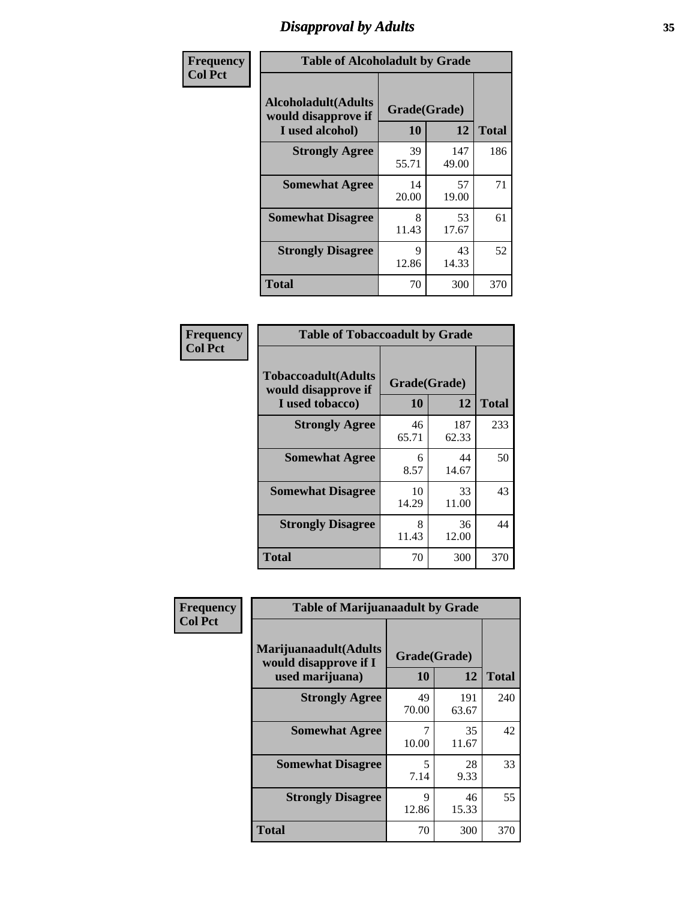# Disapproval by Adults

**Frequency**
**Col Pct**

| Table of Alcoholadult by Grade | | | |
|---|---|---|---|
| **Alcoholadult(Adults would disapprove if I used alcohol)** | **Grade(Grade)** | | **Total** |
| | **10** | **12** | |
| **Strongly Agree** | 39<br>55.71 | 147<br>49.00 | 186 |
| **Somewhat Agree** | 14<br>20.00 | 57<br>19.00 | 71 |
| **Somewhat Disagree** | 8<br>11.43 | 53<br>17.67 | 61 |
| **Strongly Disagree** | 9<br>12.86 | 43<br>14.33 | 52 |
| **Total** | 70 | 300 | 370 |

**Frequency**
**Col Pct**

| Table of Tobaccoadult by Grade | | | |
|---|---|---|---|
| **Tobaccoadult(Adults would disapprove if I used tobacco)** | **Grade(Grade)** | | **Total** |
| | **10** | **12** | |
| **Strongly Agree** | 46<br>65.71 | 187<br>62.33 | 233 |
| **Somewhat Agree** | 6<br>8.57 | 44<br>14.67 | 50 |
| **Somewhat Disagree** | 10<br>14.29 | 33<br>11.00 | 43 |
| **Strongly Disagree** | 8<br>11.43 | 36<br>12.00 | 44 |
| **Total** | 70 | 300 | 370 |

**Frequency**
**Col Pct**

| Table of Marijuanaadult by Grade | | | |
|---|---|---|---|
| **Marijuanaadult(Adults would disapprove if I used marijuana)** | **Grade(Grade)** | | **Total** |
| | **10** | **12** | |
| **Strongly Agree** | 49<br>70.00 | 191<br>63.67 | 240 |
| **Somewhat Agree** | 7<br>10.00 | 35<br>11.67 | 42 |
| **Somewhat Disagree** | 5<br>7.14 | 28<br>9.33 | 33 |
| **Strongly Disagree** | 9<br>12.86 | 46<br>15.33 | 55 |
| **Total** | 70 | 300 | 370 |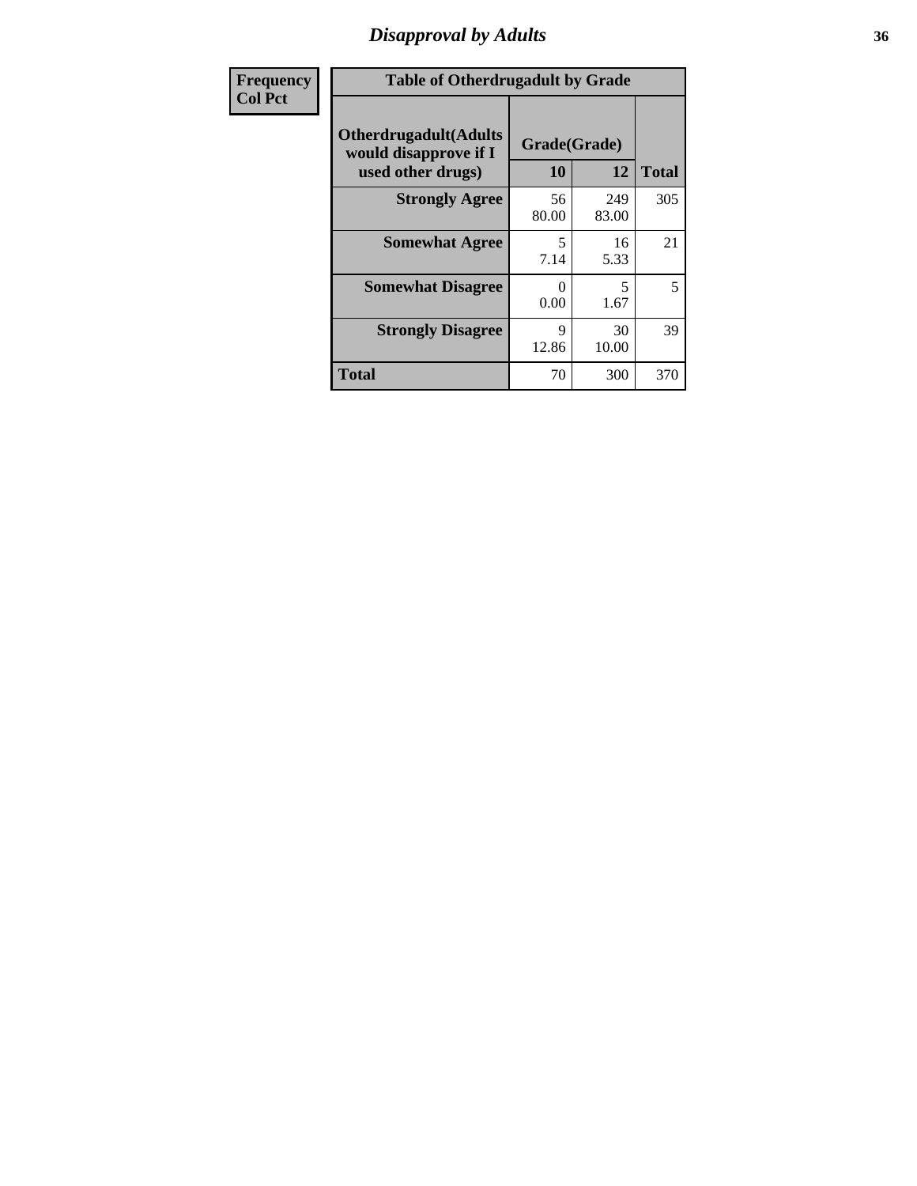# *Disapproval by Adults*

| Frequency<br>Col Pct |
|---|

**Table of Otherdrugadult by Grade**

| Otherdrugadult(Adults would disapprove if I used other drugs) | Grade(Grade) | | |
|---|---|---|---|
| | 10 | 12 | Total |
| **Strongly Agree** | 56<br>80.00 | 249<br>83.00 | 305 |
| **Somewhat Agree** | 5<br>7.14 | 16<br>5.33 | 21 |
| **Somewhat Disagree** | 0<br>0.00 | 5<br>1.67 | 5 |
| **Strongly Disagree** | 9<br>12.86 | 30<br>10.00 | 39 |
| **Total** | 70 | 300 | 370 |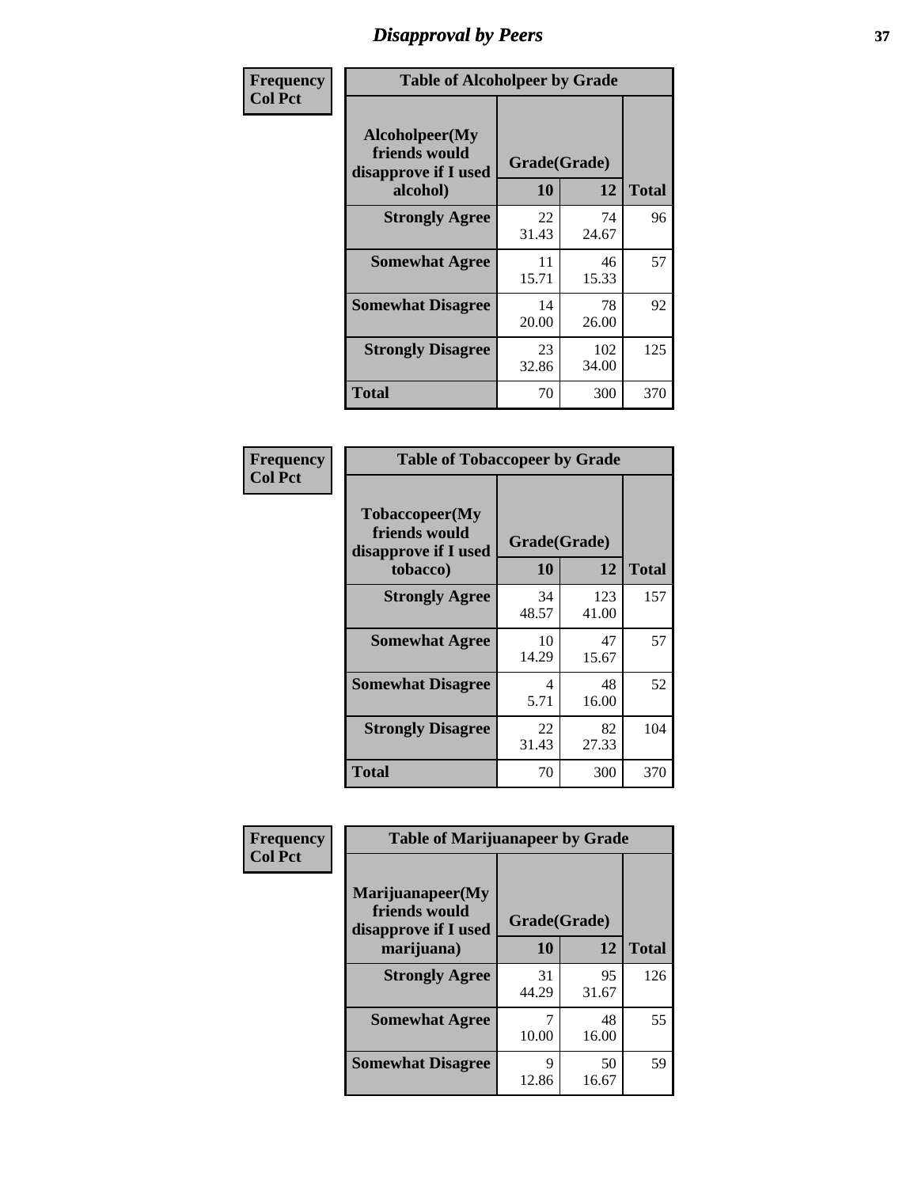# Disapproval by Peers

| Frequency<br>Col Pct | Table of Alcoholpeer by Grade | | |
|---|---|---|---|
| Alcoholpeer(My friends would disapprove if I used alcohol) | Grade(Grade) | | |
| | 10 | 12 | Total |
| Strongly Agree | 22<br>31.43 | 74<br>24.67 | 96 |
| Somewhat Agree | 11<br>15.71 | 46<br>15.33 | 57 |
| Somewhat Disagree | 14<br>20.00 | 78<br>26.00 | 92 |
| Strongly Disagree | 23<br>32.86 | 102<br>34.00 | 125 |
| Total | 70 | 300 | 370 |

| Frequency<br>Col Pct | Table of Tobaccopeer by Grade | | |
|---|---|---|---|
| Tobaccopeer(My friends would disapprove if I used tobacco) | Grade(Grade) | | |
| | 10 | 12 | Total |
| Strongly Agree | 34<br>48.57 | 123<br>41.00 | 157 |
| Somewhat Agree | 10<br>14.29 | 47<br>15.67 | 57 |
| Somewhat Disagree | 4<br>5.71 | 48<br>16.00 | 52 |
| Strongly Disagree | 22<br>31.43 | 82<br>27.33 | 104 |
| Total | 70 | 300 | 370 |

| Frequency<br>Col Pct | Table of Marijuanapeer by Grade | | |
|---|---|---|---|
| Marijuanapeer(My friends would disapprove if I used marijuana) | Grade(Grade) | | |
| | 10 | 12 | Total |
| Strongly Agree | 31<br>44.29 | 95<br>31.67 | 126 |
| Somewhat Agree | 7<br>10.00 | 48<br>16.00 | 55 |
| Somewhat Disagree | 9<br>12.86 | 50<br>16.67 | 59 |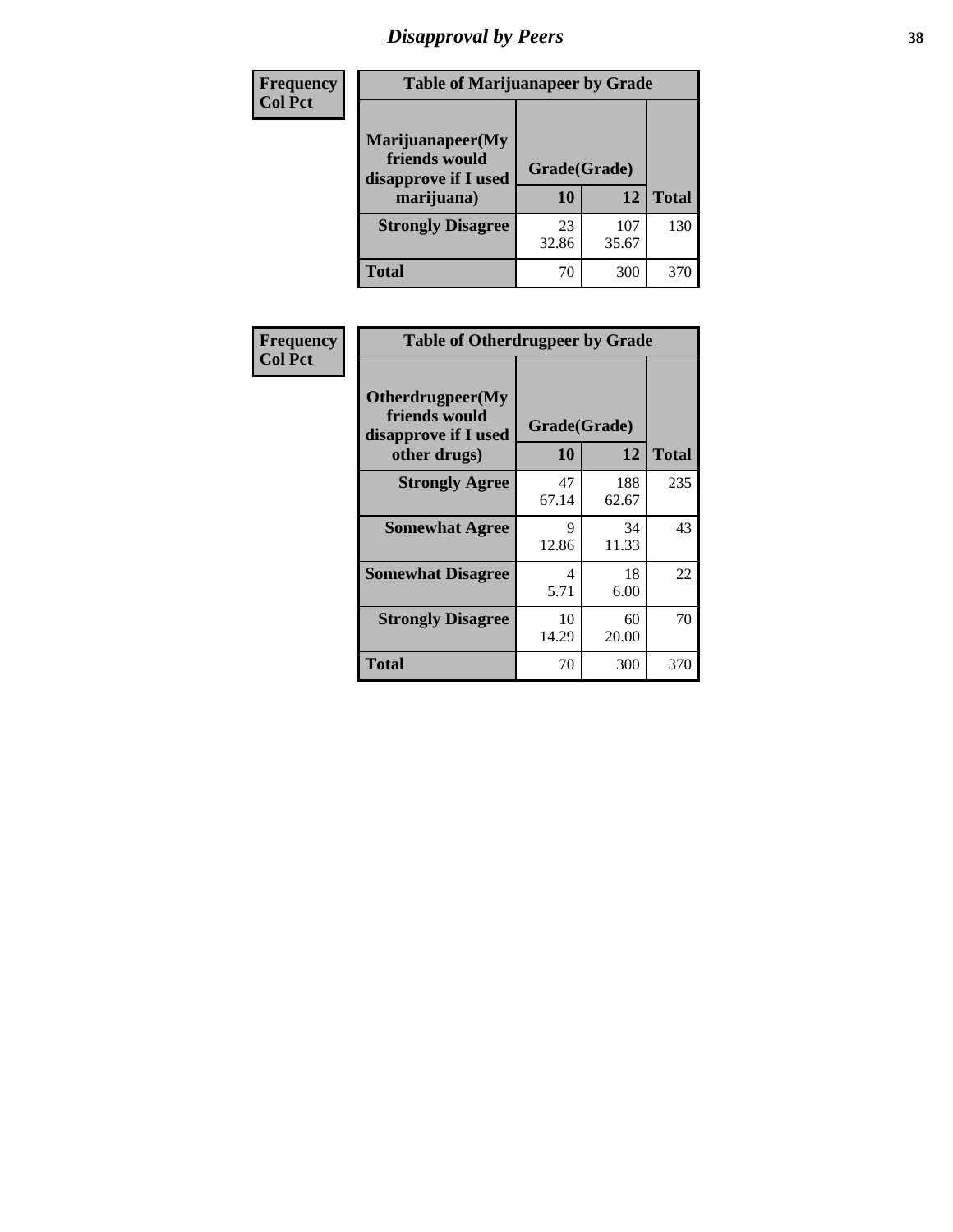# Disapproval by Peers

| Frequency Col Pct | Table of Marijuanapeer by Grade | | |
|---|---|---|---|
| Marijuanapeer(My friends would disapprove if I used marijuana) | Grade(Grade) | | |
| | 10 | 12 | Total |
| Strongly Disagree | 23<br>32.86 | 107<br>35.67 | 130 |
| Total | 70 | 300 | 370 |

| Frequency Col Pct | Table of Otherdrugpeer by Grade | | |
|---|---|---|---|
| Otherdrugpeer(My friends would disapprove if I used other drugs) | Grade(Grade) | | |
| | 10 | 12 | Total |
| Strongly Agree | 47<br>67.14 | 188<br>62.67 | 235 |
| Somewhat Agree | 9<br>12.86 | 34<br>11.33 | 43 |
| Somewhat Disagree | 4<br>5.71 | 18<br>6.00 | 22 |
| Strongly Disagree | 10<br>14.29 | 60<br>20.00 | 70 |
| Total | 70 | 300 | 370 |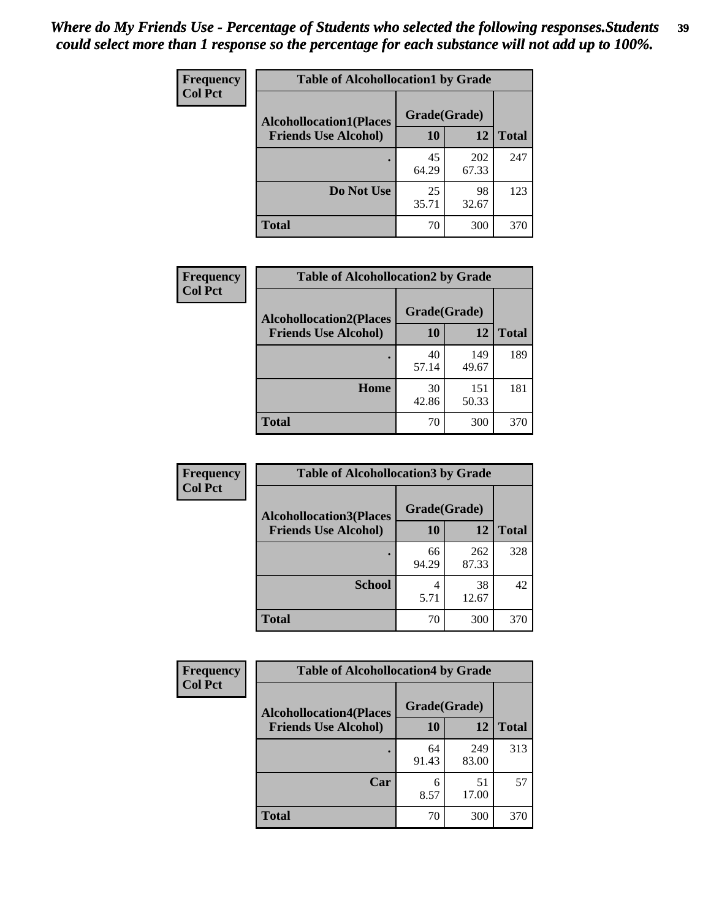*Where do My Friends Use - Percentage of Students who selected the following responses.Students could select more than 1 response so the percentage for each substance will not add up to 100%.*

**Frequency**
**Col Pct**

| Table of Alcohollocation1 by Grade | | | |
|---|---|---|---|
| **Alcohollocation1(Places Friends Use Alcohol)** | **Grade(Grade)** | | |
| | **10** | **12** | **Total** |
| **.** | 45<br>64.29 | 202<br>67.33 | 247 |
| **Do Not Use** | 25<br>35.71 | 98<br>32.67 | 123 |
| **Total** | 70 | 300 | 370 |

**Frequency**
**Col Pct**

| Table of Alcohollocation2 by Grade | | | |
|---|---|---|---|
| **Alcohollocation2(Places Friends Use Alcohol)** | **Grade(Grade)** | | |
| | **10** | **12** | **Total** |
| **.** | 40<br>57.14 | 149<br>49.67 | 189 |
| **Home** | 30<br>42.86 | 151<br>50.33 | 181 |
| **Total** | 70 | 300 | 370 |

**Frequency**
**Col Pct**

| Table of Alcohollocation3 by Grade | | | |
|---|---|---|---|
| **Alcohollocation3(Places Friends Use Alcohol)** | **Grade(Grade)** | | |
| | **10** | **12** | **Total** |
| **.** | 66<br>94.29 | 262<br>87.33 | 328 |
| **School** | 4<br>5.71 | 38<br>12.67 | 42 |
| **Total** | 70 | 300 | 370 |

**Frequency**
**Col Pct**

| Table of Alcohollocation4 by Grade | | | |
|---|---|---|---|
| **Alcohollocation4(Places Friends Use Alcohol)** | **Grade(Grade)** | | |
| | **10** | **12** | **Total** |
| **.** | 64<br>91.43 | 249<br>83.00 | 313 |
| **Car** | 6<br>8.57 | 51<br>17.00 | 57 |
| **Total** | 70 | 300 | 370 |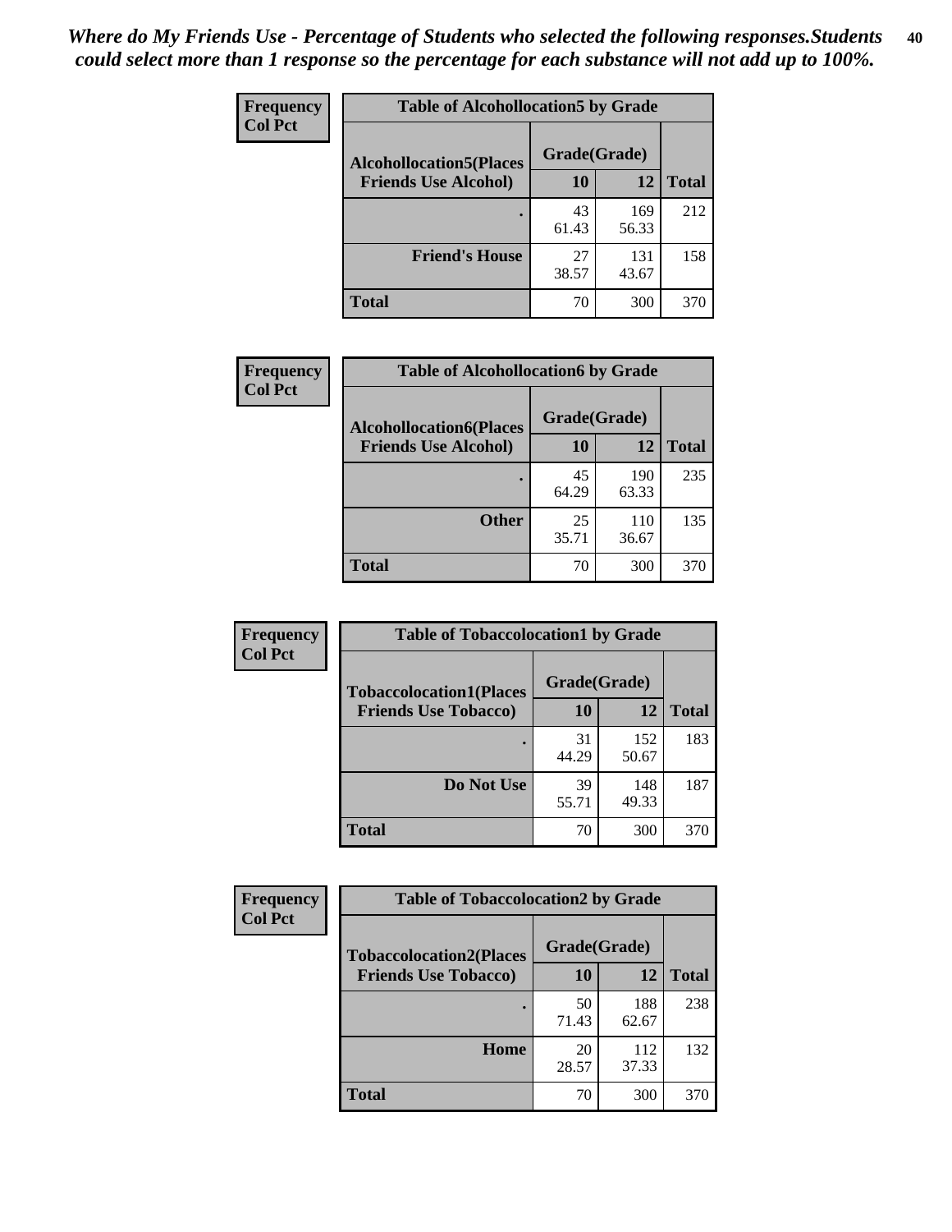*Where do My Friends Use - Percentage of Students who selected the following responses.Students could select more than 1 response so the percentage for each substance will not add up to 100%.*

**Frequency**
**Col Pct**

| Table of Alcohollocation5 by Grade | | | |
|---|---|---|---|
| **Alcohollocation5(Places Friends Use Alcohol)** | **Grade(Grade)** | | **Total** |
| | **10** | **12** | |
| **.** | 43<br>61.43 | 169<br>56.33 | 212 |
| **Friend's House** | 27<br>38.57 | 131<br>43.67 | 158 |
| **Total** | 70 | 300 | 370 |

**Frequency**
**Col Pct**

| Table of Alcohollocation6 by Grade | | | |
|---|---|---|---|
| **Alcohollocation6(Places Friends Use Alcohol)** | **Grade(Grade)** | | **Total** |
| | **10** | **12** | |
| **.** | 45<br>64.29 | 190<br>63.33 | 235 |
| **Other** | 25<br>35.71 | 110<br>36.67 | 135 |
| **Total** | 70 | 300 | 370 |

**Frequency**
**Col Pct**

| Table of Tobaccolocation1 by Grade | | | |
|---|---|---|---|
| **Tobaccolocation1(Places Friends Use Tobacco)** | **Grade(Grade)** | | **Total** |
| | **10** | **12** | |
| **.** | 31<br>44.29 | 152<br>50.67 | 183 |
| **Do Not Use** | 39<br>55.71 | 148<br>49.33 | 187 |
| **Total** | 70 | 300 | 370 |

**Frequency**
**Col Pct**

| Table of Tobaccolocation2 by Grade | | | |
|---|---|---|---|
| **Tobaccolocation2(Places Friends Use Tobacco)** | **Grade(Grade)** | | **Total** |
| | **10** | **12** | |
| **.** | 50<br>71.43 | 188<br>62.67 | 238 |
| **Home** | 20<br>28.57 | 112<br>37.33 | 132 |
| **Total** | 70 | 300 | 370 |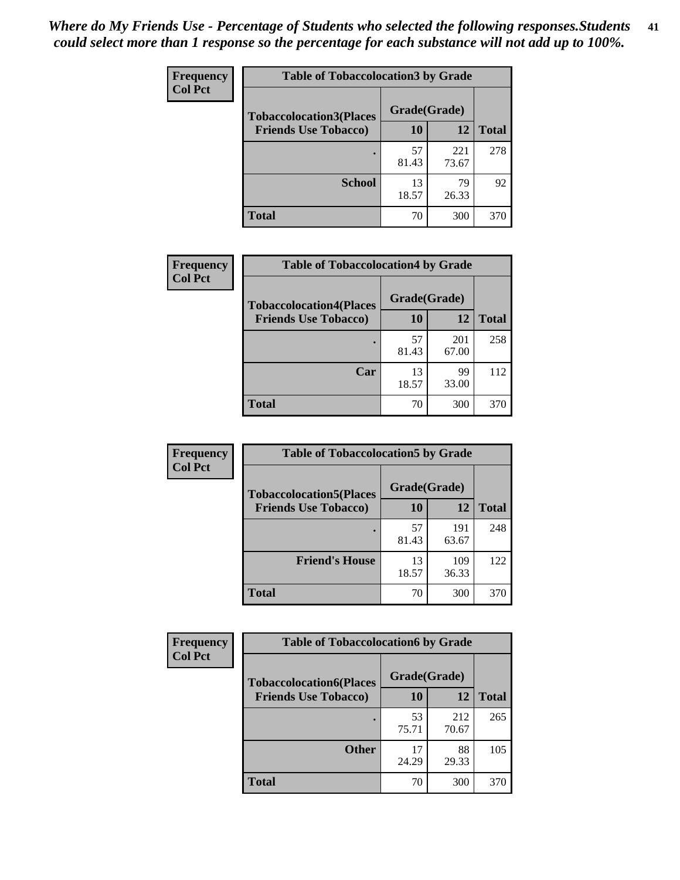*Where do My Friends Use - Percentage of Students who selected the following responses.Students could select more than 1 response so the percentage for each substance will not add up to 100%.*

**Frequency**
**Col Pct**

| Table of Tobaccolocation3 by Grade | | | |
|---|---|---|---|
| **Tobaccolocation3(Places Friends Use Tobacco)** | **Grade(Grade)** | | **Total** |
| | **10** | **12** | |
| **.** | 57<br>81.43 | 221<br>73.67 | 278 |
| **School** | 13<br>18.57 | 79<br>26.33 | 92 |
| **Total** | 70 | 300 | 370 |

**Frequency**
**Col Pct**

| Table of Tobaccolocation4 by Grade | | | |
|---|---|---|---|
| **Tobaccolocation4(Places Friends Use Tobacco)** | **Grade(Grade)** | | **Total** |
| | **10** | **12** | |
| **.** | 57<br>81.43 | 201<br>67.00 | 258 |
| **Car** | 13<br>18.57 | 99<br>33.00 | 112 |
| **Total** | 70 | 300 | 370 |

**Frequency**
**Col Pct**

| Table of Tobaccolocation5 by Grade | | | |
|---|---|---|---|
| **Tobaccolocation5(Places Friends Use Tobacco)** | **Grade(Grade)** | | **Total** |
| | **10** | **12** | |
| **.** | 57<br>81.43 | 191<br>63.67 | 248 |
| **Friend's House** | 13<br>18.57 | 109<br>36.33 | 122 |
| **Total** | 70 | 300 | 370 |

**Frequency**
**Col Pct**

| Table of Tobaccolocation6 by Grade | | | |
|---|---|---|---|
| **Tobaccolocation6(Places Friends Use Tobacco)** | **Grade(Grade)** | | **Total** |
| | **10** | **12** | |
| **.** | 53<br>75.71 | 212<br>70.67 | 265 |
| **Other** | 17<br>24.29 | 88<br>29.33 | 105 |
| **Total** | 70 | 300 | 370 |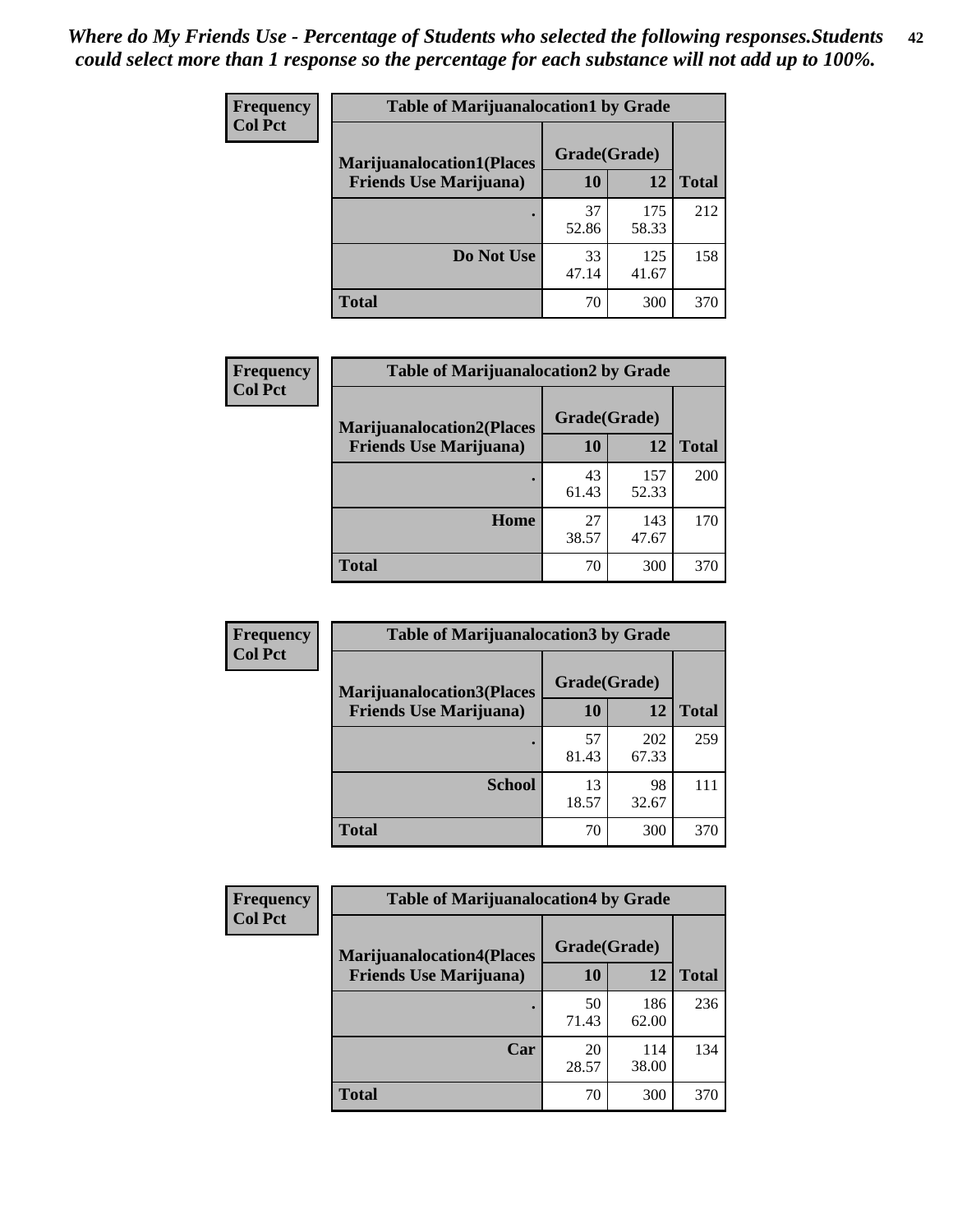*Where do My Friends Use - Percentage of Students who selected the following responses.Students could select more than 1 response so the percentage for each substance will not add up to 100%.*

| Frequency<br>Col Pct | Table of Marijuanalocation1 by Grade | | |
|---|---|---|---|
| Marijuanalocation1(Places Friends Use Marijuana) | Grade(Grade) | | |
| | 10 | 12 | Total |
| . | 37<br>52.86 | 175<br>58.33 | 212 |
| Do Not Use | 33<br>47.14 | 125<br>41.67 | 158 |
| Total | 70 | 300 | 370 |

| Frequency<br>Col Pct | Table of Marijuanalocation2 by Grade | | |
|---|---|---|---|
| Marijuanalocation2(Places Friends Use Marijuana) | Grade(Grade) | | |
| | 10 | 12 | Total |
| . | 43<br>61.43 | 157<br>52.33 | 200 |
| Home | 27<br>38.57 | 143<br>47.67 | 170 |
| Total | 70 | 300 | 370 |

| Frequency<br>Col Pct | Table of Marijuanalocation3 by Grade | | |
|---|---|---|---|
| Marijuanalocation3(Places Friends Use Marijuana) | Grade(Grade) | | |
| | 10 | 12 | Total |
| . | 57<br>81.43 | 202<br>67.33 | 259 |
| School | 13<br>18.57 | 98<br>32.67 | 111 |
| Total | 70 | 300 | 370 |

| Frequency<br>Col Pct | Table of Marijuanalocation4 by Grade | | |
|---|---|---|---|
| Marijuanalocation4(Places Friends Use Marijuana) | Grade(Grade) | | |
| | 10 | 12 | Total |
| . | 50<br>71.43 | 186<br>62.00 | 236 |
| Car | 20<br>28.57 | 114<br>38.00 | 134 |
| Total | 70 | 300 | 370 |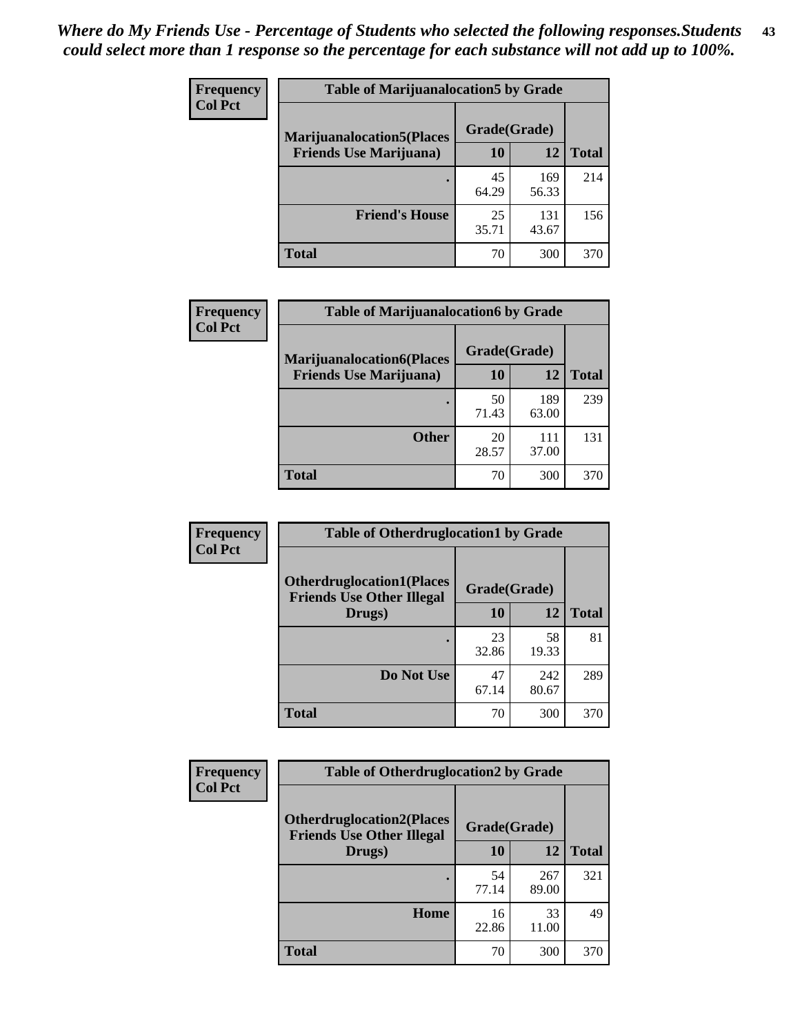*Where do My Friends Use - Percentage of Students who selected the following responses.Students could select more than 1 response so the percentage for each substance will not add up to 100%.*

**Frequency**
**Col Pct**

| Table of Marijuanalocation5 by Grade | | | |
|---|---|---|---|
| **Marijuanalocation5(Places Friends Use Marijuana)** | **Grade(Grade)** | | **Total** |
| | **10** | **12** | |
| **.** | 45<br>64.29 | 169<br>56.33 | 214 |
| **Friend's House** | 25<br>35.71 | 131<br>43.67 | 156 |
| **Total** | 70 | 300 | 370 |

**Frequency**
**Col Pct**

| Table of Marijuanalocation6 by Grade | | | |
|---|---|---|---|
| **Marijuanalocation6(Places Friends Use Marijuana)** | **Grade(Grade)** | | **Total** |
| | **10** | **12** | |
| **.** | 50<br>71.43 | 189<br>63.00 | 239 |
| **Other** | 20<br>28.57 | 111<br>37.00 | 131 |
| **Total** | 70 | 300 | 370 |

**Frequency**
**Col Pct**

| Table of Otherdruglocation1 by Grade | | | |
|---|---|---|---|
| **Otherdruglocation1(Places Friends Use Other Illegal Drugs)** | **Grade(Grade)** | | **Total** |
| | **10** | **12** | |
| **.** | 23<br>32.86 | 58<br>19.33 | 81 |
| **Do Not Use** | 47<br>67.14 | 242<br>80.67 | 289 |
| **Total** | 70 | 300 | 370 |

**Frequency**
**Col Pct**

| Table of Otherdruglocation2 by Grade | | | |
|---|---|---|---|
| **Otherdruglocation2(Places Friends Use Other Illegal Drugs)** | **Grade(Grade)** | | **Total** |
| | **10** | **12** | |
| **.** | 54<br>77.14 | 267<br>89.00 | 321 |
| **Home** | 16<br>22.86 | 33<br>11.00 | 49 |
| **Total** | 70 | 300 | 370 |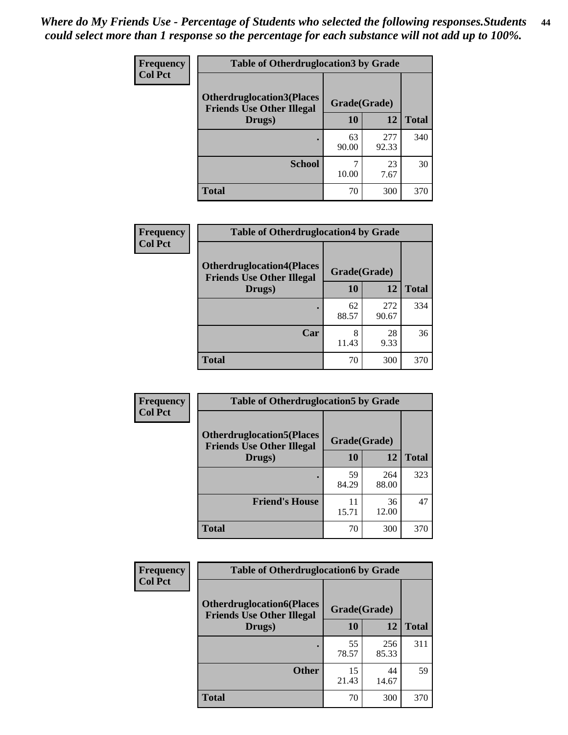*Where do My Friends Use - Percentage of Students who selected the following responses.Students could select more than 1 response so the percentage for each substance will not add up to 100%.*

**Frequency**
**Col Pct**

| Table of Otherdruglocation3 by Grade | | | |
|---|---|---|---|
| **Otherdruglocation3(Places Friends Use Other Illegal Drugs)** | **Grade(Grade)** | | |
| | **10** | **12** | **Total** |
| **.** | 63<br>90.00 | 277<br>92.33 | 340 |
| **School** | 7<br>10.00 | 23<br>7.67 | 30 |
| **Total** | 70 | 300 | 370 |

**Frequency**
**Col Pct**

| Table of Otherdruglocation4 by Grade | | | |
|---|---|---|---|
| **Otherdruglocation4(Places Friends Use Other Illegal Drugs)** | **Grade(Grade)** | | |
| | **10** | **12** | **Total** |
| **.** | 62<br>88.57 | 272<br>90.67 | 334 |
| **Car** | 8<br>11.43 | 28<br>9.33 | 36 |
| **Total** | 70 | 300 | 370 |

**Frequency**
**Col Pct**

| Table of Otherdruglocation5 by Grade | | | |
|---|---|---|---|
| **Otherdruglocation5(Places Friends Use Other Illegal Drugs)** | **Grade(Grade)** | | |
| | **10** | **12** | **Total** |
| **.** | 59<br>84.29 | 264<br>88.00 | 323 |
| **Friend's House** | 11<br>15.71 | 36<br>12.00 | 47 |
| **Total** | 70 | 300 | 370 |

**Frequency**
**Col Pct**

| Table of Otherdruglocation6 by Grade | | | |
|---|---|---|---|
| **Otherdruglocation6(Places Friends Use Other Illegal Drugs)** | **Grade(Grade)** | | |
| | **10** | **12** | **Total** |
| **.** | 55<br>78.57 | 256<br>85.33 | 311 |
| **Other** | 15<br>21.43 | 44<br>14.67 | 59 |
| **Total** | 70 | 300 | 370 |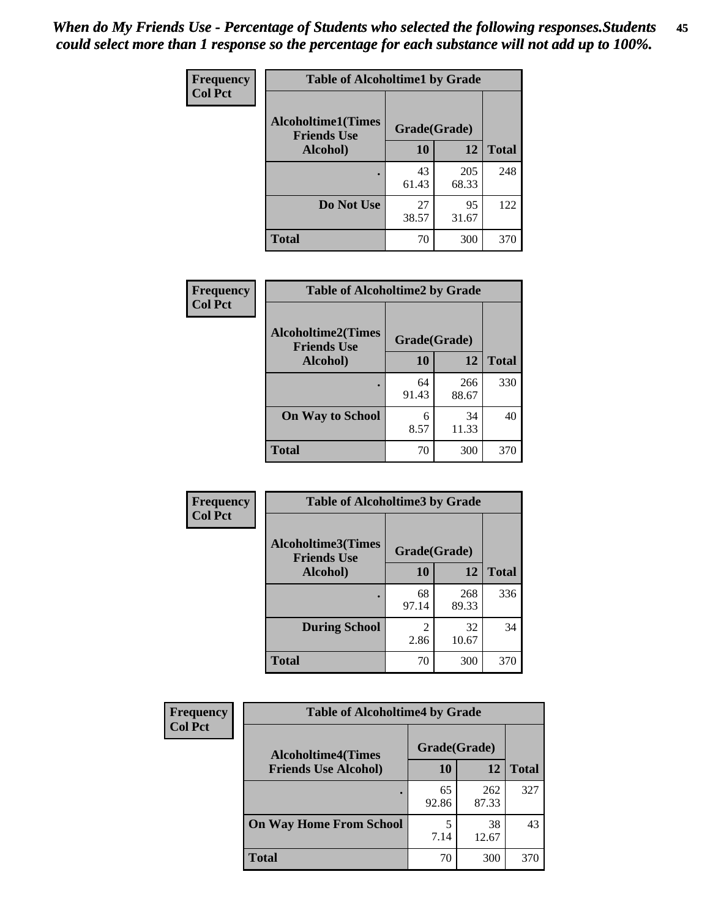*When do My Friends Use - Percentage of Students who selected the following responses.Students could select more than 1 response so the percentage for each substance will not add up to 100%.*

**Frequency**
**Col Pct**

| Table of Alcoholtime1 by Grade | | | |
|---|---|---|---|
| Alcoholtime1(Times Friends Use Alcohol) | Grade(Grade) | | Total |
| | 10 | 12 | |
| . | 43<br>61.43 | 205<br>68.33 | 248 |
| Do Not Use | 27<br>38.57 | 95<br>31.67 | 122 |
| Total | 70 | 300 | 370 |

**Frequency**
**Col Pct**

| Table of Alcoholtime2 by Grade | | | |
|---|---|---|---|
| Alcoholtime2(Times Friends Use Alcohol) | Grade(Grade) | | Total |
| | 10 | 12 | |
| . | 64<br>91.43 | 266<br>88.67 | 330 |
| On Way to School | 6<br>8.57 | 34<br>11.33 | 40 |
| Total | 70 | 300 | 370 |

**Frequency**
**Col Pct**

| Table of Alcoholtime3 by Grade | | | |
|---|---|---|---|
| Alcoholtime3(Times Friends Use Alcohol) | Grade(Grade) | | Total |
| | 10 | 12 | |
| . | 68<br>97.14 | 268<br>89.33 | 336 |
| During School | 2<br>2.86 | 32<br>10.67 | 34 |
| Total | 70 | 300 | 370 |

**Frequency**
**Col Pct**

| Table of Alcoholtime4 by Grade | | | |
|---|---|---|---|
| Alcoholtime4(Times Friends Use Alcohol) | Grade(Grade) | | Total |
| | 10 | 12 | |
| . | 65<br>92.86 | 262<br>87.33 | 327 |
| On Way Home From School | 5<br>7.14 | 38<br>12.67 | 43 |
| Total | 70 | 300 | 370 |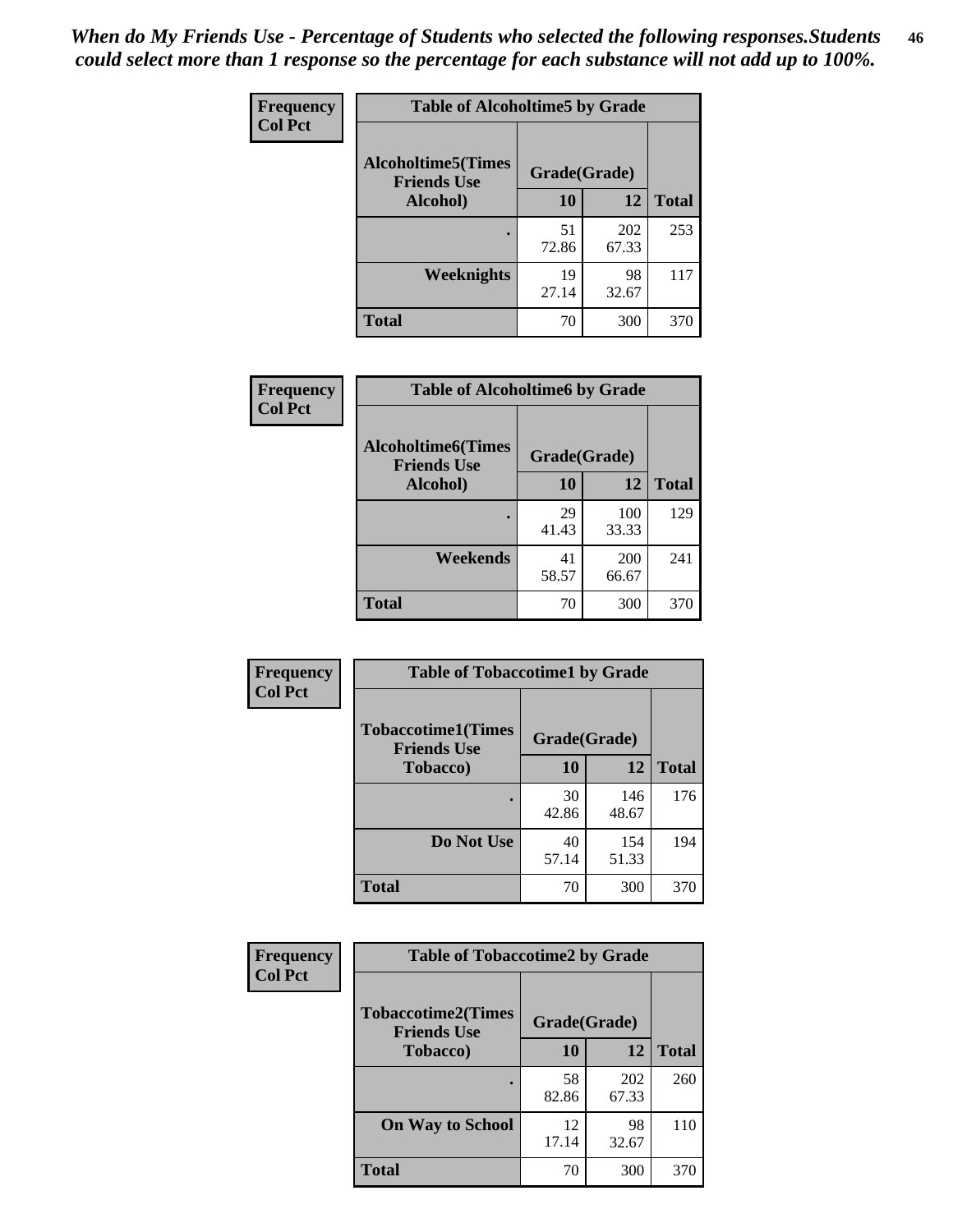*When do My Friends Use - Percentage of Students who selected the following responses.Students could select more than 1 response so the percentage for each substance will not add up to 100%.*

**Frequency**
**Col Pct**

| Table of Alcoholtime5 by Grade | | | |
|---|---|---|---|
| Alcoholtime5(Times Friends Use Alcohol) | Grade(Grade) | | Total |
| | 10 | 12 | |
| . | 51<br>72.86 | 202<br>67.33 | 253 |
| Weeknights | 19<br>27.14 | 98<br>32.67 | 117 |
| Total | 70 | 300 | 370 |

**Frequency**
**Col Pct**

| Table of Alcoholtime6 by Grade | | | |
|---|---|---|---|
| Alcoholtime6(Times Friends Use Alcohol) | Grade(Grade) | | Total |
| | 10 | 12 | |
| . | 29<br>41.43 | 100<br>33.33 | 129 |
| Weekends | 41<br>58.57 | 200<br>66.67 | 241 |
| Total | 70 | 300 | 370 |

**Frequency**
**Col Pct**

| Table of Tobaccotime1 by Grade | | | |
|---|---|---|---|
| Tobaccotime1(Times Friends Use Tobacco) | Grade(Grade) | | Total |
| | 10 | 12 | |
| . | 30<br>42.86 | 146<br>48.67 | 176 |
| Do Not Use | 40<br>57.14 | 154<br>51.33 | 194 |
| Total | 70 | 300 | 370 |

**Frequency**
**Col Pct**

| Table of Tobaccotime2 by Grade | | | |
|---|---|---|---|
| Tobaccotime2(Times Friends Use Tobacco) | Grade(Grade) | | Total |
| | 10 | 12 | |
| . | 58<br>82.86 | 202<br>67.33 | 260 |
| On Way to School | 12<br>17.14 | 98<br>32.67 | 110 |
| Total | 70 | 300 | 370 |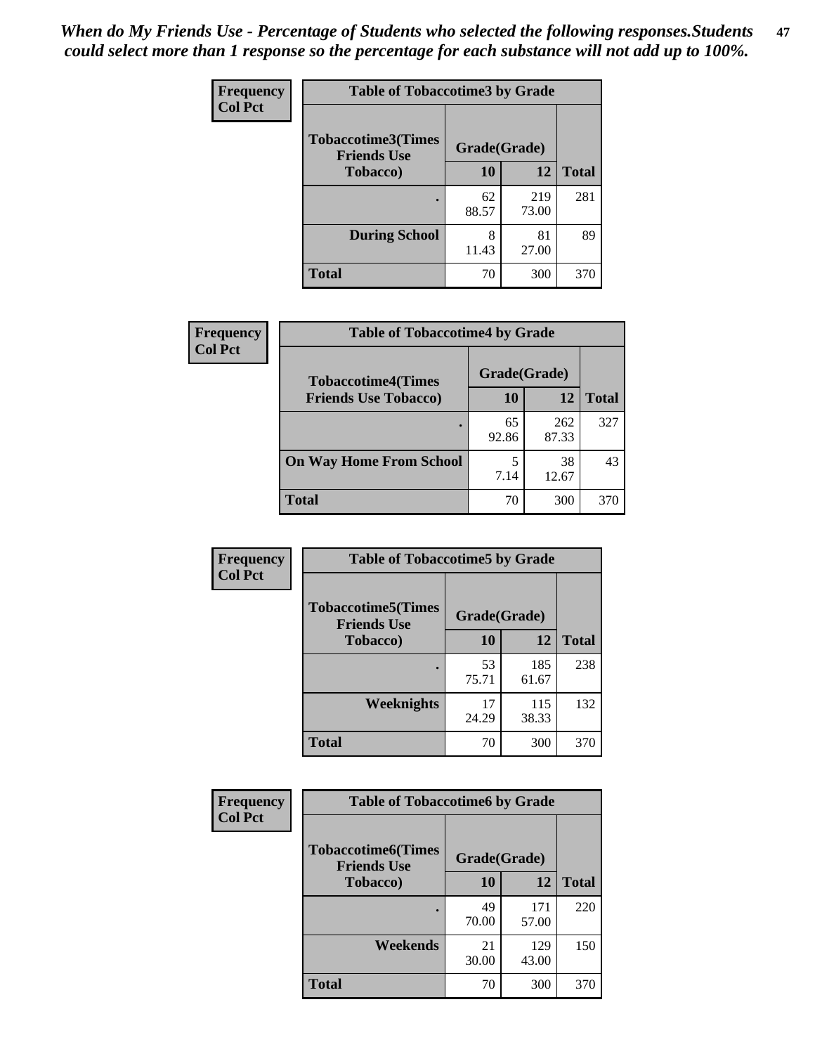*When do My Friends Use - Percentage of Students who selected the following responses.Students could select more than 1 response so the percentage for each substance will not add up to 100%.*

**Frequency**
**Col Pct**

| Table of Tobaccotime3 by Grade | | | |
|---|---|---|---|
| **Tobaccotime3(Times Friends Use Tobacco)** | **Grade(Grade)** | | **Total** |
| | **10** | **12** | |
| **.** | 62<br>88.57 | 219<br>73.00 | 281 |
| **During School** | 8<br>11.43 | 81<br>27.00 | 89 |
| **Total** | 70 | 300 | 370 |

**Frequency**
**Col Pct**

| Table of Tobaccotime4 by Grade | | | |
|---|---|---|---|
| **Tobaccotime4(Times Friends Use Tobacco)** | **Grade(Grade)** | | **Total** |
| | **10** | **12** | |
| **.** | 65<br>92.86 | 262<br>87.33 | 327 |
| **On Way Home From School** | 5<br>7.14 | 38<br>12.67 | 43 |
| **Total** | 70 | 300 | 370 |

**Frequency**
**Col Pct**

| Table of Tobaccotime5 by Grade | | | |
|---|---|---|---|
| **Tobaccotime5(Times Friends Use Tobacco)** | **Grade(Grade)** | | **Total** |
| | **10** | **12** | |
| **.** | 53<br>75.71 | 185<br>61.67 | 238 |
| **Weeknights** | 17<br>24.29 | 115<br>38.33 | 132 |
| **Total** | 70 | 300 | 370 |

**Frequency**
**Col Pct**

| Table of Tobaccotime6 by Grade | | | |
|---|---|---|---|
| **Tobaccotime6(Times Friends Use Tobacco)** | **Grade(Grade)** | | **Total** |
| | **10** | **12** | |
| **.** | 49<br>70.00 | 171<br>57.00 | 220 |
| **Weekends** | 21<br>30.00 | 129<br>43.00 | 150 |
| **Total** | 70 | 300 | 370 |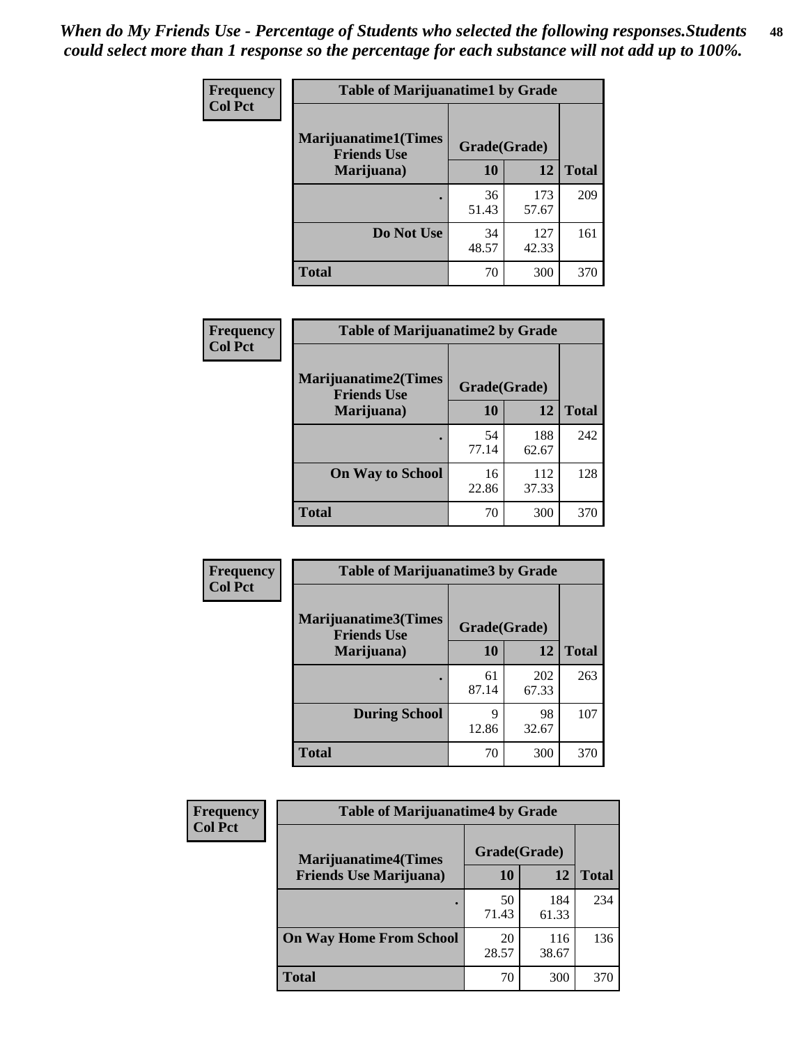*When do My Friends Use - Percentage of Students who selected the following responses.Students could select more than 1 response so the percentage for each substance will not add up to 100%.*

**Frequency**
**Col Pct**

| Table of Marijuanatime1 by Grade | | | |
|---|---|---|---|
| **Marijuanatime1(Times Friends Use Marijuana)** | **Grade(Grade)** | | **Total** |
| | **10** | **12** | |
| **.** | 36<br>51.43 | 173<br>57.67 | 209 |
| **Do Not Use** | 34<br>48.57 | 127<br>42.33 | 161 |
| **Total** | 70 | 300 | 370 |

**Frequency**
**Col Pct**

| Table of Marijuanatime2 by Grade | | | |
|---|---|---|---|
| **Marijuanatime2(Times Friends Use Marijuana)** | **Grade(Grade)** | | **Total** |
| | **10** | **12** | |
| **.** | 54<br>77.14 | 188<br>62.67 | 242 |
| **On Way to School** | 16<br>22.86 | 112<br>37.33 | 128 |
| **Total** | 70 | 300 | 370 |

**Frequency**
**Col Pct**

| Table of Marijuanatime3 by Grade | | | |
|---|---|---|---|
| **Marijuanatime3(Times Friends Use Marijuana)** | **Grade(Grade)** | | **Total** |
| | **10** | **12** | |
| **.** | 61<br>87.14 | 202<br>67.33 | 263 |
| **During School** | 9<br>12.86 | 98<br>32.67 | 107 |
| **Total** | 70 | 300 | 370 |

**Frequency**
**Col Pct**

| Table of Marijuanatime4 by Grade | | | |
|---|---|---|---|
| **Marijuanatime4(Times Friends Use Marijuana)** | **Grade(Grade)** | | **Total** |
| | **10** | **12** | |
| **.** | 50<br>71.43 | 184<br>61.33 | 234 |
| **On Way Home From School** | 20<br>28.57 | 116<br>38.67 | 136 |
| **Total** | 70 | 300 | 370 |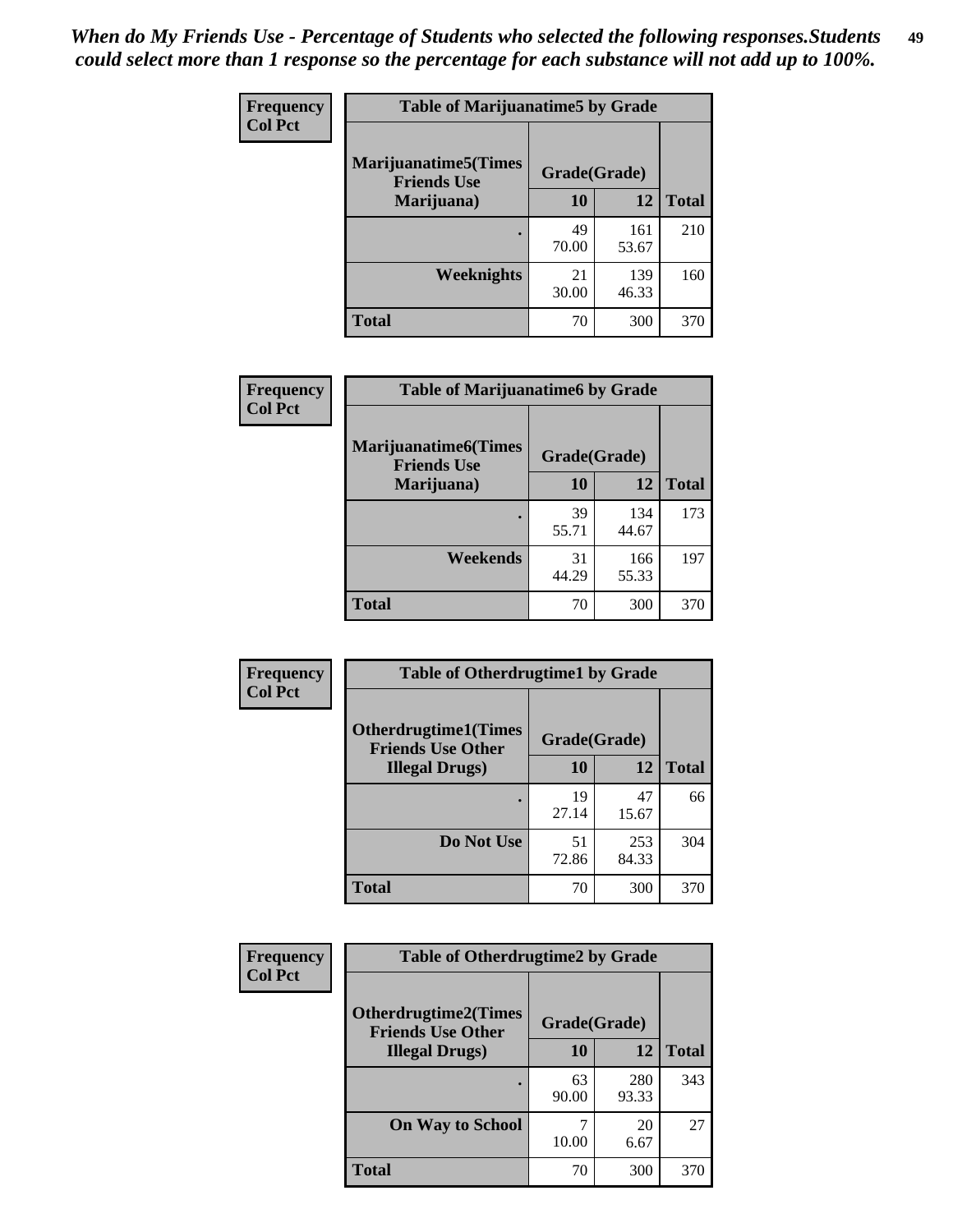*When do My Friends Use - Percentage of Students who selected the following responses.Students could select more than 1 response so the percentage for each substance will not add up to 100%.*

**Frequency**
**Col Pct**

| Table of Marijuanatime5 by Grade | | | |
|---|---|---|---|
| **Marijuanatime5(Times Friends Use Marijuana)** | **Grade(Grade)** | | **Total** |
| | **10** | **12** | |
| **.** | 49<br>70.00 | 161<br>53.67 | 210 |
| **Weeknights** | 21<br>30.00 | 139<br>46.33 | 160 |
| **Total** | 70 | 300 | 370 |

**Frequency**
**Col Pct**

| Table of Marijuanatime6 by Grade | | | |
|---|---|---|---|
| **Marijuanatime6(Times Friends Use Marijuana)** | **Grade(Grade)** | | **Total** |
| | **10** | **12** | |
| **.** | 39<br>55.71 | 134<br>44.67 | 173 |
| **Weekends** | 31<br>44.29 | 166<br>55.33 | 197 |
| **Total** | 70 | 300 | 370 |

**Frequency**
**Col Pct**

| Table of Otherdrugtime1 by Grade | | | |
|---|---|---|---|
| **Otherdrugtime1(Times Friends Use Other Illegal Drugs)** | **Grade(Grade)** | | **Total** |
| | **10** | **12** | |
| **.** | 19<br>27.14 | 47<br>15.67 | 66 |
| **Do Not Use** | 51<br>72.86 | 253<br>84.33 | 304 |
| **Total** | 70 | 300 | 370 |

**Frequency**
**Col Pct**

| Table of Otherdrugtime2 by Grade | | | |
|---|---|---|---|
| **Otherdrugtime2(Times Friends Use Other Illegal Drugs)** | **Grade(Grade)** | | **Total** |
| | **10** | **12** | |
| **.** | 63<br>90.00 | 280<br>93.33 | 343 |
| **On Way to School** | 7<br>10.00 | 20<br>6.67 | 27 |
| **Total** | 70 | 300 | 370 |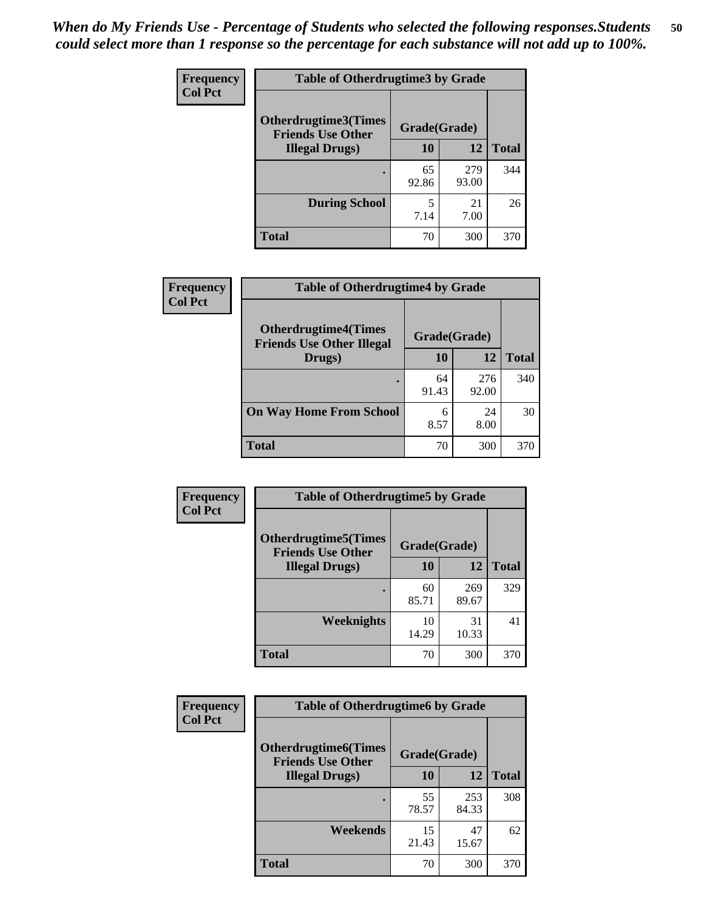*When do My Friends Use - Percentage of Students who selected the following responses.Students could select more than 1 response so the percentage for each substance will not add up to 100%.*

**Frequency**
**Col Pct**

| Table of Otherdrugtime3 by Grade | | | |
|---|---|---|---|
| **Otherdrugtime3(Times Friends Use Other Illegal Drugs)** | **Grade(Grade)** | | |
| | **10** | **12** | **Total** |
| **.** | 65<br>92.86 | 279<br>93.00 | 344 |
| **During School** | 5<br>7.14 | 21<br>7.00 | 26 |
| **Total** | 70 | 300 | 370 |

**Frequency**
**Col Pct**

| Table of Otherdrugtime4 by Grade | | | |
|---|---|---|---|
| **Otherdrugtime4(Times Friends Use Other Illegal Drugs)** | **Grade(Grade)** | | |
| | **10** | **12** | **Total** |
| **.** | 64<br>91.43 | 276<br>92.00 | 340 |
| **On Way Home From School** | 6<br>8.57 | 24<br>8.00 | 30 |
| **Total** | 70 | 300 | 370 |

**Frequency**
**Col Pct**

| Table of Otherdrugtime5 by Grade | | | |
|---|---|---|---|
| **Otherdrugtime5(Times Friends Use Other Illegal Drugs)** | **Grade(Grade)** | | |
| | **10** | **12** | **Total** |
| **.** | 60<br>85.71 | 269<br>89.67 | 329 |
| **Weeknights** | 10<br>14.29 | 31<br>10.33 | 41 |
| **Total** | 70 | 300 | 370 |

**Frequency**
**Col Pct**

| Table of Otherdrugtime6 by Grade | | | |
|---|---|---|---|
| **Otherdrugtime6(Times Friends Use Other Illegal Drugs)** | **Grade(Grade)** | | |
| | **10** | **12** | **Total** |
| **.** | 55<br>78.57 | 253<br>84.33 | 308 |
| **Weekends** | 15<br>21.43 | 47<br>15.67 | 62 |
| **Total** | 70 | 300 | 370 |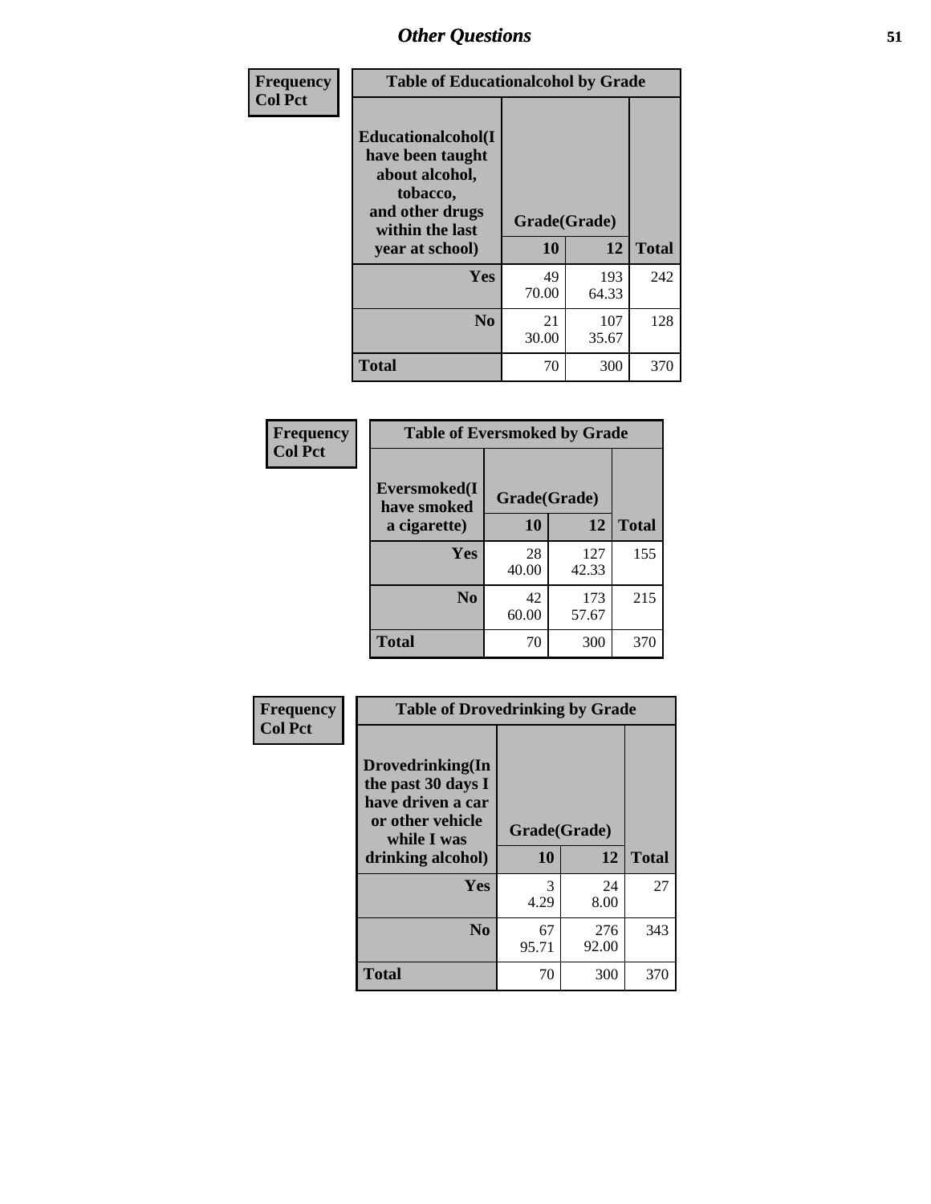| Frequency Col Pct | Table of Educationalalcohol by Grade | | |
|---|---|---|---|
| Educationalalcohol(I have been taught about alcohol, tobacco, and other drugs within the last year at school) | Grade(Grade) | | |
| | 10 | 12 | Total |
| Yes | 49<br>70.00 | 193<br>64.33 | 242 |
| No | 21<br>30.00 | 107<br>35.67 | 128 |
| Total | 70 | 300 | 370 |

| Frequency Col Pct | Table of Eversmoked by Grade | | |
|---|---|---|---|
| Eversmoked(I have smoked a cigarette) | Grade(Grade) | | |
| | 10 | 12 | Total |
| Yes | 28<br>40.00 | 127<br>42.33 | 155 |
| No | 42<br>60.00 | 173<br>57.67 | 215 |
| Total | 70 | 300 | 370 |

| Frequency Col Pct | Table of Drovedrinking by Grade | | |
|---|---|---|---|
| Drovedrinking(In the past 30 days I have driven a car or other vehicle while I was drinking alcohol) | Grade(Grade) | | |
| | 10 | 12 | Total |
| Yes | 3<br>4.29 | 24<br>8.00 | 27 |
| No | 67<br>95.71 | 276<br>92.00 | 343 |
| Total | 70 | 300 | 370 |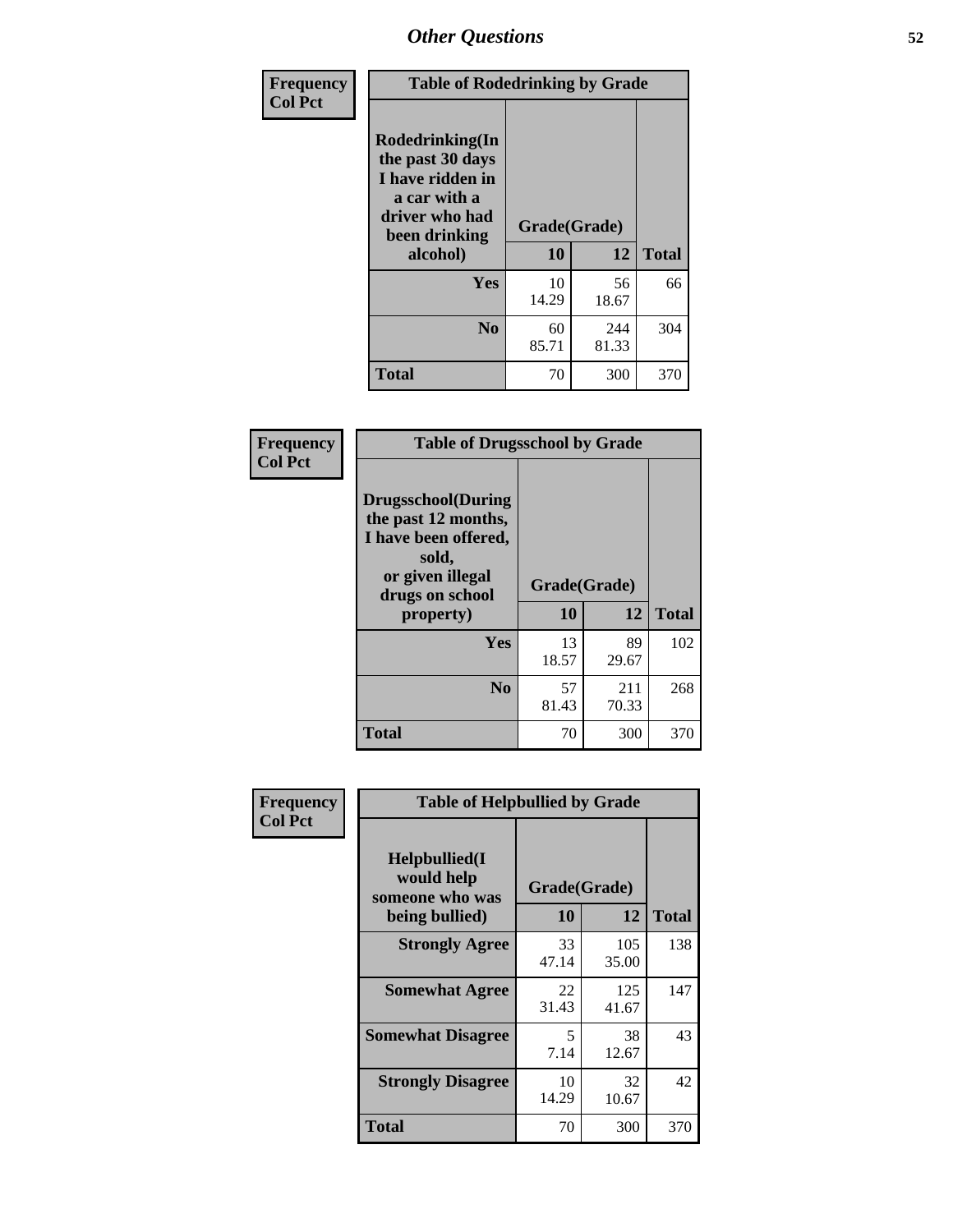## Other Questions

**Frequency**
**Col Pct**

| Table of Rodedrinking by Grade | | | |
|---|---|---|---|
| Rodedrinking(In the past 30 days I have ridden in a car with a driver who had been drinking alcohol) | Grade(Grade) | | |
| | 10 | 12 | Total |
| **Yes** | 10<br>14.29 | 56<br>18.67 | 66 |
| **No** | 60<br>85.71 | 244<br>81.33 | 304 |
| **Total** | 70 | 300 | 370 |

**Frequency**
**Col Pct**

| Table of Drugsschool by Grade | | | |
|---|---|---|---|
| Drugsschool(During the past 12 months, I have been offered, sold, or given illegal drugs on school property) | Grade(Grade) | | |
| | 10 | 12 | Total |
| **Yes** | 13<br>18.57 | 89<br>29.67 | 102 |
| **No** | 57<br>81.43 | 211<br>70.33 | 268 |
| **Total** | 70 | 300 | 370 |

**Frequency**
**Col Pct**

| Table of Helpbullied by Grade | | | |
|---|---|---|---|
| Helpbullied(I would help someone who was being bullied) | Grade(Grade) | | |
| | 10 | 12 | Total |
| **Strongly Agree** | 33<br>47.14 | 105<br>35.00 | 138 |
| **Somewhat Agree** | 22<br>31.43 | 125<br>41.67 | 147 |
| **Somewhat Disagree** | 5<br>7.14 | 38<br>12.67 | 43 |
| **Strongly Disagree** | 10<br>14.29 | 32<br>10.67 | 42 |
| **Total** | 70 | 300 | 370 |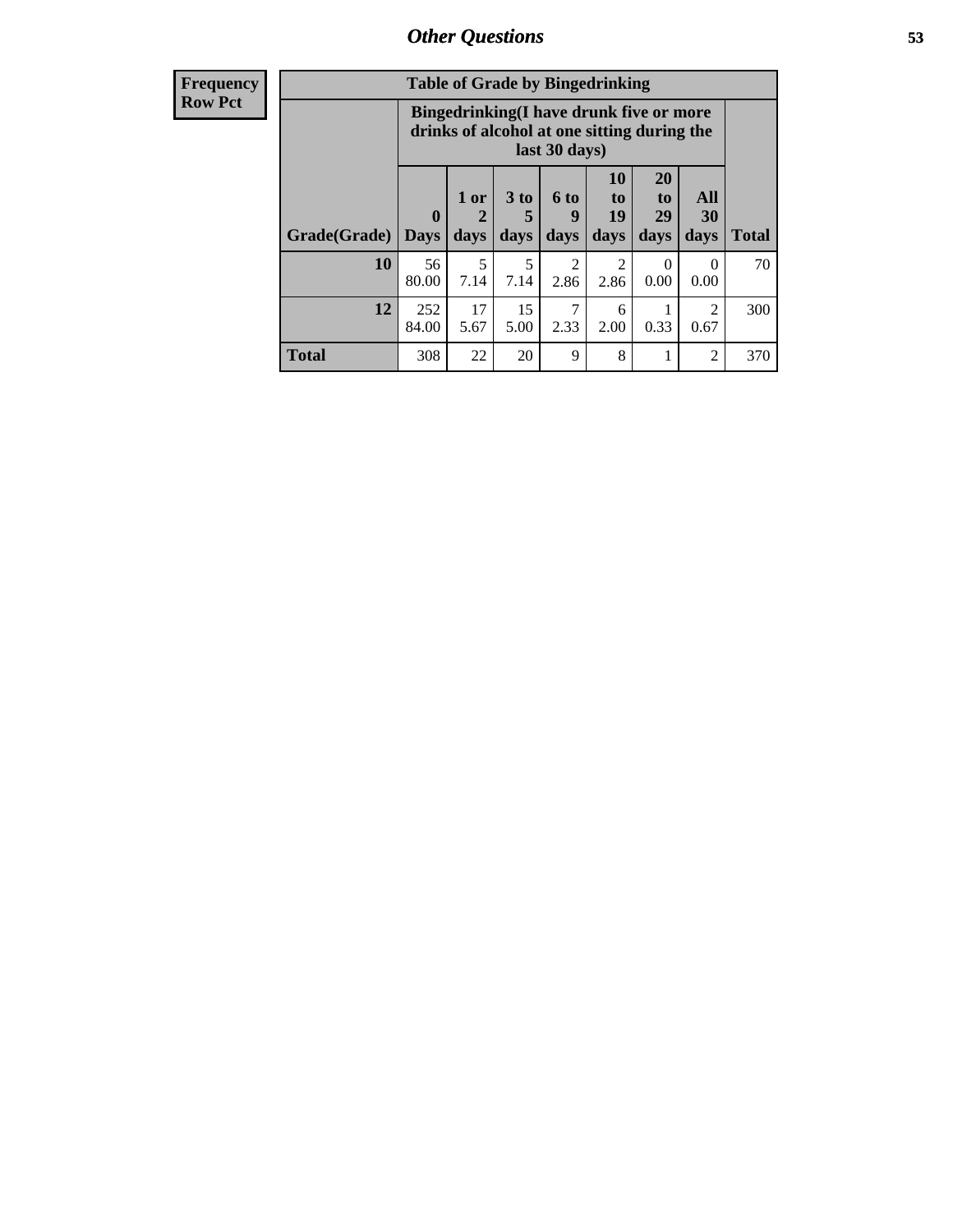| Frequency Row Pct |
|---|

**Table of Grade by Bingedrinking**

| Grade(Grade) | Bingedrinking(I have drunk five or more drinks of alcohol at one sitting during the last 30 days) 0 Days | 1 or 2 days | 3 to 5 days | 6 to 9 days | 10 to 19 days | 20 to 29 days | All 30 days | Total |
|---|---|---|---|---|---|---|---|---|
| 10 | 56<br>80.00 | 5<br>7.14 | 5<br>7.14 | 2<br>2.86 | 2<br>2.86 | 0<br>0.00 | 0<br>0.00 | 70 |
| 12 | 252<br>84.00 | 17<br>5.67 | 15<br>5.00 | 7<br>2.33 | 6<br>2.00 | 1<br>0.33 | 2<br>0.67 | 300 |
| Total | 308 | 22 | 20 | 9 | 8 | 1 | 2 | 370 |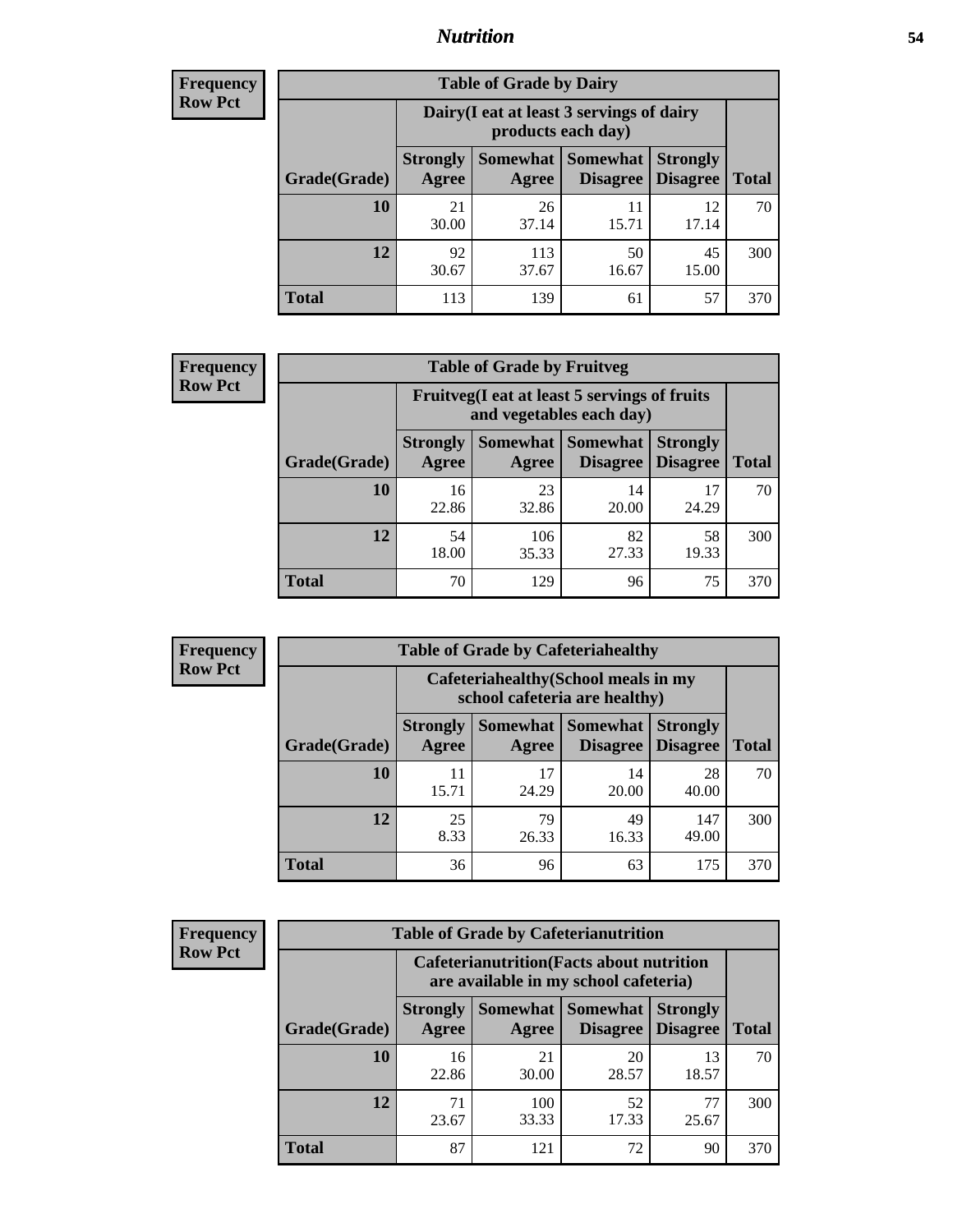**Frequency**
**Row Pct**

**Table of Grade by Dairy**

| Grade(Grade) | Dairy(I eat at least 3 servings of dairy products each day) | | | | Total |
|---|---|---|---|---|---|
| | Strongly Agree | Somewhat Agree | Somewhat Disagree | Strongly Disagree | |
| 10 | 21<br>30.00 | 26<br>37.14 | 11<br>15.71 | 12<br>17.14 | 70 |
| 12 | 92<br>30.67 | 113<br>37.67 | 50<br>16.67 | 45<br>15.00 | 300 |
| Total | 113 | 139 | 61 | 57 | 370 |

**Frequency**
**Row Pct**

**Table of Grade by Fruitveg**

| Grade(Grade) | Fruitveg(I eat at least 5 servings of fruits and vegetables each day) | | | | Total |
|---|---|---|---|---|---|
| | Strongly Agree | Somewhat Agree | Somewhat Disagree | Strongly Disagree | |
| 10 | 16<br>22.86 | 23<br>32.86 | 14<br>20.00 | 17<br>24.29 | 70 |
| 12 | 54<br>18.00 | 106<br>35.33 | 82<br>27.33 | 58<br>19.33 | 300 |
| Total | 70 | 129 | 96 | 75 | 370 |

**Frequency**
**Row Pct**

**Table of Grade by Cafeteriahealthy**

| Grade(Grade) | Cafeteriahealthy(School meals in my school cafeteria are healthy) | | | | Total |
|---|---|---|---|---|---|
| | Strongly Agree | Somewhat Agree | Somewhat Disagree | Strongly Disagree | |
| 10 | 11<br>15.71 | 17<br>24.29 | 14<br>20.00 | 28<br>40.00 | 70 |
| 12 | 25<br>8.33 | 79<br>26.33 | 49<br>16.33 | 147<br>49.00 | 300 |
| Total | 36 | 96 | 63 | 175 | 370 |

**Frequency**
**Row Pct**

**Table of Grade by Cafeterianutrition**

| Grade(Grade) | Cafeterianutrition(Facts about nutrition are available in my school cafeteria) | | | | Total |
|---|---|---|---|---|---|
| | Strongly Agree | Somewhat Agree | Somewhat Disagree | Strongly Disagree | |
| 10 | 16<br>22.86 | 21<br>30.00 | 20<br>28.57 | 13<br>18.57 | 70 |
| 12 | 71<br>23.67 | 100<br>33.33 | 52<br>17.33 | 77<br>25.67 | 300 |
| Total | 87 | 121 | 72 | 90 | 370 |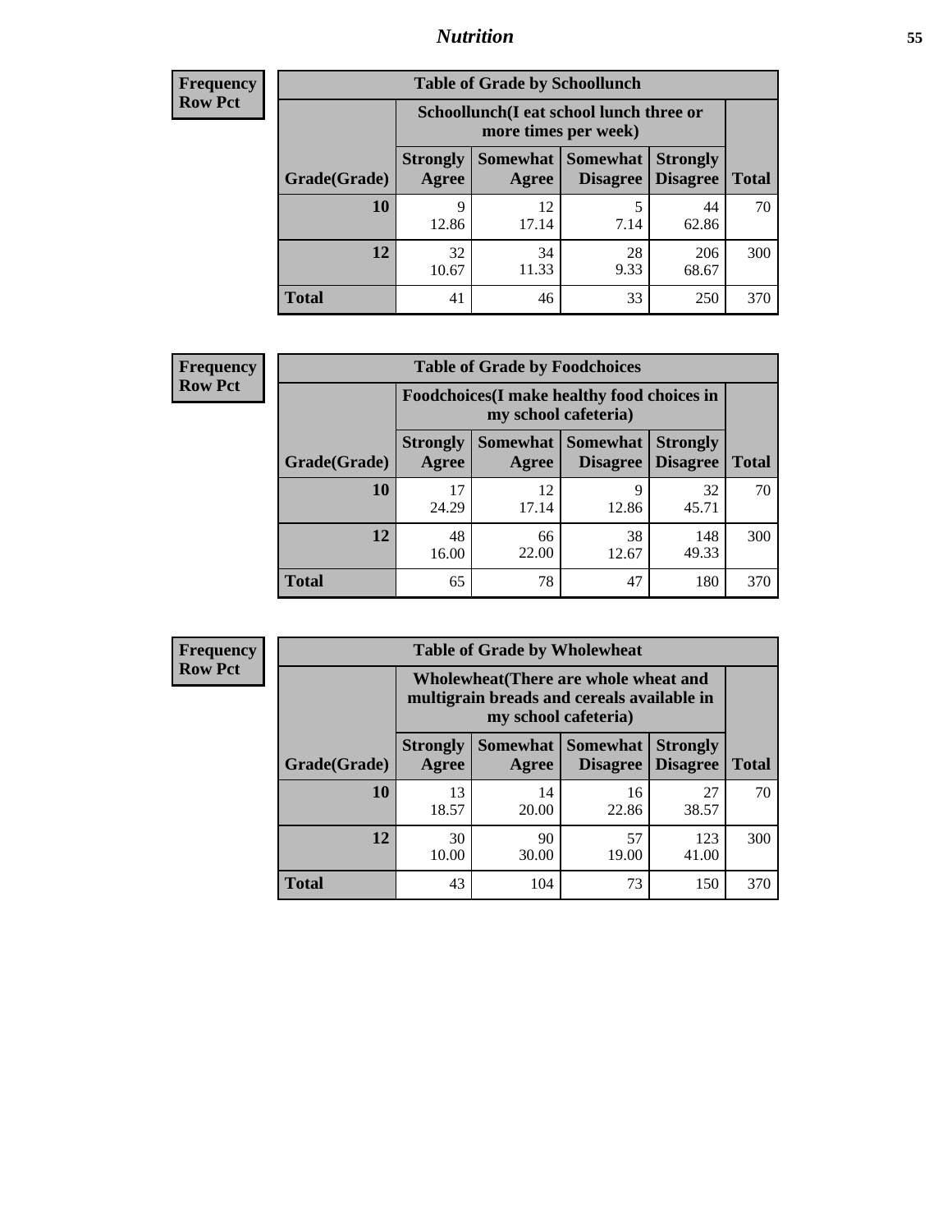**Frequency**
**Row Pct**

| Table of Grade by Schoollunch | | | | | |
|---|---|---|---|---|---|
| | Schoollunch(I eat school lunch three or more times per week) | | | | |
| Grade(Grade) | Strongly Agree | Somewhat Agree | Somewhat Disagree | Strongly Disagree | Total |
| 10 | 9<br>12.86 | 12<br>17.14 | 5<br>7.14 | 44<br>62.86 | 70 |
| 12 | 32<br>10.67 | 34<br>11.33 | 28<br>9.33 | 206<br>68.67 | 300 |
| Total | 41 | 46 | 33 | 250 | 370 |

**Frequency**
**Row Pct**

| Table of Grade by Foodchoices | | | | | |
|---|---|---|---|---|---|
| | Foodchoices(I make healthy food choices in my school cafeteria) | | | | |
| Grade(Grade) | Strongly Agree | Somewhat Agree | Somewhat Disagree | Strongly Disagree | Total |
| 10 | 17<br>24.29 | 12<br>17.14 | 9<br>12.86 | 32<br>45.71 | 70 |
| 12 | 48<br>16.00 | 66<br>22.00 | 38<br>12.67 | 148<br>49.33 | 300 |
| Total | 65 | 78 | 47 | 180 | 370 |

**Frequency**
**Row Pct**

| Table of Grade by Wholewheat | | | | | |
|---|---|---|---|---|---|
| | Wholewheat(There are whole wheat and multigrain breads and cereals available in my school cafeteria) | | | | |
| Grade(Grade) | Strongly Agree | Somewhat Agree | Somewhat Disagree | Strongly Disagree | Total |
| 10 | 13<br>18.57 | 14<br>20.00 | 16<br>22.86 | 27<br>38.57 | 70 |
| 12 | 30<br>10.00 | 90<br>30.00 | 57<br>19.00 | 123<br>41.00 | 300 |
| Total | 43 | 104 | 73 | 150 | 370 |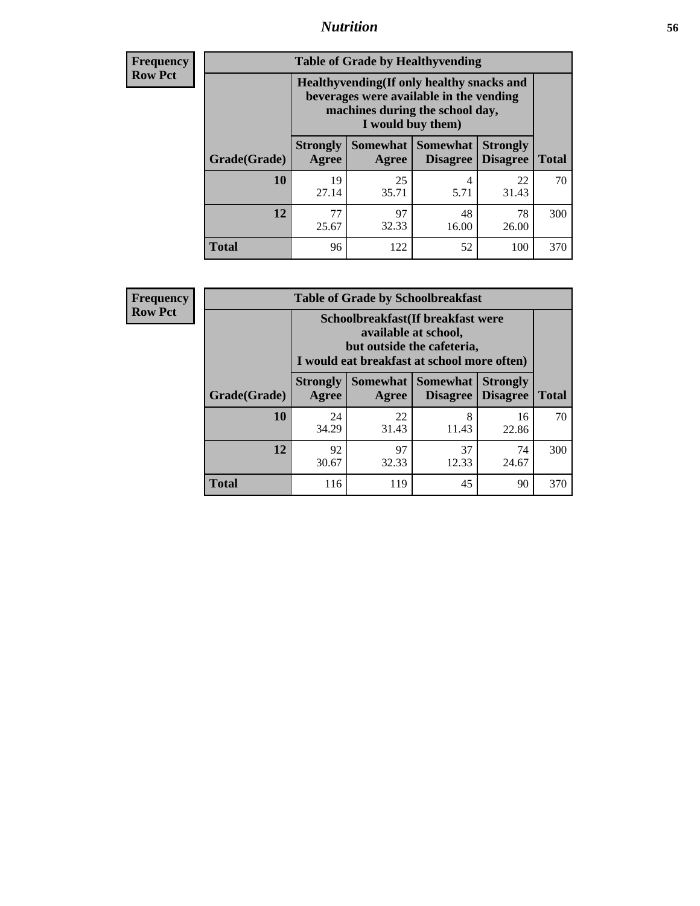## Nutrition

**Frequency Row Pct**

**Table of Grade by Healthyvending**

| Grade(Grade) | Healthyvending(If only healthy snacks and beverages were available in the vending machines during the school day, I would buy them) | | | | Total |
|---|---|---|---|---|---|
| | Strongly Agree | Somewhat Agree | Somewhat Disagree | Strongly Disagree | |
| **10** | 19<br>27.14 | 25<br>35.71 | 4<br>5.71 | 22<br>31.43 | 70 |
| **12** | 77<br>25.67 | 97<br>32.33 | 48<br>16.00 | 78<br>26.00 | 300 |
| **Total** | 96 | 122 | 52 | 100 | 370 |

**Frequency Row Pct**

**Table of Grade by Schoolbreakfast**

| Grade(Grade) | Schoolbreakfast(If breakfast were available at school, but outside the cafeteria, I would eat breakfast at school more often) | | | | Total |
|---|---|---|---|---|---|
| | Strongly Agree | Somewhat Agree | Somewhat Disagree | Strongly Disagree | |
| **10** | 24<br>34.29 | 22<br>31.43 | 8<br>11.43 | 16<br>22.86 | 70 |
| **12** | 92<br>30.67 | 97<br>32.33 | 37<br>12.33 | 74<br>24.67 | 300 |
| **Total** | 116 | 119 | 45 | 90 | 370 |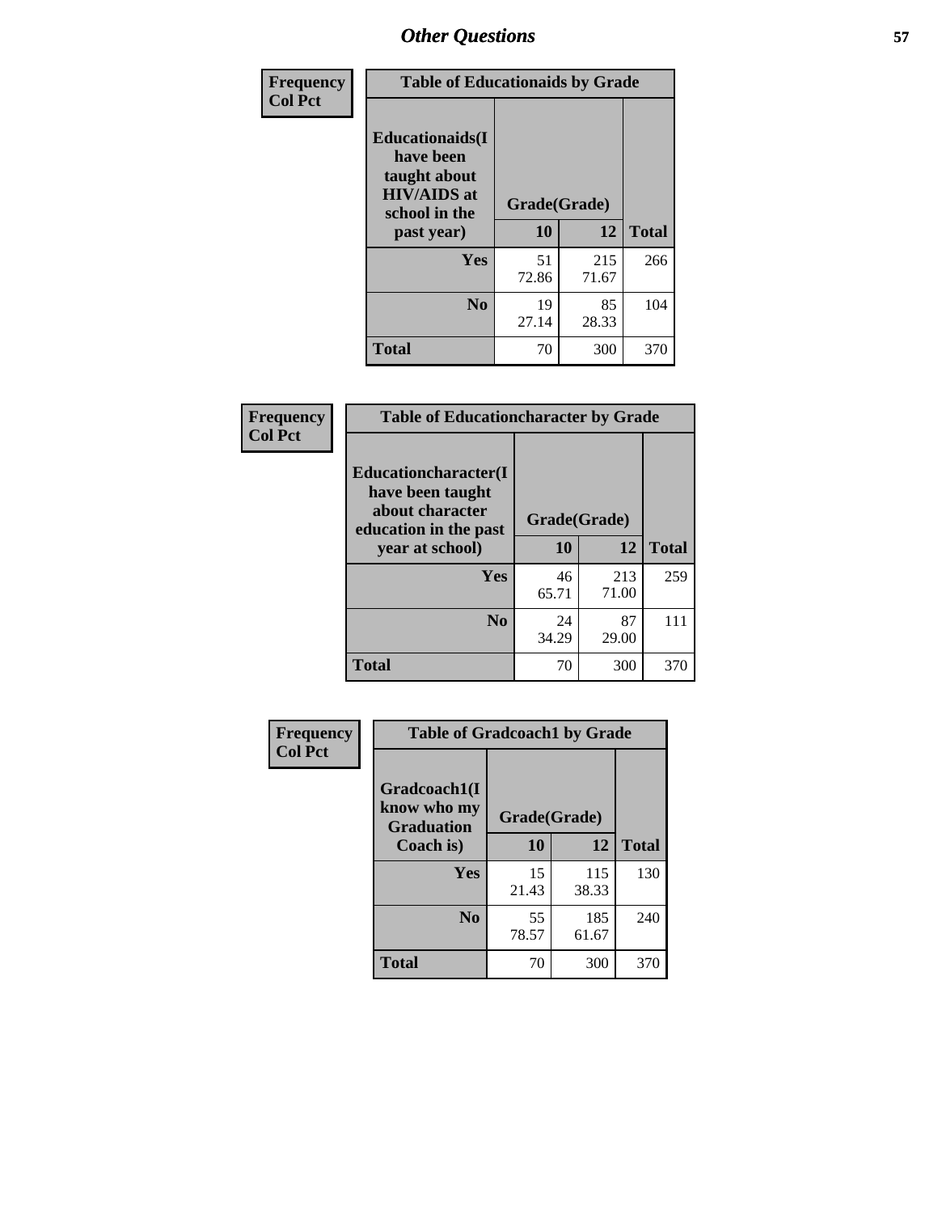## Other Questions

| Frequency<br>Col Pct |
|---|

**Table of Educationaids by Grade**

| Educationaids(I have been taught about HIV/AIDS at school in the past year) | Grade(Grade) | | Total |
|---|---|---|---|
| | 10 | 12 | |
| Yes | 51<br>72.86 | 215<br>71.67 | 266 |
| No | 19<br>27.14 | 85<br>28.33 | 104 |
| Total | 70 | 300 | 370 |

| Frequency<br>Col Pct |
|---|

**Table of Educationcharacter by Grade**

| Educationcharacter(I have been taught about character education in the past year at school) | Grade(Grade) | | Total |
|---|---|---|---|
| | 10 | 12 | |
| Yes | 46<br>65.71 | 213<br>71.00 | 259 |
| No | 24<br>34.29 | 87<br>29.00 | 111 |
| Total | 70 | 300 | 370 |

| Frequency<br>Col Pct |
|---|

**Table of Gradcoach1 by Grade**

| Gradcoach1(I know who my Graduation Coach is) | Grade(Grade) | | Total |
|---|---|---|---|
| | 10 | 12 | |
| Yes | 15<br>21.43 | 115<br>38.33 | 130 |
| No | 55<br>78.57 | 185<br>61.67 | 240 |
| Total | 70 | 300 | 370 |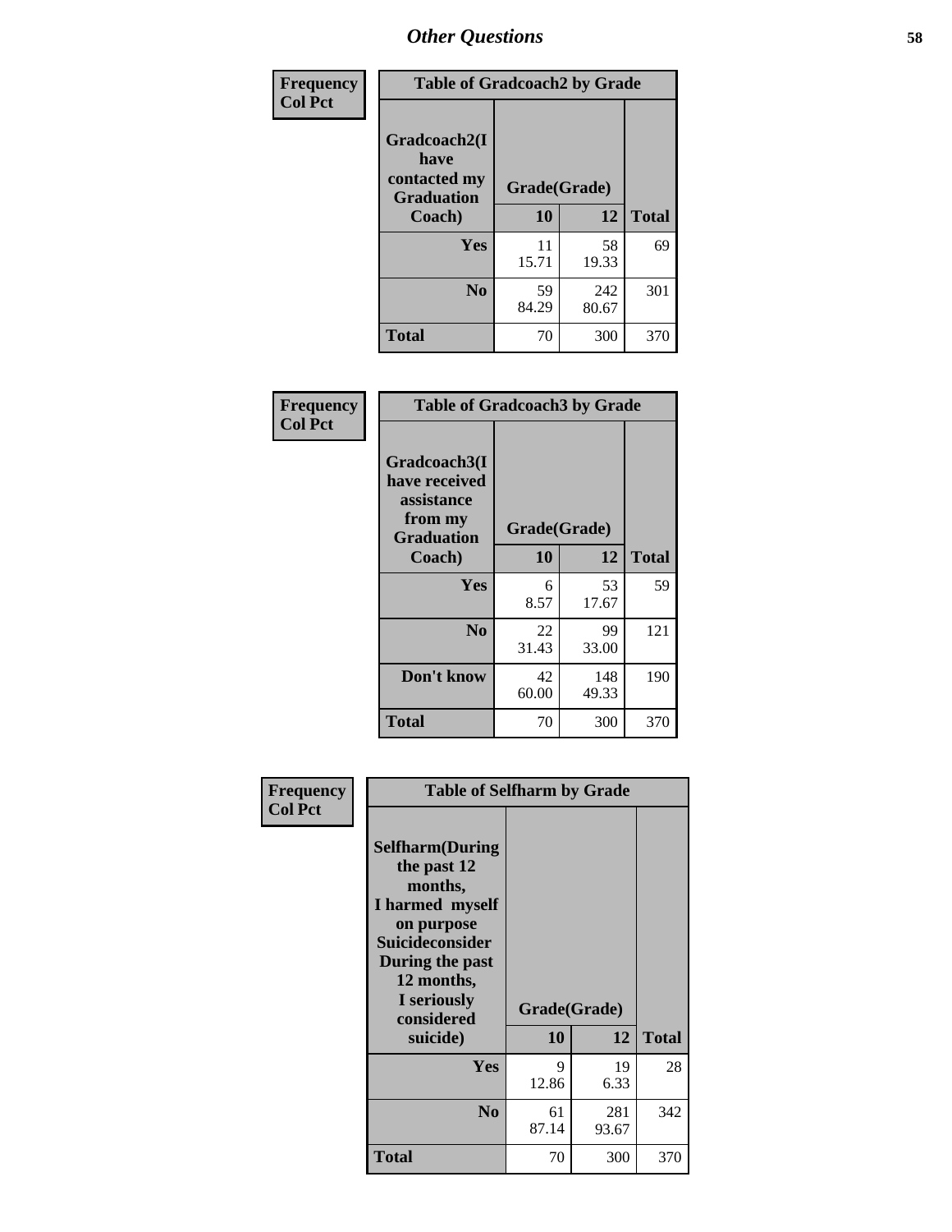# Other Questions

Frequency
Col Pct

| Table of Gradcoach2 by Grade | | | |
|---|---|---|---|
| Gradcoach2(I have contacted my Graduation Coach) | Grade(Grade) | | |
| | 10 | 12 | Total |
| Yes | 11<br>15.71 | 58<br>19.33 | 69 |
| No | 59<br>84.29 | 242<br>80.67 | 301 |
| Total | 70 | 300 | 370 |

Frequency
Col Pct

| Table of Gradcoach3 by Grade | | | |
|---|---|---|---|
| Gradcoach3(I have received assistance from my Graduation Coach) | Grade(Grade) | | |
| | 10 | 12 | Total |
| Yes | 6<br>8.57 | 53<br>17.67 | 59 |
| No | 22<br>31.43 | 99<br>33.00 | 121 |
| Don't know | 42<br>60.00 | 148<br>49.33 | 190 |
| Total | 70 | 300 | 370 |

Frequency
Col Pct

| Table of Selfharm by Grade | | | |
|---|---|---|---|
| Selfharm(During the past 12 months, I harmed myself on purpose Suicideconsider During the past 12 months, I seriously considered suicide) | Grade(Grade) | | |
| | 10 | 12 | Total |
| Yes | 9<br>12.86 | 19<br>6.33 | 28 |
| No | 61<br>87.14 | 281<br>93.67 | 342 |
| Total | 70 | 300 | 370 |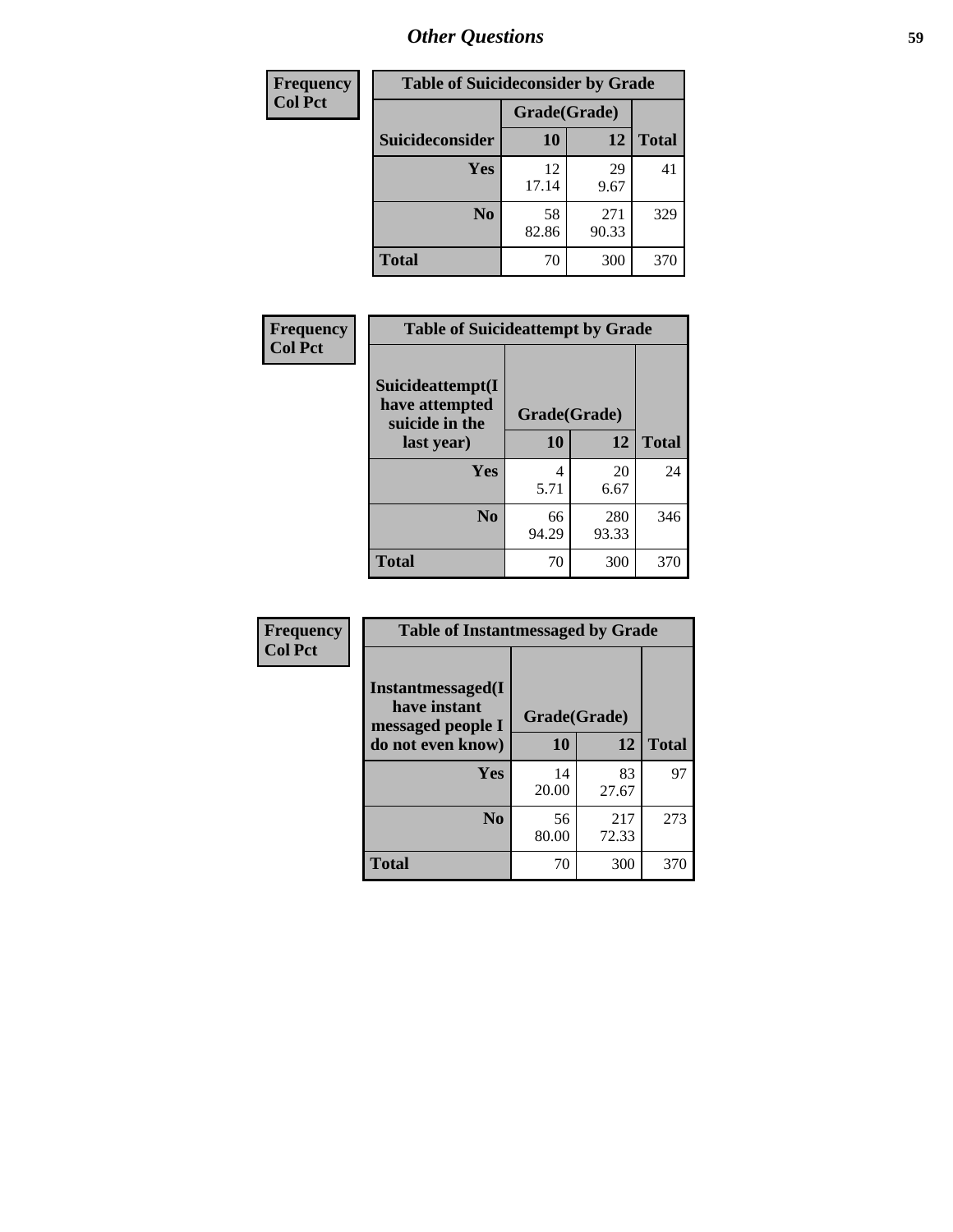# Other Questions

| Frequency Col Pct | Table of Suicideconsider by Grade | | |
|---|---|---|---|
| | Grade(Grade) | | |
| Suicideconsider | 10 | 12 | Total |
| Yes | 12<br>17.14 | 29<br>9.67 | 41 |
| No | 58<br>82.86 | 271<br>90.33 | 329 |
| Total | 70 | 300 | 370 |

| Frequency Col Pct | Table of Suicideattempt by Grade | | |
|---|---|---|---|
| Suicideattempt(I have attempted suicide in the last year) | Grade(Grade) | | |
| | 10 | 12 | Total |
| Yes | 4<br>5.71 | 20<br>6.67 | 24 |
| No | 66<br>94.29 | 280<br>93.33 | 346 |
| Total | 70 | 300 | 370 |

| Frequency Col Pct | Table of Instantmessaged by Grade | | |
|---|---|---|---|
| Instantmessaged(I have instant messaged people I do not even know) | Grade(Grade) | | |
| | 10 | 12 | Total |
| Yes | 14<br>20.00 | 83<br>27.67 | 97 |
| No | 56<br>80.00 | 217<br>72.33 | 273 |
| Total | 70 | 300 | 370 |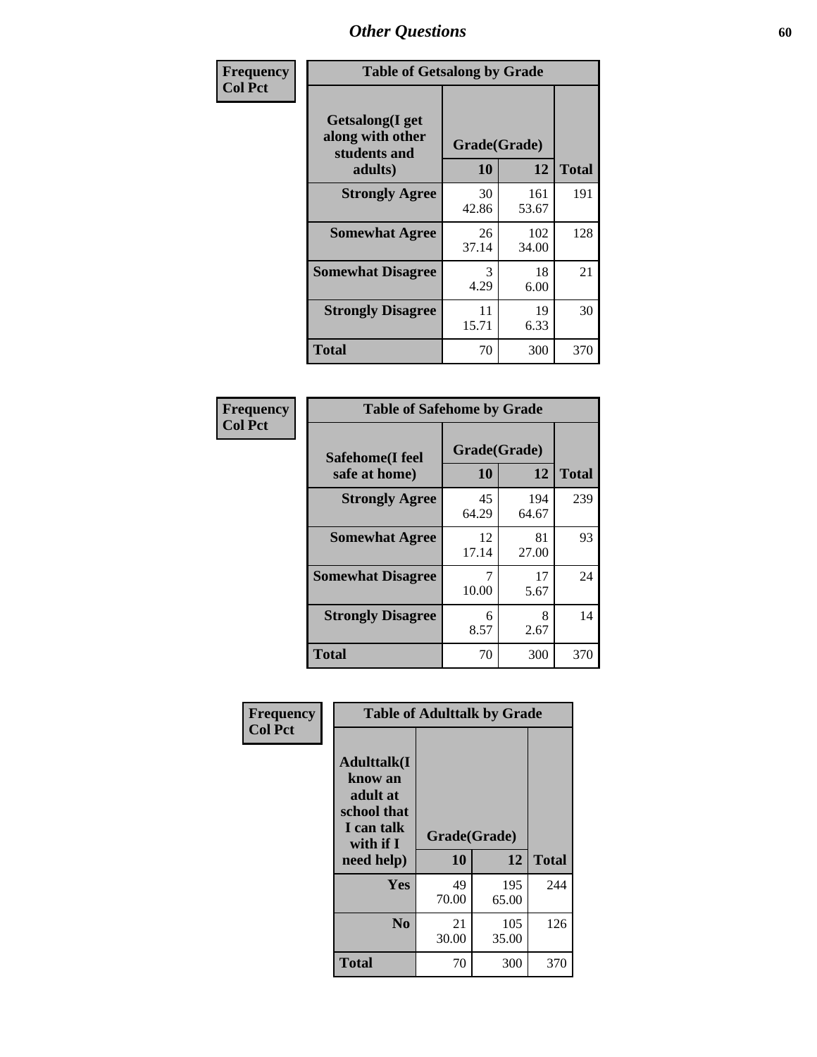## Other Questions

**Frequency / Col Pct**

**Table of Getsalong by Grade**

| Getsalong(I get along with other students and adults) | Grade(Grade) 10 | 12 | Total |
|---|---|---|---|
| **Strongly Agree** | 30<br>42.86 | 161<br>53.67 | 191 |
| **Somewhat Agree** | 26<br>37.14 | 102<br>34.00 | 128 |
| **Somewhat Disagree** | 3<br>4.29 | 18<br>6.00 | 21 |
| **Strongly Disagree** | 11<br>15.71 | 19<br>6.33 | 30 |
| **Total** | 70 | 300 | 370 |

**Frequency / Col Pct**

**Table of Safehome by Grade**

| Safehome(I feel safe at home) | Grade(Grade) 10 | 12 | Total |
|---|---|---|---|
| **Strongly Agree** | 45<br>64.29 | 194<br>64.67 | 239 |
| **Somewhat Agree** | 12<br>17.14 | 81<br>27.00 | 93 |
| **Somewhat Disagree** | 7<br>10.00 | 17<br>5.67 | 24 |
| **Strongly Disagree** | 6<br>8.57 | 8<br>2.67 | 14 |
| **Total** | 70 | 300 | 370 |

**Frequency / Col Pct**

**Table of Adulttalk by Grade**

| Adulttalk(I know an adult at school that I can talk with if I need help) | Grade(Grade) 10 | 12 | Total |
|---|---|---|---|
| **Yes** | 49<br>70.00 | 195<br>65.00 | 244 |
| **No** | 21<br>30.00 | 105<br>35.00 | 126 |
| **Total** | 70 | 300 | 370 |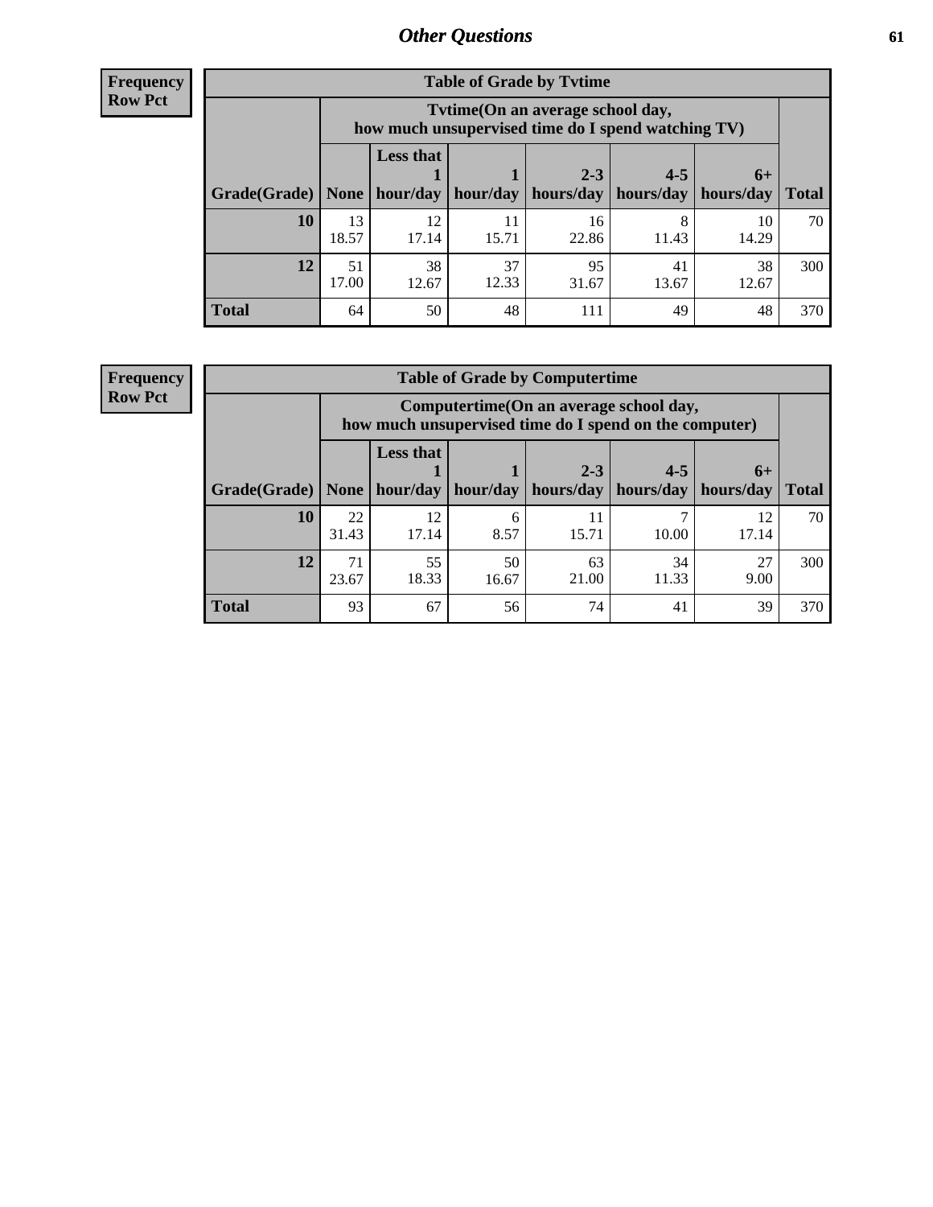## Other Questions

**Frequency**
**Row Pct**

| Table of Grade by Tvtime | | | | | | | |
|---|---|---|---|---|---|---|---|
| | Tvtime(On an average school day, how much unsupervised time do I spend watching TV) | | | | | | |
| Grade(Grade) | None | Less that 1 hour/day | 1 hour/day | 2-3 hours/day | 4-5 hours/day | 6+ hours/day | Total |
| **10** | 13<br>18.57 | 12<br>17.14 | 11<br>15.71 | 16<br>22.86 | 8<br>11.43 | 10<br>14.29 | 70 |
| **12** | 51<br>17.00 | 38<br>12.67 | 37<br>12.33 | 95<br>31.67 | 41<br>13.67 | 38<br>12.67 | 300 |
| **Total** | 64 | 50 | 48 | 111 | 49 | 48 | 370 |

**Frequency**
**Row Pct**

| Table of Grade by Computertime | | | | | | | |
|---|---|---|---|---|---|---|---|
| | Computertime(On an average school day, how much unsupervised time do I spend on the computer) | | | | | | |
| Grade(Grade) | None | Less that 1 hour/day | 1 hour/day | 2-3 hours/day | 4-5 hours/day | 6+ hours/day | Total |
| **10** | 22<br>31.43 | 12<br>17.14 | 6<br>8.57 | 11<br>15.71 | 7<br>10.00 | 12<br>17.14 | 70 |
| **12** | 71<br>23.67 | 55<br>18.33 | 50<br>16.67 | 63<br>21.00 | 34<br>11.33 | 27<br>9.00 | 300 |
| **Total** | 93 | 67 | 56 | 74 | 41 | 39 | 370 |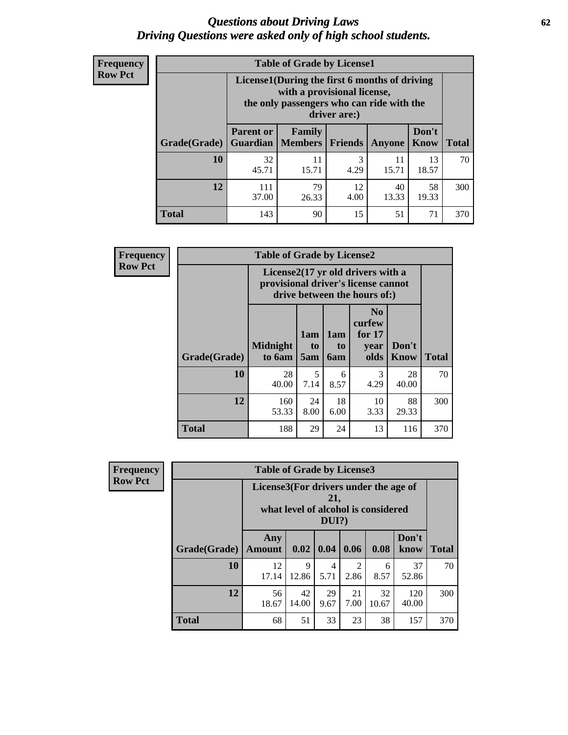## *Questions about Driving Laws*
## *Driving Questions were asked only of high school students.*

**Frequency**
**Row Pct**

| Table of Grade by License1 | | | | | | |
|---|---|---|---|---|---|---|
| | License1(During the first 6 months of driving with a provisional license, the only passengers who can ride with the driver are:) | | | | | |
| Grade(Grade) | Parent or Guardian | Family Members | Friends | Anyone | Don't Know | Total |
| **10** | 32<br>45.71 | 11<br>15.71 | 3<br>4.29 | 11<br>15.71 | 13<br>18.57 | 70 |
| **12** | 111<br>37.00 | 79<br>26.33 | 12<br>4.00 | 40<br>13.33 | 58<br>19.33 | 300 |
| **Total** | 143 | 90 | 15 | 51 | 71 | 370 |

**Frequency**
**Row Pct**

| Table of Grade by License2 | | | | | | |
|---|---|---|---|---|---|---|
| | License2(17 yr old drivers with a provisional driver's license cannot drive between the hours of:) | | | | | |
| Grade(Grade) | Midnight to 6am | 1am to 5am | 1am to 6am | No curfew for 17 year olds | Don't Know | Total |
| **10** | 28<br>40.00 | 5<br>7.14 | 6<br>8.57 | 3<br>4.29 | 28<br>40.00 | 70 |
| **12** | 160<br>53.33 | 24<br>8.00 | 18<br>6.00 | 10<br>3.33 | 88<br>29.33 | 300 |
| **Total** | 188 | 29 | 24 | 13 | 116 | 370 |

**Frequency**
**Row Pct**

| Table of Grade by License3 | | | | | | | |
|---|---|---|---|---|---|---|---|
| | License3(For drivers under the age of 21, what level of alcohol is considered DUI?) | | | | | | |
| Grade(Grade) | Any Amount | 0.02 | 0.04 | 0.06 | 0.08 | Don't know | Total |
| **10** | 12<br>17.14 | 9<br>12.86 | 4<br>5.71 | 2<br>2.86 | 6<br>8.57 | 37<br>52.86 | 70 |
| **12** | 56<br>18.67 | 42<br>14.00 | 29<br>9.67 | 21<br>7.00 | 32<br>10.67 | 120<br>40.00 | 300 |
| **Total** | 68 | 51 | 33 | 23 | 38 | 157 | 370 |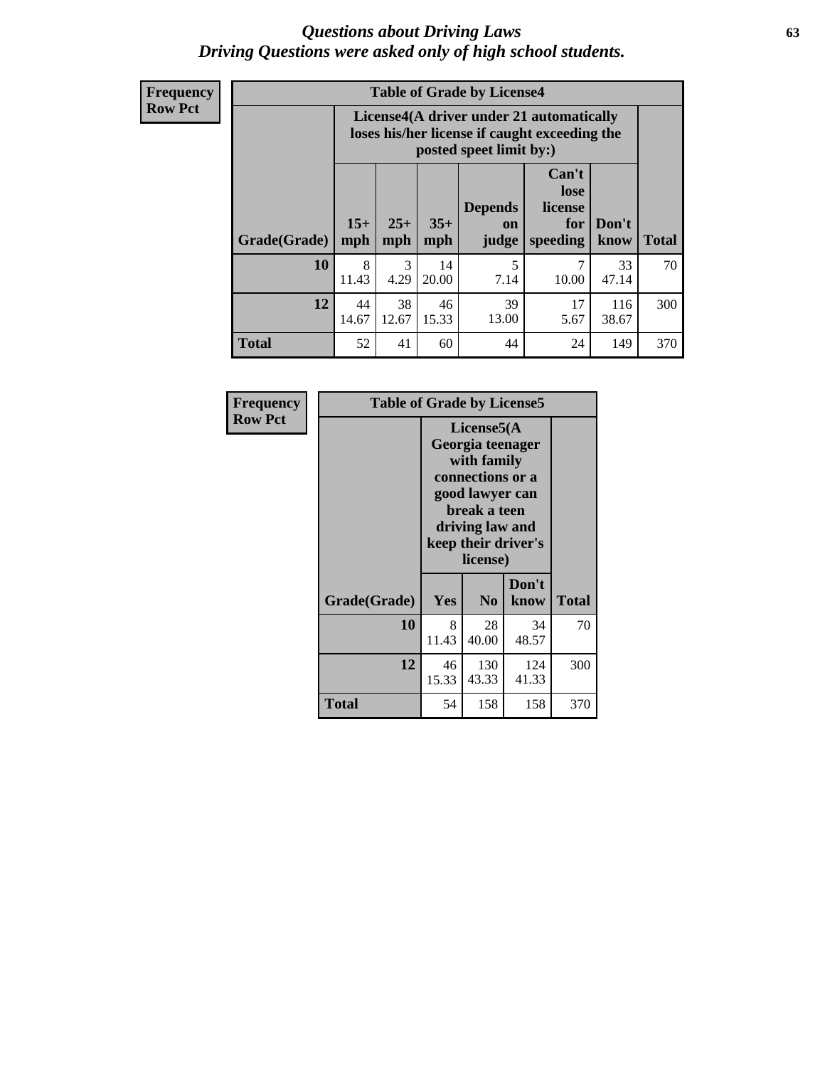# Questions about Driving Laws
## Driving Questions were asked only of high school students.

**Frequency**
**Row Pct**

**Table of Grade by License4**

| Grade(Grade) | License4(A driver under 21 automatically loses his/her license if caught exceeding the posted speet limit by:) | | | | | | Total |
|---|---|---|---|---|---|---|---|
| | 15+ mph | 25+ mph | 35+ mph | Depends on judge | Can't lose license for speeding | Don't know | |
| **10** | 8<br>11.43 | 3<br>4.29 | 14<br>20.00 | 5<br>7.14 | 7<br>10.00 | 33<br>47.14 | 70 |
| **12** | 44<br>14.67 | 38<br>12.67 | 46<br>15.33 | 39<br>13.00 | 17<br>5.67 | 116<br>38.67 | 300 |
| **Total** | 52 | 41 | 60 | 44 | 24 | 149 | 370 |

**Frequency**
**Row Pct**

**Table of Grade by License5**

| Grade(Grade) | License5(A Georgia teenager with family connections or a good lawyer can break a teen driving law and keep their driver's license) | | | Total |
|---|---|---|---|---|
| | Yes | No | Don't know | |
| **10** | 8<br>11.43 | 28<br>40.00 | 34<br>48.57 | 70 |
| **12** | 46<br>15.33 | 130<br>43.33 | 124<br>41.33 | 300 |
| **Total** | 54 | 158 | 158 | 370 |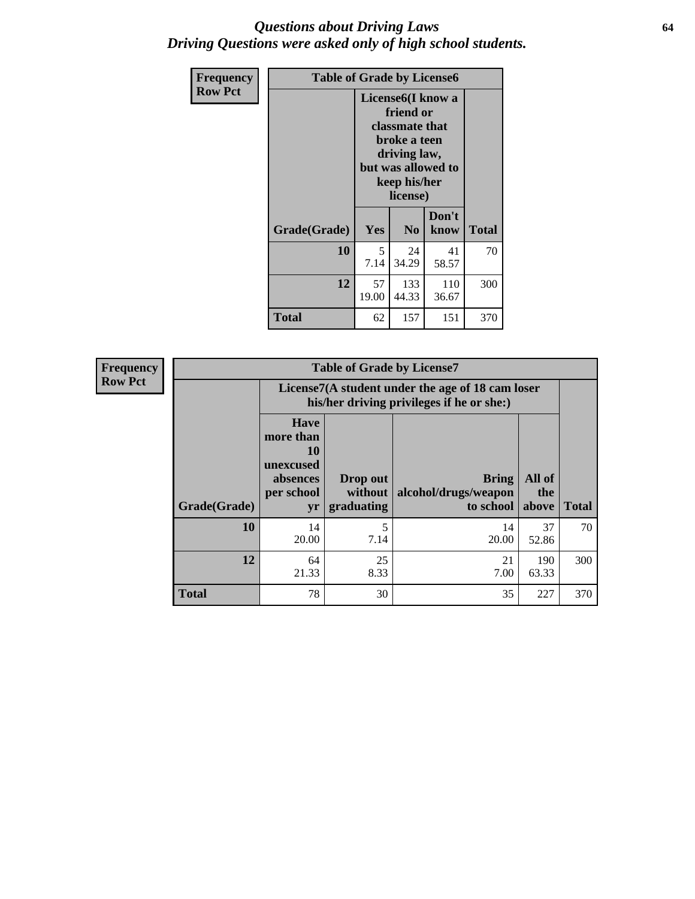# *Questions about Driving Laws*
# *Driving Questions were asked only of high school students.*

**Frequency**
**Row Pct**

| Table of Grade by License6 | | | | |
|---|---|---|---|---|
| | License6(I know a friend or classmate that broke a teen driving law, but was allowed to keep his/her license) | | | |
| Grade(Grade) | Yes | No | Don't know | Total |
| 10 | 5<br>7.14 | 24<br>34.29 | 41<br>58.57 | 70 |
| 12 | 57<br>19.00 | 133<br>44.33 | 110<br>36.67 | 300 |
| Total | 62 | 157 | 151 | 370 |

**Frequency**
**Row Pct**

| Table of Grade by License7 | | | | | |
|---|---|---|---|---|---|
| | License7(A student under the age of 18 cam loser his/her driving privileges if he or she:) | | | | |
| Grade(Grade) | Have more than 10 unexcused absences per school yr | Drop out without graduating | Bring alcohol/drugs/weapon to school | All of the above | Total |
| 10 | 14<br>20.00 | 5<br>7.14 | 14<br>20.00 | 37<br>52.86 | 70 |
| 12 | 64<br>21.33 | 25<br>8.33 | 21<br>7.00 | 190<br>63.33 | 300 |
| Total | 78 | 30 | 35 | 227 | 370 |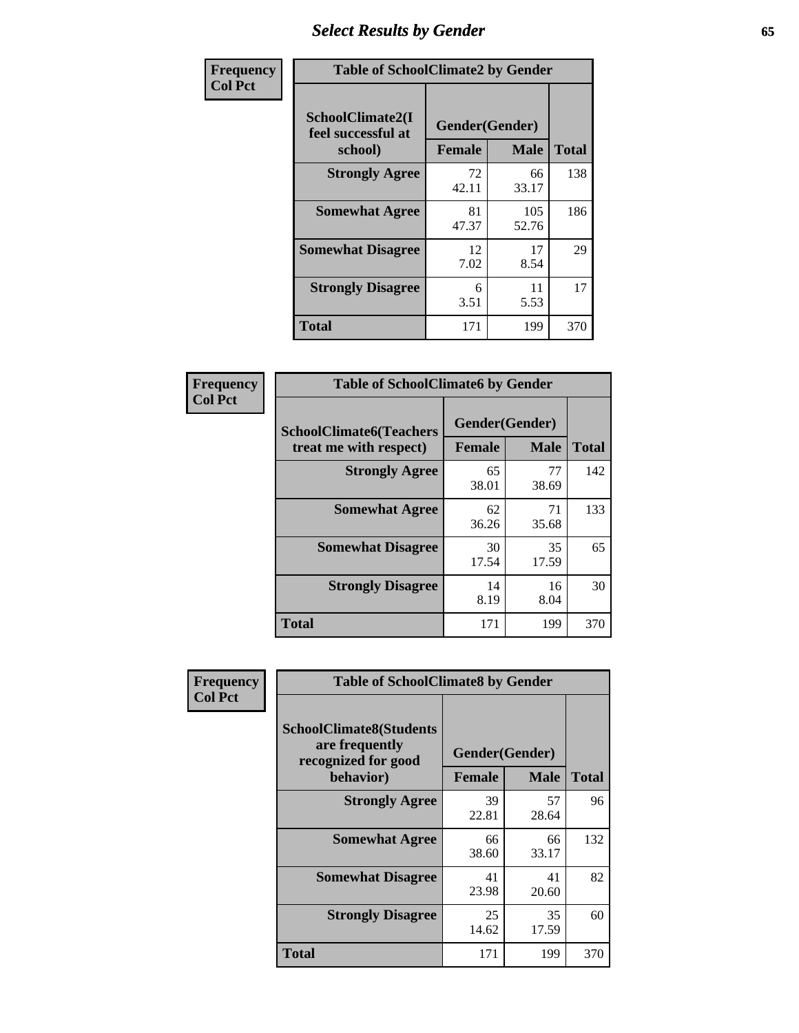# Select Results by Gender

**Frequency**
**Col Pct**

| Table of SchoolClimate2 by Gender | | | |
|---|---|---|---|
| **SchoolClimate2(I feel successful at school)** | **Gender(Gender)** | | |
| | **Female** | **Male** | **Total** |
| **Strongly Agree** | 72<br>42.11 | 66<br>33.17 | 138 |
| **Somewhat Agree** | 81<br>47.37 | 105<br>52.76 | 186 |
| **Somewhat Disagree** | 12<br>7.02 | 17<br>8.54 | 29 |
| **Strongly Disagree** | 6<br>3.51 | 11<br>5.53 | 17 |
| **Total** | 171 | 199 | 370 |

**Frequency**
**Col Pct**

| Table of SchoolClimate6 by Gender | | | |
|---|---|---|---|
| **SchoolClimate6(Teachers treat me with respect)** | **Gender(Gender)** | | |
| | **Female** | **Male** | **Total** |
| **Strongly Agree** | 65<br>38.01 | 77<br>38.69 | 142 |
| **Somewhat Agree** | 62<br>36.26 | 71<br>35.68 | 133 |
| **Somewhat Disagree** | 30<br>17.54 | 35<br>17.59 | 65 |
| **Strongly Disagree** | 14<br>8.19 | 16<br>8.04 | 30 |
| **Total** | 171 | 199 | 370 |

**Frequency**
**Col Pct**

| Table of SchoolClimate8 by Gender | | | |
|---|---|---|---|
| **SchoolClimate8(Students are frequently recognized for good behavior)** | **Gender(Gender)** | | |
| | **Female** | **Male** | **Total** |
| **Strongly Agree** | 39<br>22.81 | 57<br>28.64 | 96 |
| **Somewhat Agree** | 66<br>38.60 | 66<br>33.17 | 132 |
| **Somewhat Disagree** | 41<br>23.98 | 41<br>20.60 | 82 |
| **Strongly Disagree** | 25<br>14.62 | 35<br>17.59 | 60 |
| **Total** | 171 | 199 | 370 |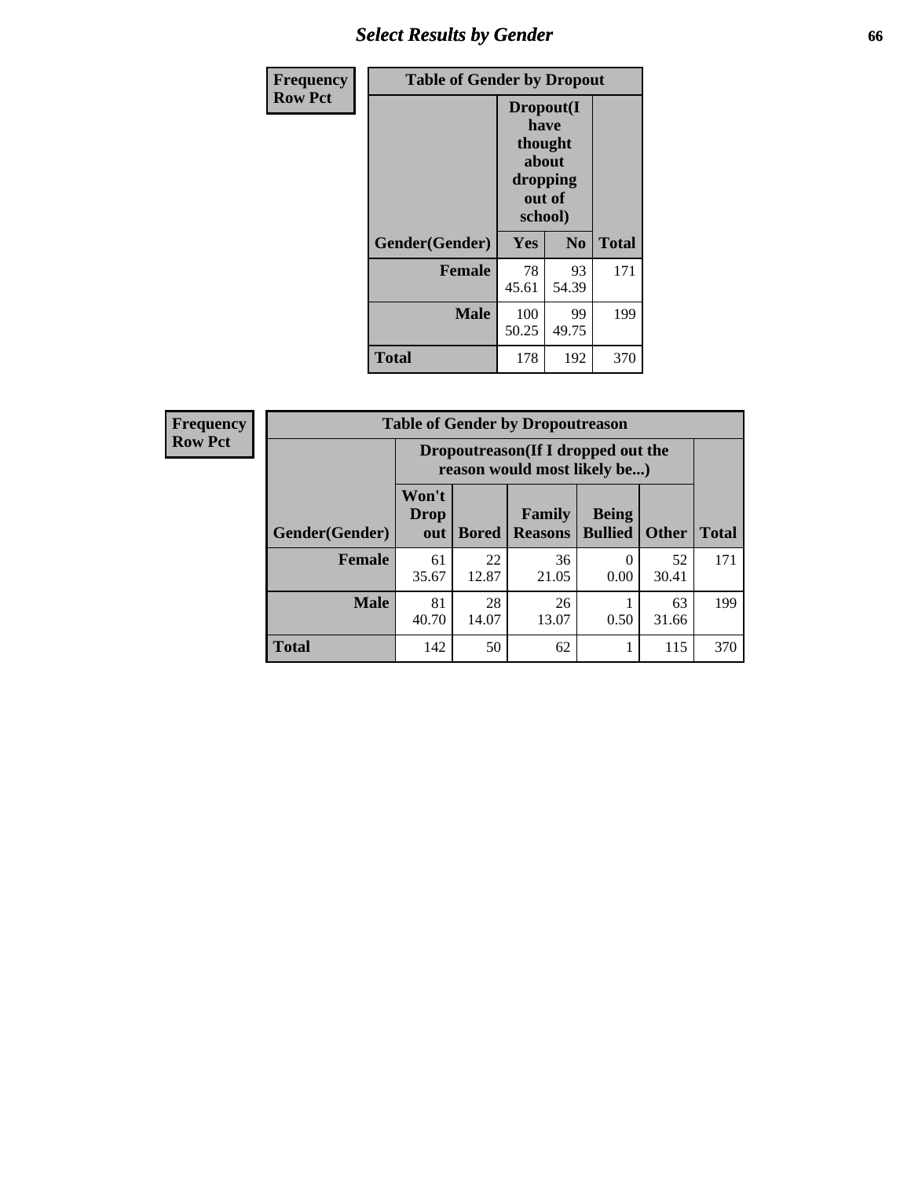# Select Results by Gender

**Frequency**
**Row Pct**

**Table of Gender by Dropout**

| Gender(Gender) | Dropout(I have thought about dropping out of school) | | Total |
|---|---|---|---|
| | Yes | No | |
| **Female** | 78<br>45.61 | 93<br>54.39 | 171 |
| **Male** | 100<br>50.25 | 99<br>49.75 | 199 |
| **Total** | 178 | 192 | 370 |

**Frequency**
**Row Pct**

**Table of Gender by Dropoutreason**

| Gender(Gender) | Dropoutreason(If I dropped out the reason would most likely be...) | | | | | Total |
|---|---|---|---|---|---|---|
| | Won't Drop out | Bored | Family Reasons | Being Bullied | Other | |
| **Female** | 61<br>35.67 | 22<br>12.87 | 36<br>21.05 | 0<br>0.00 | 52<br>30.41 | 171 |
| **Male** | 81<br>40.70 | 28<br>14.07 | 26<br>13.07 | 1<br>0.50 | 63<br>31.66 | 199 |
| **Total** | 142 | 50 | 62 | 1 | 115 | 370 |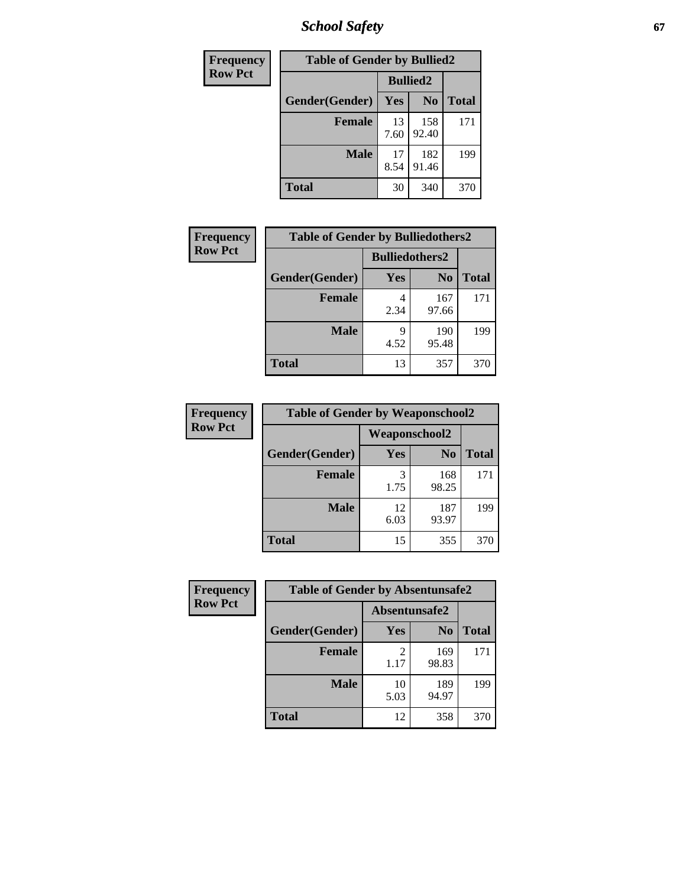| Frequency<br>Row Pct |
|---|

| Table of Gender by Bullied2 | | | |
|---|---|---|---|
| | Bullied2 | | |
| Gender(Gender) | Yes | No | Total |
| Female | 13<br>7.60 | 158<br>92.40 | 171 |
| Male | 17<br>8.54 | 182<br>91.46 | 199 |
| Total | 30 | 340 | 370 |

| Frequency<br>Row Pct |
|---|

| Table of Gender by Bulliedothers2 | | | |
|---|---|---|---|
| | Bulliedothers2 | | |
| Gender(Gender) | Yes | No | Total |
| Female | 4<br>2.34 | 167<br>97.66 | 171 |
| Male | 9<br>4.52 | 190<br>95.48 | 199 |
| Total | 13 | 357 | 370 |

| Frequency<br>Row Pct |
|---|

| Table of Gender by Weaponschool2 | | | |
|---|---|---|---|
| | Weaponschool2 | | |
| Gender(Gender) | Yes | No | Total |
| Female | 3<br>1.75 | 168<br>98.25 | 171 |
| Male | 12<br>6.03 | 187<br>93.97 | 199 |
| Total | 15 | 355 | 370 |

| Frequency<br>Row Pct |
|---|

| Table of Gender by Absentunsafe2 | | | |
|---|---|---|---|
| | Absentunsafe2 | | |
| Gender(Gender) | Yes | No | Total |
| Female | 2<br>1.17 | 169<br>98.83 | 171 |
| Male | 10<br>5.03 | 189<br>94.97 | 199 |
| Total | 12 | 358 | 370 |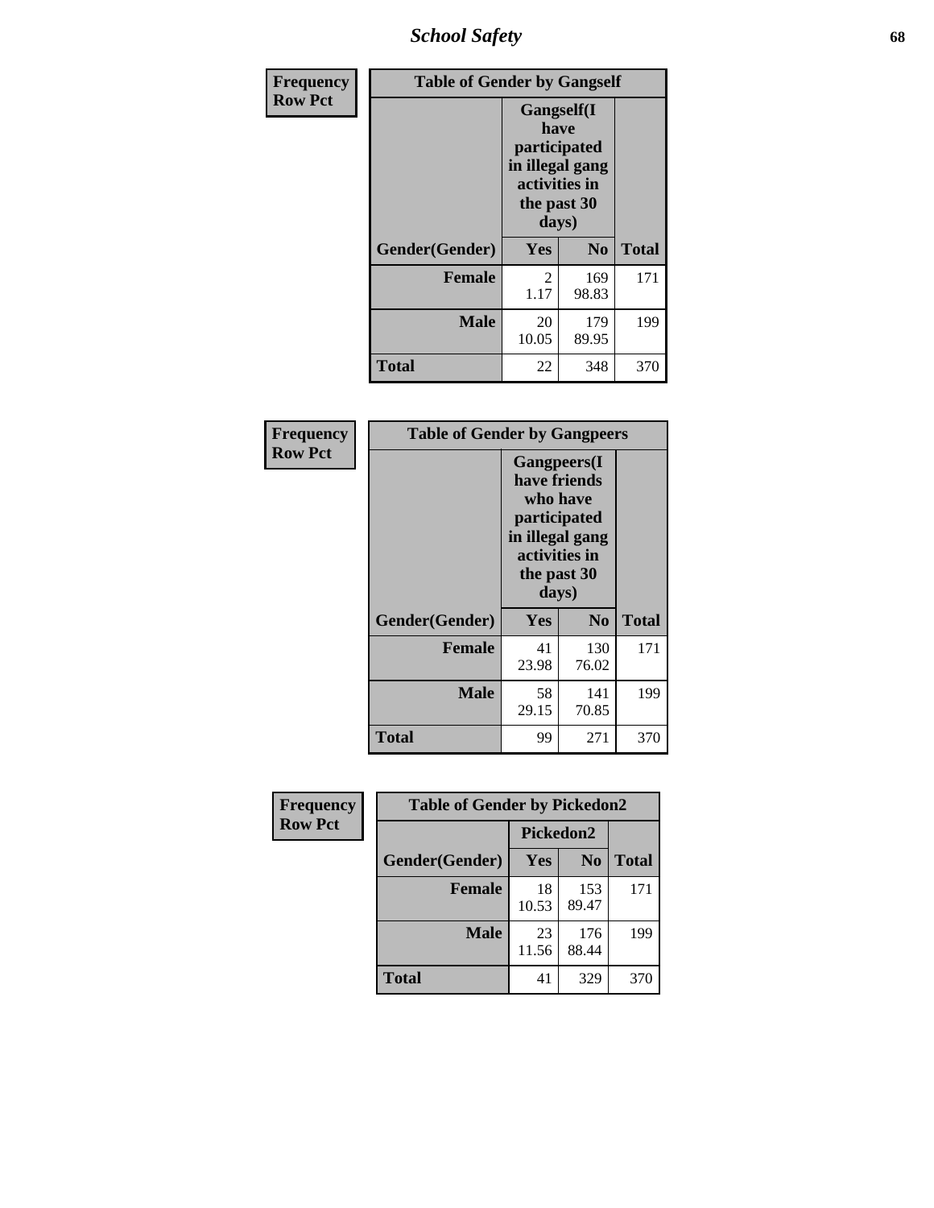| Frequency Row Pct | Table of Gender by Gangself | | |
|---|---|---|---|
| | Gangself(I have participated in illegal gang activities in the past 30 days) | | |
| Gender(Gender) | Yes | No | Total |
| Female | 2<br>1.17 | 169<br>98.83 | 171 |
| Male | 20<br>10.05 | 179<br>89.95 | 199 |
| Total | 22 | 348 | 370 |

| Frequency Row Pct | Table of Gender by Gangpeers | | |
|---|---|---|---|
| | Gangpeers(I have friends who have participated in illegal gang activities in the past 30 days) | | |
| Gender(Gender) | Yes | No | Total |
| Female | 41<br>23.98 | 130<br>76.02 | 171 |
| Male | 58<br>29.15 | 141<br>70.85 | 199 |
| Total | 99 | 271 | 370 |

| Frequency Row Pct | Table of Gender by Pickedon2 | | |
|---|---|---|---|
| | Pickedon2 | | |
| Gender(Gender) | Yes | No | Total |
| Female | 18<br>10.53 | 153<br>89.47 | 171 |
| Male | 23<br>11.56 | 176<br>88.44 | 199 |
| Total | 41 | 329 | 370 |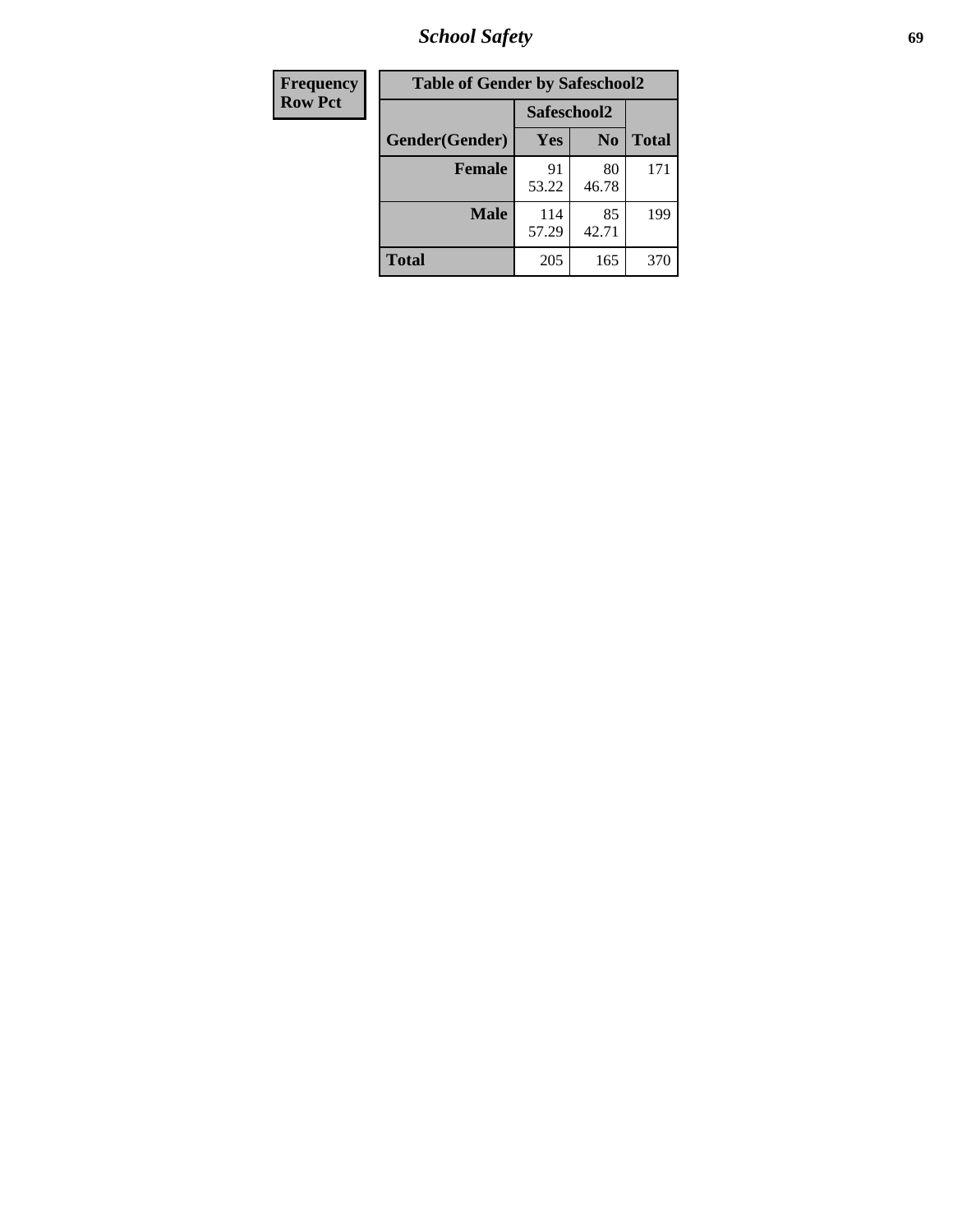| Frequency<br>Row Pct | Table of Gender by Safeschool2 | | |
|---|---|---|---|
| | Safeschool2 | | |
| Gender(Gender) | Yes | No | Total |
| Female | 91<br>53.22 | 80<br>46.78 | 171 |
| Male | 114<br>57.29 | 85<br>42.71 | 199 |
| Total | 205 | 165 | 370 |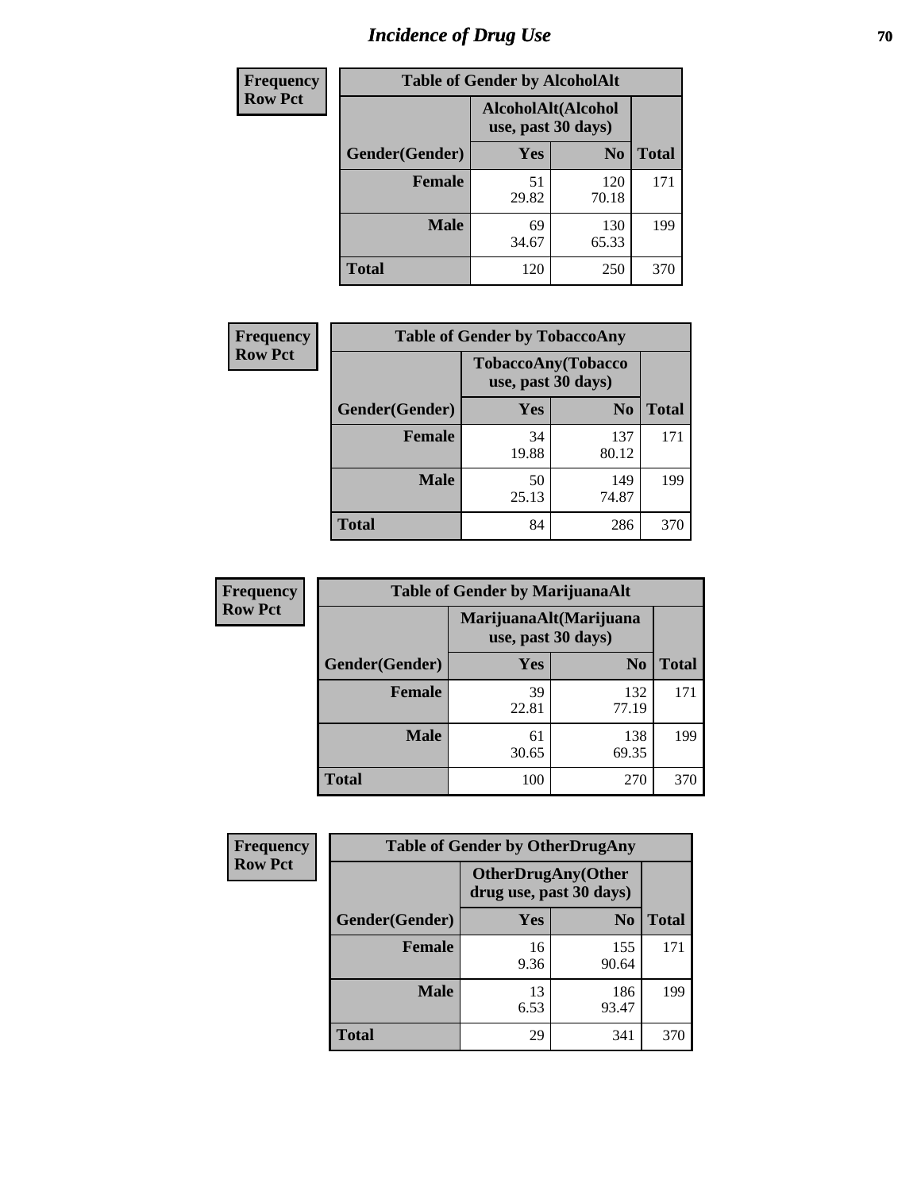# Incidence of Drug Use

| Frequency<br>Row Pct | Table of Gender by AlcoholAlt | | |
|---|---|---|---|
| | AlcoholAlt(Alcohol use, past 30 days) | | |
| Gender(Gender) | Yes | No | Total |
| Female | 51<br>29.82 | 120<br>70.18 | 171 |
| Male | 69<br>34.67 | 130<br>65.33 | 199 |
| Total | 120 | 250 | 370 |

| Frequency<br>Row Pct | Table of Gender by TobaccoAny | | |
|---|---|---|---|
| | TobaccoAny(Tobacco use, past 30 days) | | |
| Gender(Gender) | Yes | No | Total |
| Female | 34<br>19.88 | 137<br>80.12 | 171 |
| Male | 50<br>25.13 | 149<br>74.87 | 199 |
| Total | 84 | 286 | 370 |

| Frequency<br>Row Pct | Table of Gender by MarijuanaAlt | | |
|---|---|---|---|
| | MarijuanaAlt(Marijuana use, past 30 days) | | |
| Gender(Gender) | Yes | No | Total |
| Female | 39<br>22.81 | 132<br>77.19 | 171 |
| Male | 61<br>30.65 | 138<br>69.35 | 199 |
| Total | 100 | 270 | 370 |

| Frequency<br>Row Pct | Table of Gender by OtherDrugAny | | |
|---|---|---|---|
| | OtherDrugAny(Other drug use, past 30 days) | | |
| Gender(Gender) | Yes | No | Total |
| Female | 16<br>9.36 | 155<br>90.64 | 171 |
| Male | 13<br>6.53 | 186<br>93.47 | 199 |
| Total | 29 | 341 | 370 |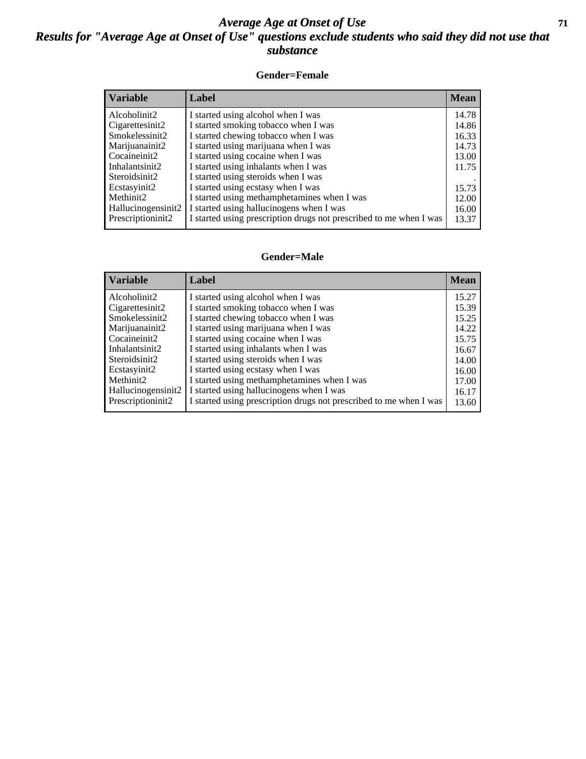# *Average Age at Onset of Use*

## *Results for "Average Age at Onset of Use" questions exclude students who said they did not use that substance*

### Gender=Female

| Variable | Label | Mean |
|---|---|---|
| Alcoholinit2 | I started using alcohol when I was | 14.78 |
| Cigarettesinit2 | I started smoking tobacco when I was | 14.86 |
| Smokelessinit2 | I started chewing tobacco when I was | 16.33 |
| Marijuanainit2 | I started using marijuana when I was | 14.73 |
| Cocaineinit2 | I started using cocaine when I was | 13.00 |
| Inhalantsinit2 | I started using inhalants when I was | 11.75 |
| Steroidsinit2 | I started using steroids when I was | . |
| Ecstasyinit2 | I started using ecstasy when I was | 15.73 |
| Methinit2 | I started using methamphetamines when I was | 12.00 |
| Hallucinogensinit2 | I started using hallucinogens when I was | 16.00 |
| Prescriptioninit2 | I started using prescription drugs not prescribed to me when I was | 13.37 |

### Gender=Male

| Variable | Label | Mean |
|---|---|---|
| Alcoholinit2 | I started using alcohol when I was | 15.27 |
| Cigarettesinit2 | I started smoking tobacco when I was | 15.39 |
| Smokelessinit2 | I started chewing tobacco when I was | 15.25 |
| Marijuanainit2 | I started using marijuana when I was | 14.22 |
| Cocaineinit2 | I started using cocaine when I was | 15.75 |
| Inhalantsinit2 | I started using inhalants when I was | 16.67 |
| Steroidsinit2 | I started using steroids when I was | 14.00 |
| Ecstasyinit2 | I started using ecstasy when I was | 16.00 |
| Methinit2 | I started using methamphetamines when I was | 17.00 |
| Hallucinogensinit2 | I started using hallucinogens when I was | 16.17 |
| Prescriptioninit2 | I started using prescription drugs not prescribed to me when I was | 13.60 |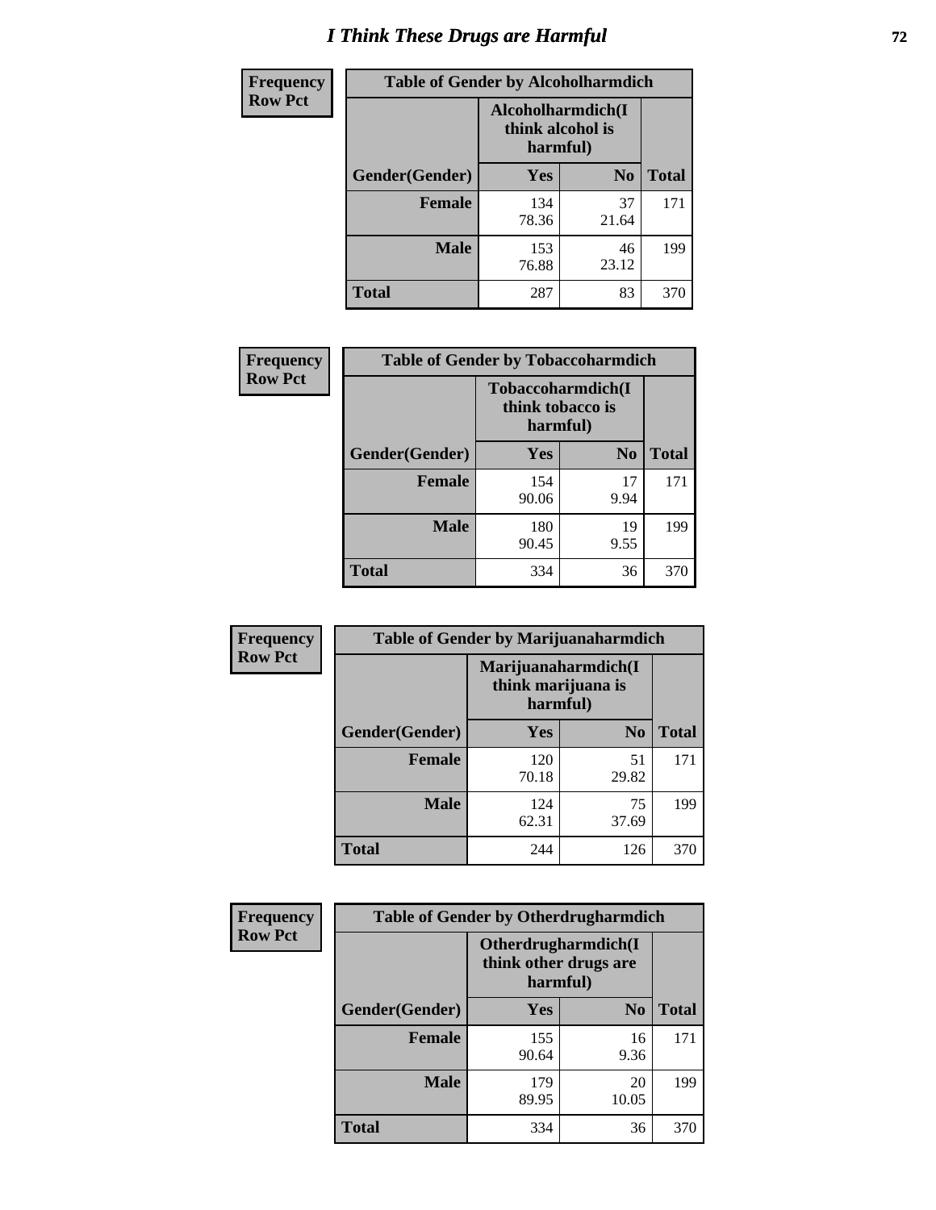# I Think These Drugs are Harmful

**Frequency**
**Row Pct**

| Table of Gender by Alcoholharmdich | | | |
|---|---|---|---|
| | Alcoholharmdich(I think alcohol is harmful) | | |
| Gender(Gender) | Yes | No | Total |
| Female | 134<br>78.36 | 37<br>21.64 | 171 |
| Male | 153<br>76.88 | 46<br>23.12 | 199 |
| Total | 287 | 83 | 370 |

**Frequency**
**Row Pct**

| Table of Gender by Tobaccoharmdich | | | |
|---|---|---|---|
| | Tobaccoharmdich(I think tobacco is harmful) | | |
| Gender(Gender) | Yes | No | Total |
| Female | 154<br>90.06 | 17<br>9.94 | 171 |
| Male | 180<br>90.45 | 19<br>9.55 | 199 |
| Total | 334 | 36 | 370 |

**Frequency**
**Row Pct**

| Table of Gender by Marijuanaharmdich | | | |
|---|---|---|---|
| | Marijuanaharmdich(I think marijuana is harmful) | | |
| Gender(Gender) | Yes | No | Total |
| Female | 120<br>70.18 | 51<br>29.82 | 171 |
| Male | 124<br>62.31 | 75<br>37.69 | 199 |
| Total | 244 | 126 | 370 |

**Frequency**
**Row Pct**

| Table of Gender by Otherdrugharmdich | | | |
|---|---|---|---|
| | Otherdrugharmdich(I think other drugs are harmful) | | |
| Gender(Gender) | Yes | No | Total |
| Female | 155<br>90.64 | 16<br>9.36 | 171 |
| Male | 179<br>89.95 | 20<br>10.05 | 199 |
| Total | 334 | 36 | 370 |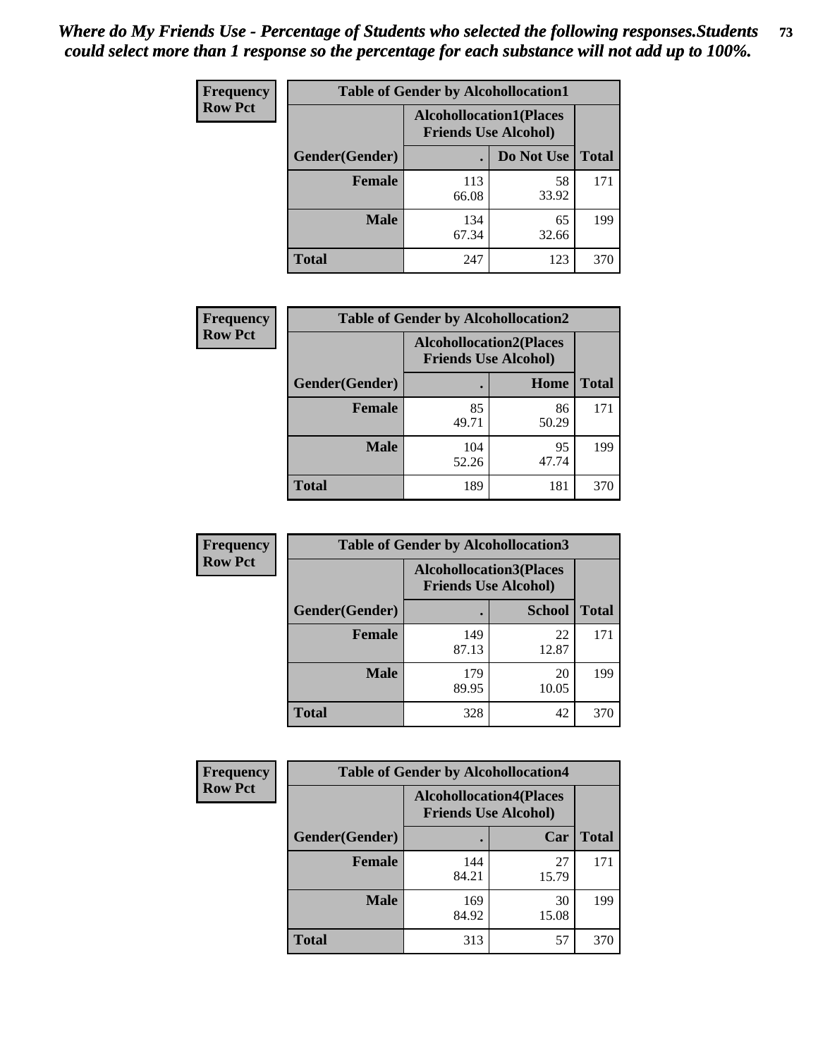*Where do My Friends Use - Percentage of Students who selected the following responses.Students could select more than 1 response so the percentage for each substance will not add up to 100%.*

**Frequency Row Pct**

| Table of Gender by Alcohollocation1 | | | |
|---|---|---|---|
| | Alcohollocation1(Places Friends Use Alcohol) | | |
| Gender(Gender) | . | Do Not Use | Total |
| Female | 113<br>66.08 | 58<br>33.92 | 171 |
| Male | 134<br>67.34 | 65<br>32.66 | 199 |
| Total | 247 | 123 | 370 |

**Frequency Row Pct**

| Table of Gender by Alcohollocation2 | | | |
|---|---|---|---|
| | Alcohollocation2(Places Friends Use Alcohol) | | |
| Gender(Gender) | . | Home | Total |
| Female | 85<br>49.71 | 86<br>50.29 | 171 |
| Male | 104<br>52.26 | 95<br>47.74 | 199 |
| Total | 189 | 181 | 370 |

**Frequency Row Pct**

| Table of Gender by Alcohollocation3 | | | |
|---|---|---|---|
| | Alcohollocation3(Places Friends Use Alcohol) | | |
| Gender(Gender) | . | School | Total |
| Female | 149<br>87.13 | 22<br>12.87 | 171 |
| Male | 179<br>89.95 | 20<br>10.05 | 199 |
| Total | 328 | 42 | 370 |

**Frequency Row Pct**

| Table of Gender by Alcohollocation4 | | | |
|---|---|---|---|
| | Alcohollocation4(Places Friends Use Alcohol) | | |
| Gender(Gender) | . | Car | Total |
| Female | 144<br>84.21 | 27<br>15.79 | 171 |
| Male | 169<br>84.92 | 30<br>15.08 | 199 |
| Total | 313 | 57 | 370 |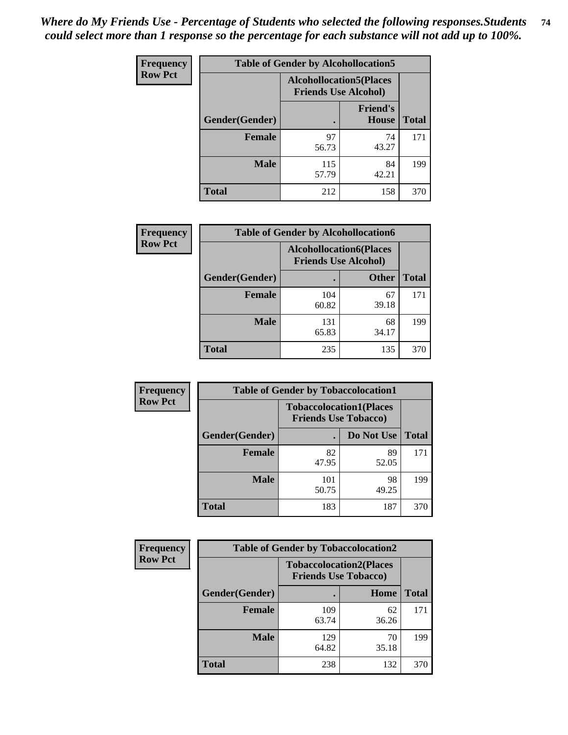*Where do My Friends Use - Percentage of Students who selected the following responses.Students could select more than 1 response so the percentage for each substance will not add up to 100%.*

**Frequency**
**Row Pct**

**Table of Gender by Alcohollocation5**

| Gender(Gender) | Alcohollocation5(Places Friends Use Alcohol) . | Friend's House | Total |
|---|---|---|---|
| **Female** | 97<br>56.73 | 74<br>43.27 | 171 |
| **Male** | 115<br>57.79 | 84<br>42.21 | 199 |
| **Total** | 212 | 158 | 370 |

**Frequency**
**Row Pct**

**Table of Gender by Alcohollocation6**

| Gender(Gender) | Alcohollocation6(Places Friends Use Alcohol) . | Other | Total |
|---|---|---|---|
| **Female** | 104<br>60.82 | 67<br>39.18 | 171 |
| **Male** | 131<br>65.83 | 68<br>34.17 | 199 |
| **Total** | 235 | 135 | 370 |

**Frequency**
**Row Pct**

**Table of Gender by Tobaccolocation1**

| Gender(Gender) | Tobaccolocation1(Places Friends Use Tobacco) . | Do Not Use | Total |
|---|---|---|---|
| **Female** | 82<br>47.95 | 89<br>52.05 | 171 |
| **Male** | 101<br>50.75 | 98<br>49.25 | 199 |
| **Total** | 183 | 187 | 370 |

**Frequency**
**Row Pct**

**Table of Gender by Tobaccolocation2**

| Gender(Gender) | Tobaccolocation2(Places Friends Use Tobacco) . | Home | Total |
|---|---|---|---|
| **Female** | 109<br>63.74 | 62<br>36.26 | 171 |
| **Male** | 129<br>64.82 | 70<br>35.18 | 199 |
| **Total** | 238 | 132 | 370 |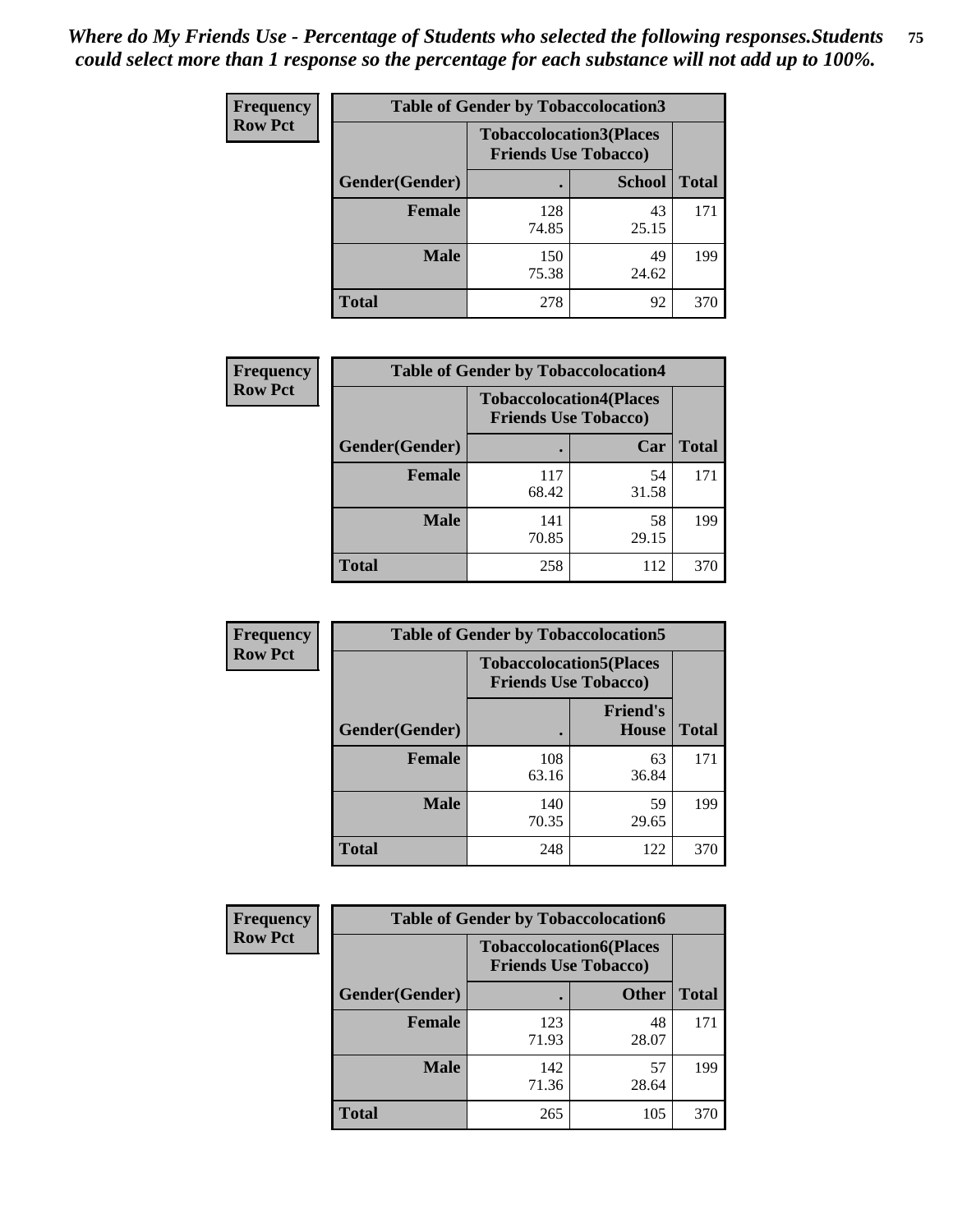*Where do My Friends Use - Percentage of Students who selected the following responses.Students could select more than 1 response so the percentage for each substance will not add up to 100%.*

**Frequency / Row Pct**

**Table of Gender by Tobaccolocation3**

| Gender(Gender) | Tobaccolocation3(Places Friends Use Tobacco) . | School | Total |
|---|---|---|---|
| **Female** | 128<br>74.85 | 43<br>25.15 | 171 |
| **Male** | 150<br>75.38 | 49<br>24.62 | 199 |
| **Total** | 278 | 92 | 370 |

**Frequency / Row Pct**

**Table of Gender by Tobaccolocation4**

| Gender(Gender) | Tobaccolocation4(Places Friends Use Tobacco) . | Car | Total |
|---|---|---|---|
| **Female** | 117<br>68.42 | 54<br>31.58 | 171 |
| **Male** | 141<br>70.85 | 58<br>29.15 | 199 |
| **Total** | 258 | 112 | 370 |

**Frequency / Row Pct**

**Table of Gender by Tobaccolocation5**

| Gender(Gender) | Tobaccolocation5(Places Friends Use Tobacco) . | Friend's House | Total |
|---|---|---|---|
| **Female** | 108<br>63.16 | 63<br>36.84 | 171 |
| **Male** | 140<br>70.35 | 59<br>29.65 | 199 |
| **Total** | 248 | 122 | 370 |

**Frequency / Row Pct**

**Table of Gender by Tobaccolocation6**

| Gender(Gender) | Tobaccolocation6(Places Friends Use Tobacco) . | Other | Total |
|---|---|---|---|
| **Female** | 123<br>71.93 | 48<br>28.07 | 171 |
| **Male** | 142<br>71.36 | 57<br>28.64 | 199 |
| **Total** | 265 | 105 | 370 |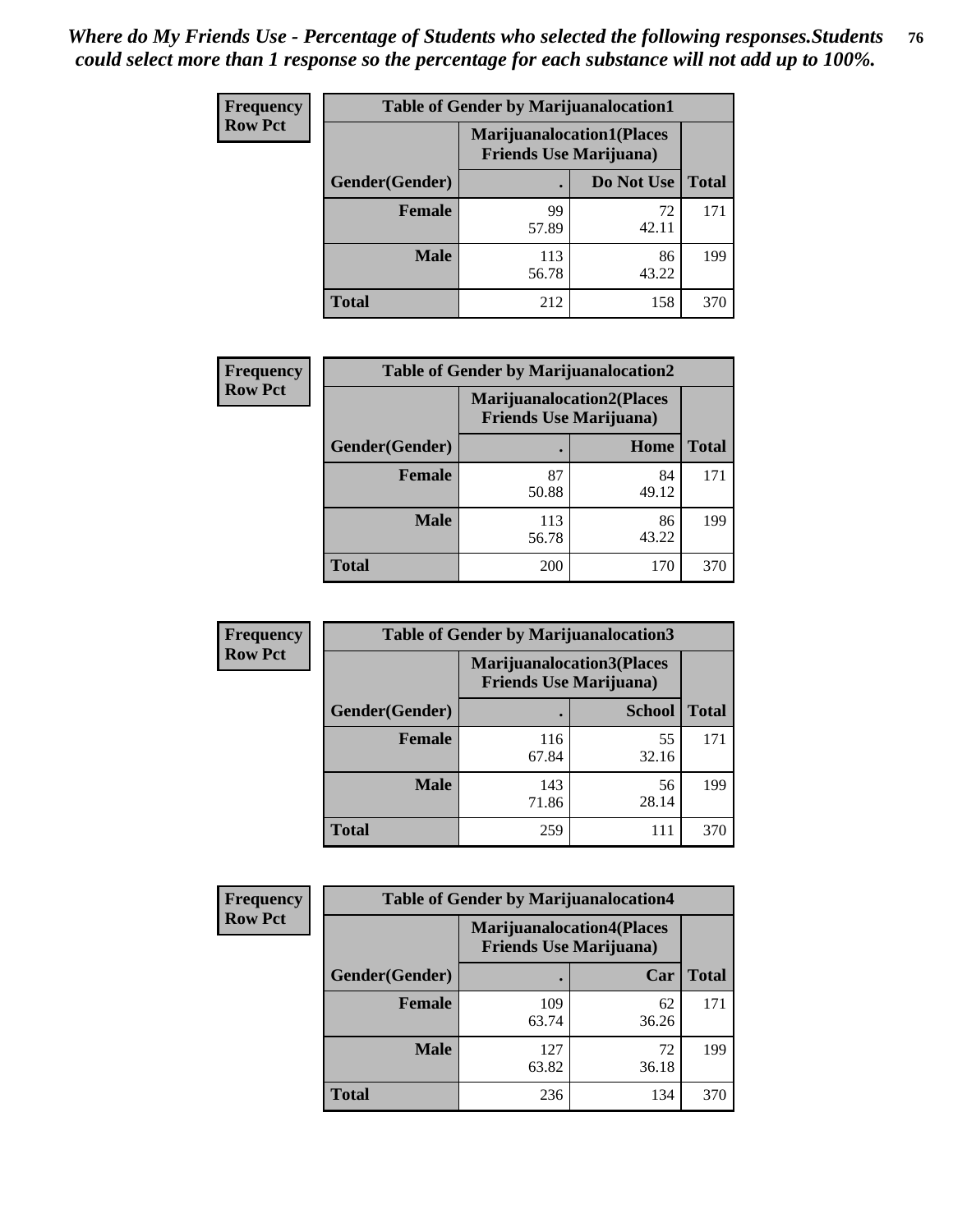*Where do My Friends Use - Percentage of Students who selected the following responses.Students could select more than 1 response so the percentage for each substance will not add up to 100%.*

**Frequency**
**Row Pct**

| Table of Gender by Marijuanalocation1 | | | |
|---|---|---|---|
| | Marijuanalocation1(Places Friends Use Marijuana) | | |
| Gender(Gender) | . | Do Not Use | Total |
| **Female** | 99<br>57.89 | 72<br>42.11 | 171 |
| **Male** | 113<br>56.78 | 86<br>43.22 | 199 |
| **Total** | 212 | 158 | 370 |

**Frequency**
**Row Pct**

| Table of Gender by Marijuanalocation2 | | | |
|---|---|---|---|
| | Marijuanalocation2(Places Friends Use Marijuana) | | |
| Gender(Gender) | . | Home | Total |
| **Female** | 87<br>50.88 | 84<br>49.12 | 171 |
| **Male** | 113<br>56.78 | 86<br>43.22 | 199 |
| **Total** | 200 | 170 | 370 |

**Frequency**
**Row Pct**

| Table of Gender by Marijuanalocation3 | | | |
|---|---|---|---|
| | Marijuanalocation3(Places Friends Use Marijuana) | | |
| Gender(Gender) | . | School | Total |
| **Female** | 116<br>67.84 | 55<br>32.16 | 171 |
| **Male** | 143<br>71.86 | 56<br>28.14 | 199 |
| **Total** | 259 | 111 | 370 |

**Frequency**
**Row Pct**

| Table of Gender by Marijuanalocation4 | | | |
|---|---|---|---|
| | Marijuanalocation4(Places Friends Use Marijuana) | | |
| Gender(Gender) | . | Car | Total |
| **Female** | 109<br>63.74 | 62<br>36.26 | 171 |
| **Male** | 127<br>63.82 | 72<br>36.18 | 199 |
| **Total** | 236 | 134 | 370 |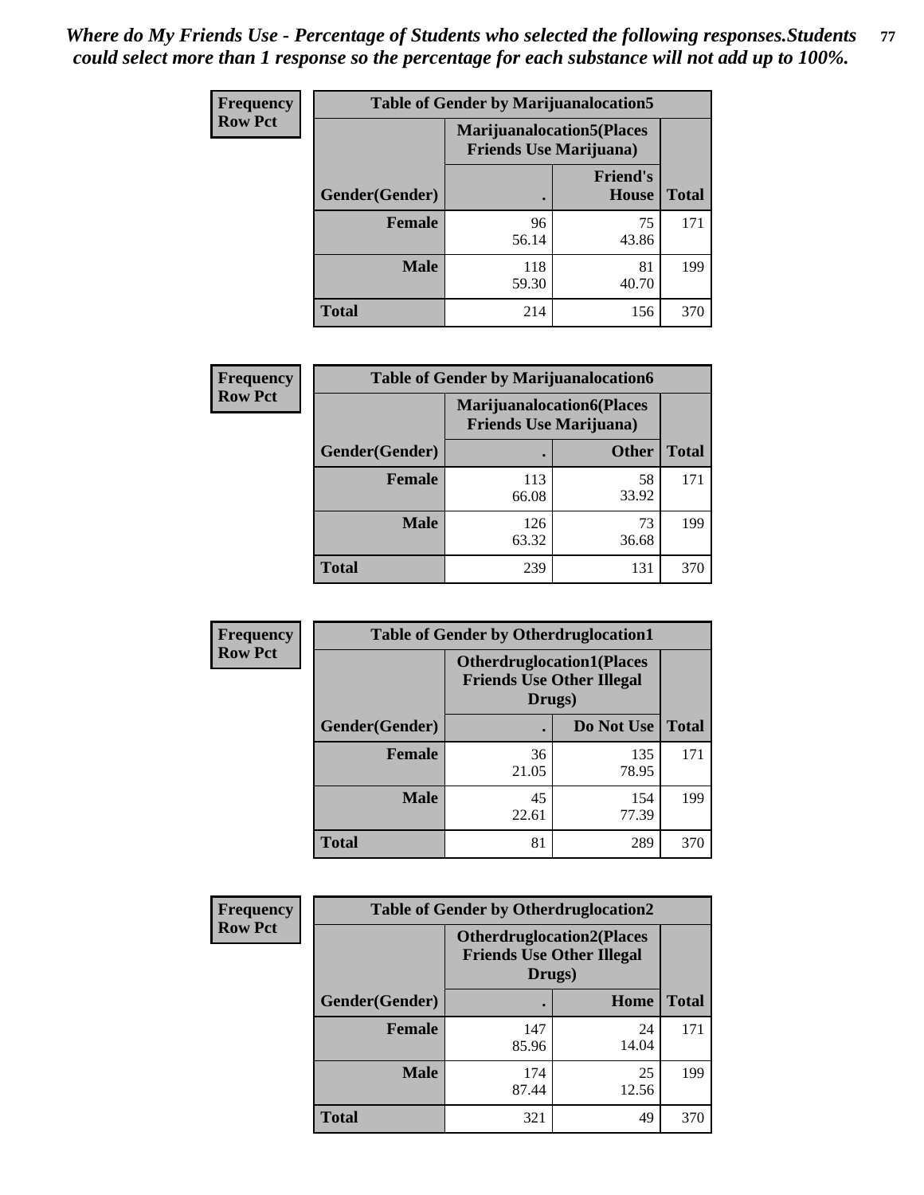*Where do My Friends Use - Percentage of Students who selected the following responses.Students could select more than 1 response so the percentage for each substance will not add up to 100%.*

**Frequency Row Pct**

| Table of Gender by Marijuanalocation5 | | | |
|---|---|---|---|
| | Marijuanalocation5(Places Friends Use Marijuana) | | |
| Gender(Gender) | . | Friend's House | Total |
| Female | 96<br>56.14 | 75<br>43.86 | 171 |
| Male | 118<br>59.30 | 81<br>40.70 | 199 |
| Total | 214 | 156 | 370 |

**Frequency Row Pct**

| Table of Gender by Marijuanalocation6 | | | |
|---|---|---|---|
| | Marijuanalocation6(Places Friends Use Marijuana) | | |
| Gender(Gender) | . | Other | Total |
| Female | 113<br>66.08 | 58<br>33.92 | 171 |
| Male | 126<br>63.32 | 73<br>36.68 | 199 |
| Total | 239 | 131 | 370 |

**Frequency Row Pct**

| Table of Gender by Otherdruglocation1 | | | |
|---|---|---|---|
| | Otherdruglocation1(Places Friends Use Other Illegal Drugs) | | |
| Gender(Gender) | . | Do Not Use | Total |
| Female | 36<br>21.05 | 135<br>78.95 | 171 |
| Male | 45<br>22.61 | 154<br>77.39 | 199 |
| Total | 81 | 289 | 370 |

**Frequency Row Pct**

| Table of Gender by Otherdruglocation2 | | | |
|---|---|---|---|
| | Otherdruglocation2(Places Friends Use Other Illegal Drugs) | | |
| Gender(Gender) | . | Home | Total |
| Female | 147<br>85.96 | 24<br>14.04 | 171 |
| Male | 174<br>87.44 | 25<br>12.56 | 199 |
| Total | 321 | 49 | 370 |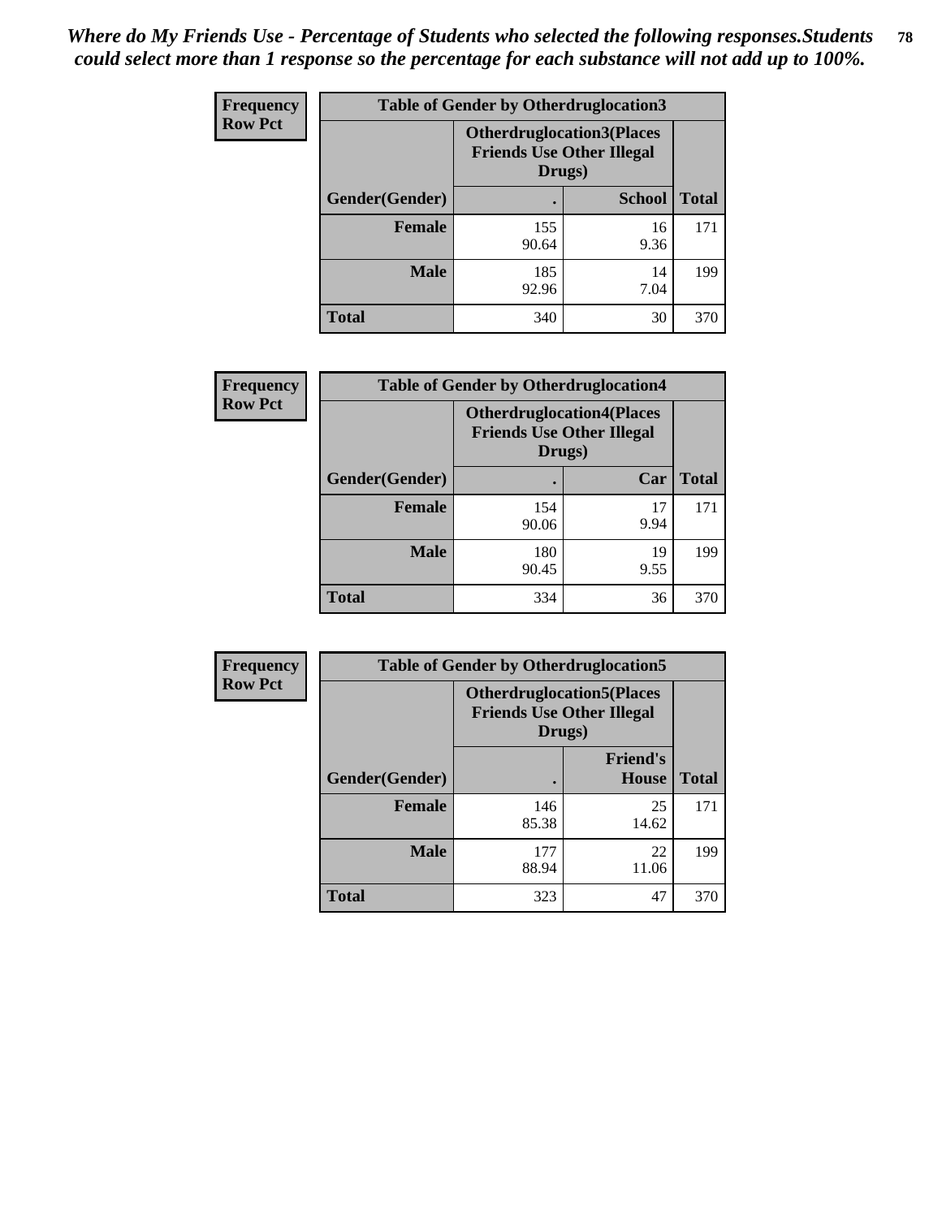*Where do My Friends Use - Percentage of Students who selected the following responses.Students could select more than 1 response so the percentage for each substance will not add up to 100%.*

**Frequency**
**Row Pct**

| Table of Gender by Otherdruglocation3 | | | |
|---|---|---|---|
| | Otherdruglocation3(Places Friends Use Other Illegal Drugs) | | |
| Gender(Gender) | . | School | Total |
| Female | 155<br>90.64 | 16<br>9.36 | 171 |
| Male | 185<br>92.96 | 14<br>7.04 | 199 |
| Total | 340 | 30 | 370 |

**Frequency**
**Row Pct**

| Table of Gender by Otherdruglocation4 | | | |
|---|---|---|---|
| | Otherdruglocation4(Places Friends Use Other Illegal Drugs) | | |
| Gender(Gender) | . | Car | Total |
| Female | 154<br>90.06 | 17<br>9.94 | 171 |
| Male | 180<br>90.45 | 19<br>9.55 | 199 |
| Total | 334 | 36 | 370 |

**Frequency**
**Row Pct**

| Table of Gender by Otherdruglocation5 | | | |
|---|---|---|---|
| | Otherdruglocation5(Places Friends Use Other Illegal Drugs) | | |
| Gender(Gender) | . | Friend's House | Total |
| Female | 146<br>85.38 | 25<br>14.62 | 171 |
| Male | 177<br>88.94 | 22<br>11.06 | 199 |
| Total | 323 | 47 | 370 |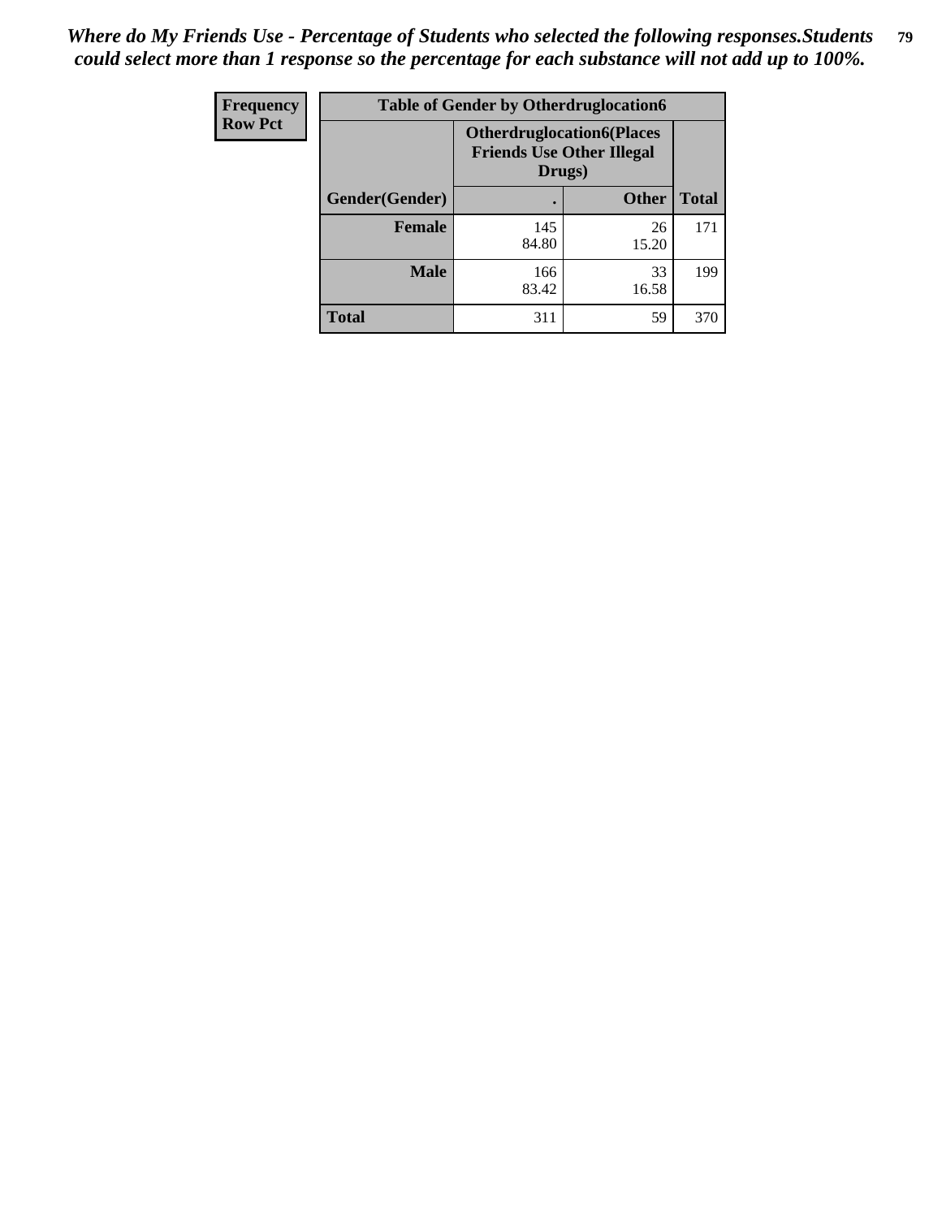*Where do My Friends Use - Percentage of Students who selected the following responses.Students could select more than 1 response so the percentage for each substance will not add up to 100%.*

| Frequency<br>Row Pct | Table of Gender by Otherdruglocation6 | | |
|---|---|---|---|
| | Otherdruglocation6(Places Friends Use Other Illegal Drugs) | | |
| Gender(Gender) | . | Other | Total |
| Female | 145<br>84.80 | 26<br>15.20 | 171 |
| Male | 166<br>83.42 | 33<br>16.58 | 199 |
| Total | 311 | 59 | 370 |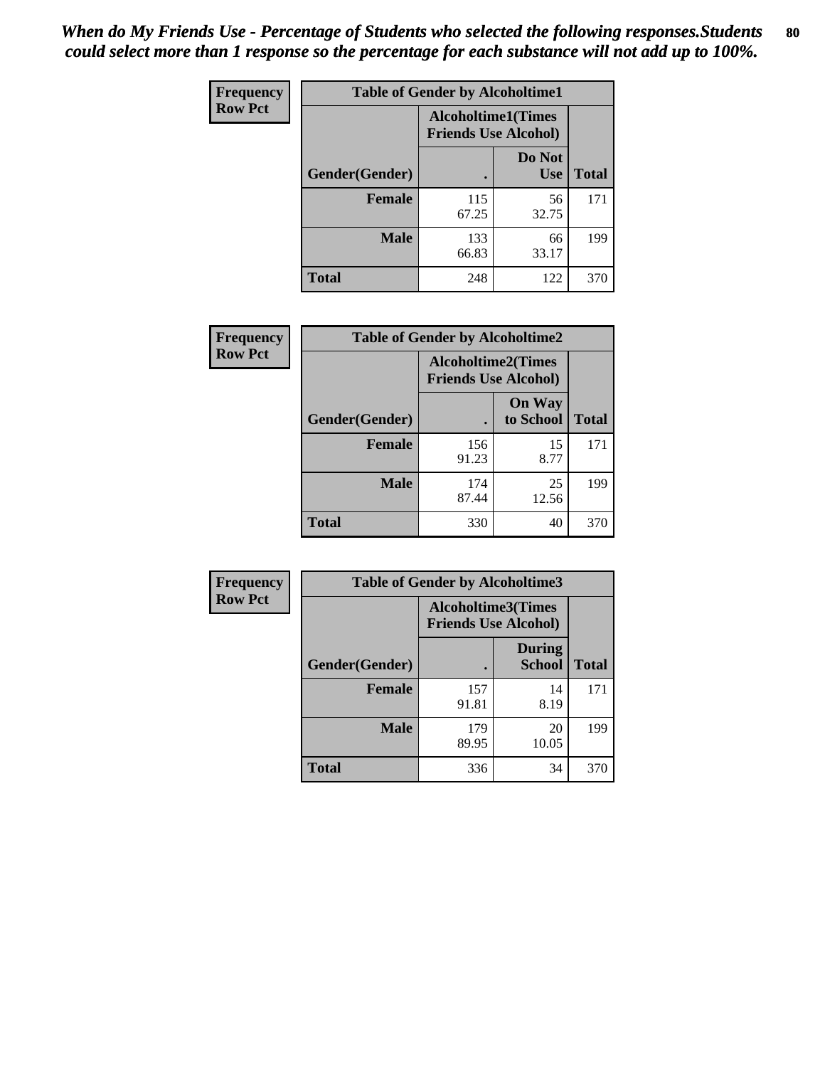*When do My Friends Use - Percentage of Students who selected the following responses.Students could select more than 1 response so the percentage for each substance will not add up to 100%.*

**Frequency**
**Row Pct**

| Table of Gender by Alcoholtime1 | | | |
|---|---|---|---|
| | Alcoholtime1(Times Friends Use Alcohol) | | |
| Gender(Gender) | . | Do Not Use | Total |
| **Female** | 115<br>67.25 | 56<br>32.75 | 171 |
| **Male** | 133<br>66.83 | 66<br>33.17 | 199 |
| **Total** | 248 | 122 | 370 |

**Frequency**
**Row Pct**

| Table of Gender by Alcoholtime2 | | | |
|---|---|---|---|
| | Alcoholtime2(Times Friends Use Alcohol) | | |
| Gender(Gender) | . | On Way to School | Total |
| **Female** | 156<br>91.23 | 15<br>8.77 | 171 |
| **Male** | 174<br>87.44 | 25<br>12.56 | 199 |
| **Total** | 330 | 40 | 370 |

**Frequency**
**Row Pct**

| Table of Gender by Alcoholtime3 | | | |
|---|---|---|---|
| | Alcoholtime3(Times Friends Use Alcohol) | | |
| Gender(Gender) | . | During School | Total |
| **Female** | 157<br>91.81 | 14<br>8.19 | 171 |
| **Male** | 179<br>89.95 | 20<br>10.05 | 199 |
| **Total** | 336 | 34 | 370 |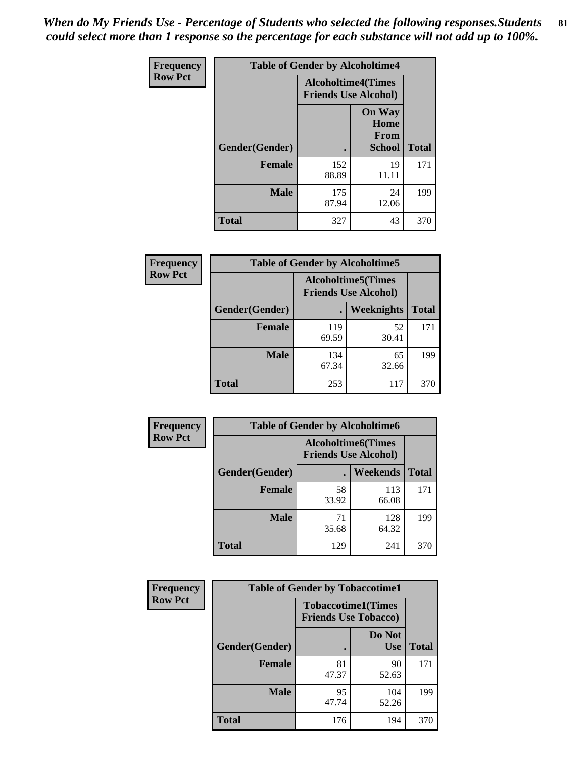*When do My Friends Use - Percentage of Students who selected the following responses.Students could select more than 1 response so the percentage for each substance will not add up to 100%.*

**Frequency**
**Row Pct**

| Table of Gender by Alcoholtime4 | | | |
|---|---|---|---|
| | Alcoholtime4(Times Friends Use Alcohol) | | |
| Gender(Gender) | . | On Way Home From School | Total |
| Female | 152<br>88.89 | 19<br>11.11 | 171 |
| Male | 175<br>87.94 | 24<br>12.06 | 199 |
| Total | 327 | 43 | 370 |

**Frequency**
**Row Pct**

| Table of Gender by Alcoholtime5 | | | |
|---|---|---|---|
| | Alcoholtime5(Times Friends Use Alcohol) | | |
| Gender(Gender) | . | Weeknights | Total |
| Female | 119<br>69.59 | 52<br>30.41 | 171 |
| Male | 134<br>67.34 | 65<br>32.66 | 199 |
| Total | 253 | 117 | 370 |

**Frequency**
**Row Pct**

| Table of Gender by Alcoholtime6 | | | |
|---|---|---|---|
| | Alcoholtime6(Times Friends Use Alcohol) | | |
| Gender(Gender) | . | Weekends | Total |
| Female | 58<br>33.92 | 113<br>66.08 | 171 |
| Male | 71<br>35.68 | 128<br>64.32 | 199 |
| Total | 129 | 241 | 370 |

**Frequency**
**Row Pct**

| Table of Gender by Tobaccotime1 | | | |
|---|---|---|---|
| | Tobaccotime1(Times Friends Use Tobacco) | | |
| Gender(Gender) | . | Do Not Use | Total |
| Female | 81<br>47.37 | 90<br>52.63 | 171 |
| Male | 95<br>47.74 | 104<br>52.26 | 199 |
| Total | 176 | 194 | 370 |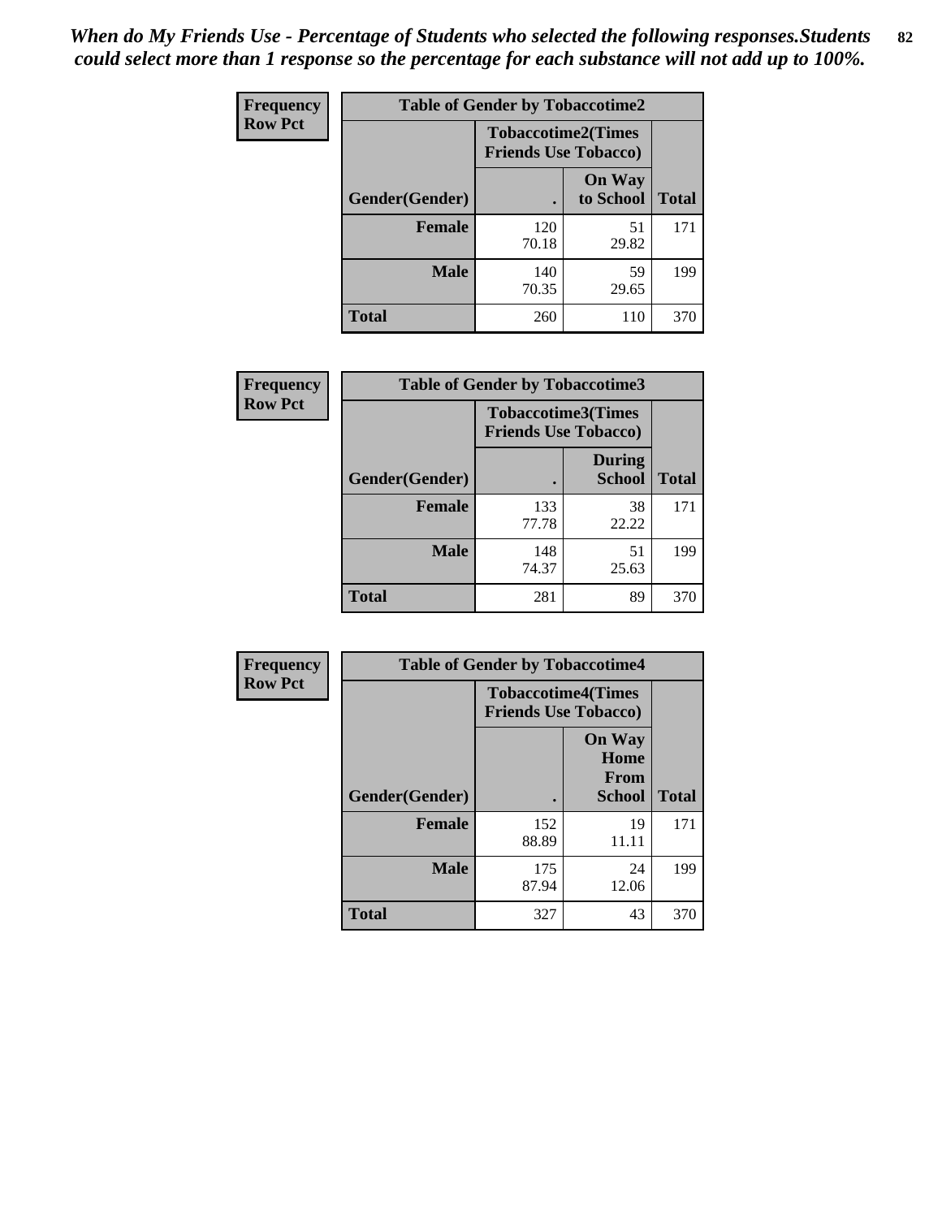*When do My Friends Use - Percentage of Students who selected the following responses.Students could select more than 1 response so the percentage for each substance will not add up to 100%.*

**Frequency**
**Row Pct**

| Table of Gender by Tobaccotime2 | | | |
|---|---|---|---|
| | Tobaccotime2(Times Friends Use Tobacco) | | |
| Gender(Gender) | . | On Way to School | Total |
| **Female** | 120<br>70.18 | 51<br>29.82 | 171 |
| **Male** | 140<br>70.35 | 59<br>29.65 | 199 |
| **Total** | 260 | 110 | 370 |

**Frequency**
**Row Pct**

| Table of Gender by Tobaccotime3 | | | |
|---|---|---|---|
| | Tobaccotime3(Times Friends Use Tobacco) | | |
| Gender(Gender) | . | During School | Total |
| **Female** | 133<br>77.78 | 38<br>22.22 | 171 |
| **Male** | 148<br>74.37 | 51<br>25.63 | 199 |
| **Total** | 281 | 89 | 370 |

**Frequency**
**Row Pct**

| Table of Gender by Tobaccotime4 | | | |
|---|---|---|---|
| | Tobaccotime4(Times Friends Use Tobacco) | | |
| Gender(Gender) | . | On Way Home From School | Total |
| **Female** | 152<br>88.89 | 19<br>11.11 | 171 |
| **Male** | 175<br>87.94 | 24<br>12.06 | 199 |
| **Total** | 327 | 43 | 370 |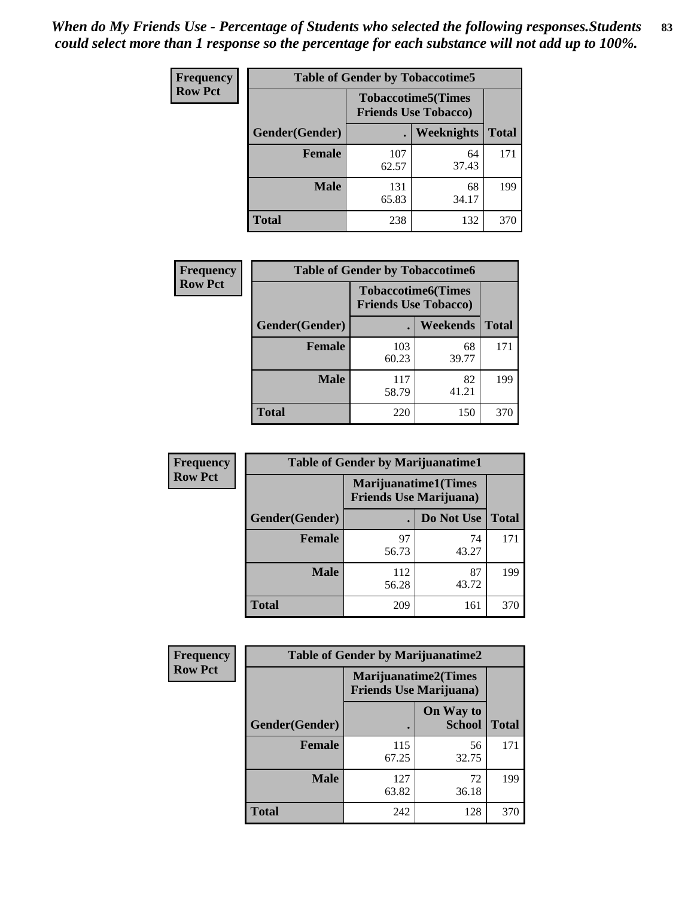*When do My Friends Use - Percentage of Students who selected the following responses.Students could select more than 1 response so the percentage for each substance will not add up to 100%.*

**Frequency**
**Row Pct**

| Table of Gender by Tobaccotime5 | | | |
|---|---|---|---|
| | Tobaccotime5(Times Friends Use Tobacco) | | |
| Gender(Gender) | . | Weeknights | Total |
| **Female** | 107<br>62.57 | 64<br>37.43 | 171 |
| **Male** | 131<br>65.83 | 68<br>34.17 | 199 |
| **Total** | 238 | 132 | 370 |

**Frequency**
**Row Pct**

| Table of Gender by Tobaccotime6 | | | |
|---|---|---|---|
| | Tobaccotime6(Times Friends Use Tobacco) | | |
| Gender(Gender) | . | Weekends | Total |
| **Female** | 103<br>60.23 | 68<br>39.77 | 171 |
| **Male** | 117<br>58.79 | 82<br>41.21 | 199 |
| **Total** | 220 | 150 | 370 |

**Frequency**
**Row Pct**

| Table of Gender by Marijuanatime1 | | | |
|---|---|---|---|
| | Marijuanatime1(Times Friends Use Marijuana) | | |
| Gender(Gender) | . | Do Not Use | Total |
| **Female** | 97<br>56.73 | 74<br>43.27 | 171 |
| **Male** | 112<br>56.28 | 87<br>43.72 | 199 |
| **Total** | 209 | 161 | 370 |

**Frequency**
**Row Pct**

| Table of Gender by Marijuanatime2 | | | |
|---|---|---|---|
| | Marijuanatime2(Times Friends Use Marijuana) | | |
| Gender(Gender) | . | On Way to School | Total |
| **Female** | 115<br>67.25 | 56<br>32.75 | 171 |
| **Male** | 127<br>63.82 | 72<br>36.18 | 199 |
| **Total** | 242 | 128 | 370 |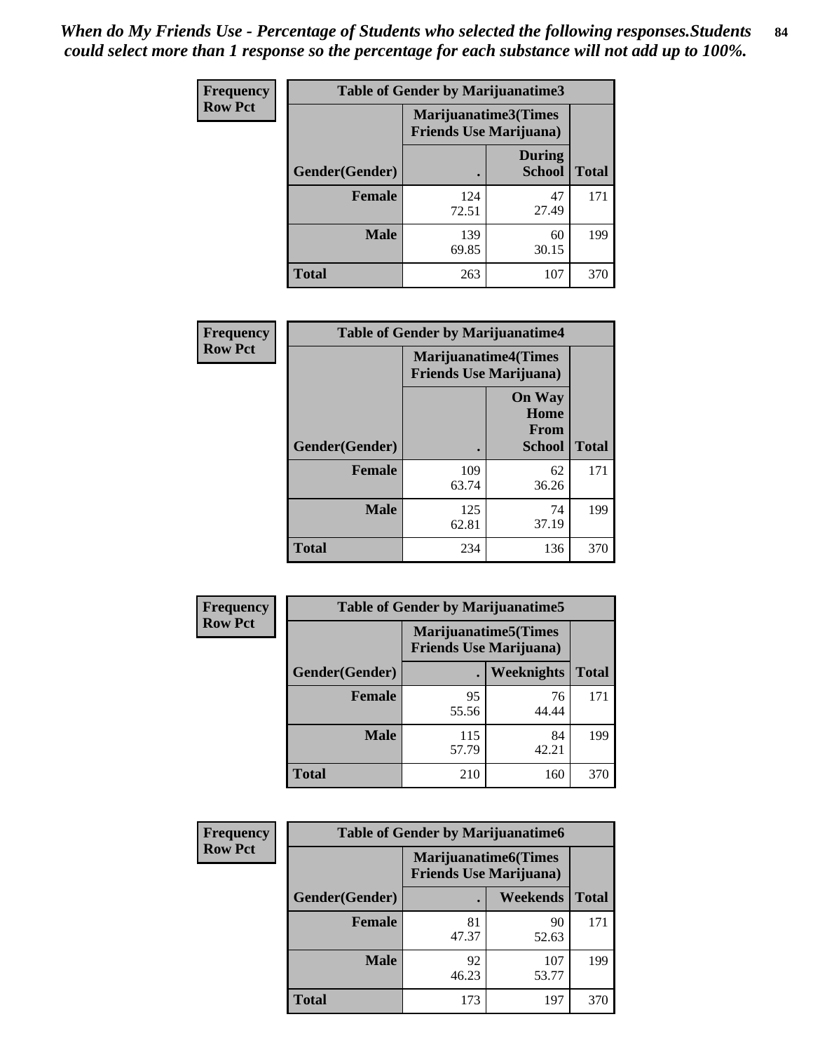*When do My Friends Use - Percentage of Students who selected the following responses.Students could select more than 1 response so the percentage for each substance will not add up to 100%.*

**Frequency**
**Row Pct**

| Table of Gender by Marijuanatime3 | | | |
|---|---|---|---|
| | Marijuanatime3(Times Friends Use Marijuana) | | |
| Gender(Gender) | . | During School | Total |
| **Female** | 124<br>72.51 | 47<br>27.49 | 171 |
| **Male** | 139<br>69.85 | 60<br>30.15 | 199 |
| **Total** | 263 | 107 | 370 |

**Frequency**
**Row Pct**

| Table of Gender by Marijuanatime4 | | | |
|---|---|---|---|
| | Marijuanatime4(Times Friends Use Marijuana) | | |
| Gender(Gender) | . | On Way Home From School | Total |
| **Female** | 109<br>63.74 | 62<br>36.26 | 171 |
| **Male** | 125<br>62.81 | 74<br>37.19 | 199 |
| **Total** | 234 | 136 | 370 |

**Frequency**
**Row Pct**

| Table of Gender by Marijuanatime5 | | | |
|---|---|---|---|
| | Marijuanatime5(Times Friends Use Marijuana) | | |
| Gender(Gender) | . | Weeknights | Total |
| **Female** | 95<br>55.56 | 76<br>44.44 | 171 |
| **Male** | 115<br>57.79 | 84<br>42.21 | 199 |
| **Total** | 210 | 160 | 370 |

**Frequency**
**Row Pct**

| Table of Gender by Marijuanatime6 | | | |
|---|---|---|---|
| | Marijuanatime6(Times Friends Use Marijuana) | | |
| Gender(Gender) | . | Weekends | Total |
| **Female** | 81<br>47.37 | 90<br>52.63 | 171 |
| **Male** | 92<br>46.23 | 107<br>53.77 | 199 |
| **Total** | 173 | 197 | 370 |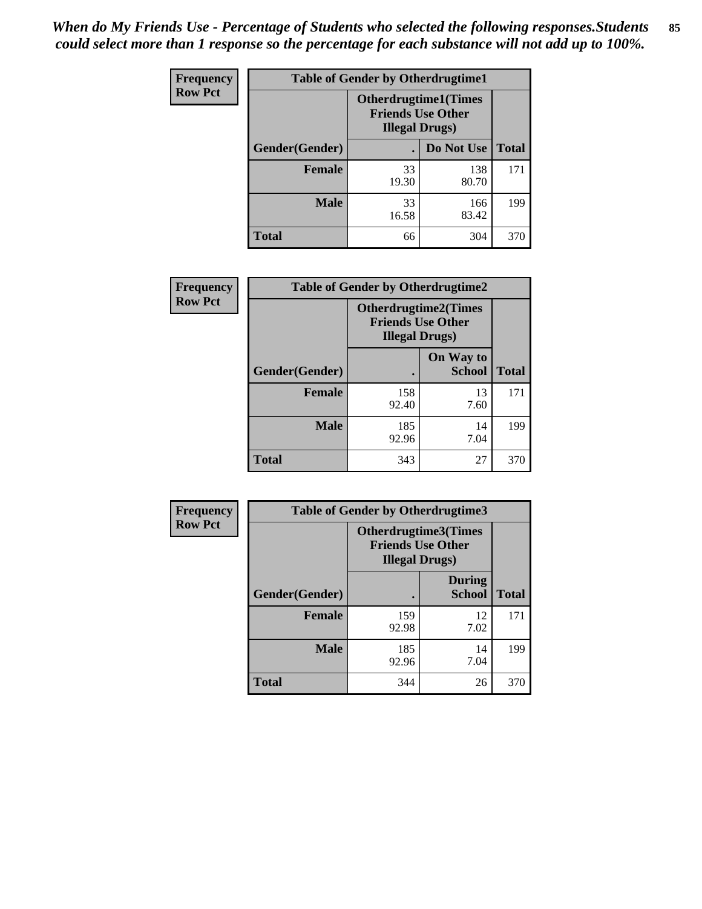*When do My Friends Use - Percentage of Students who selected the following responses.Students could select more than 1 response so the percentage for each substance will not add up to 100%.*

**Frequency**
**Row Pct**

**Table of Gender by Otherdrugtime1**

| Gender(Gender) | Otherdrugtime1(Times Friends Use Other Illegal Drugs) . | Do Not Use | Total |
|---|---|---|---|
| **Female** | 33<br>19.30 | 138<br>80.70 | 171 |
| **Male** | 33<br>16.58 | 166<br>83.42 | 199 |
| **Total** | 66 | 304 | 370 |

**Frequency**
**Row Pct**

**Table of Gender by Otherdrugtime2**

| Gender(Gender) | Otherdrugtime2(Times Friends Use Other Illegal Drugs) . | On Way to School | Total |
|---|---|---|---|
| **Female** | 158<br>92.40 | 13<br>7.60 | 171 |
| **Male** | 185<br>92.96 | 14<br>7.04 | 199 |
| **Total** | 343 | 27 | 370 |

**Frequency**
**Row Pct**

**Table of Gender by Otherdrugtime3**

| Gender(Gender) | Otherdrugtime3(Times Friends Use Other Illegal Drugs) . | During School | Total |
|---|---|---|---|
| **Female** | 159<br>92.98 | 12<br>7.02 | 171 |
| **Male** | 185<br>92.96 | 14<br>7.04 | 199 |
| **Total** | 344 | 26 | 370 |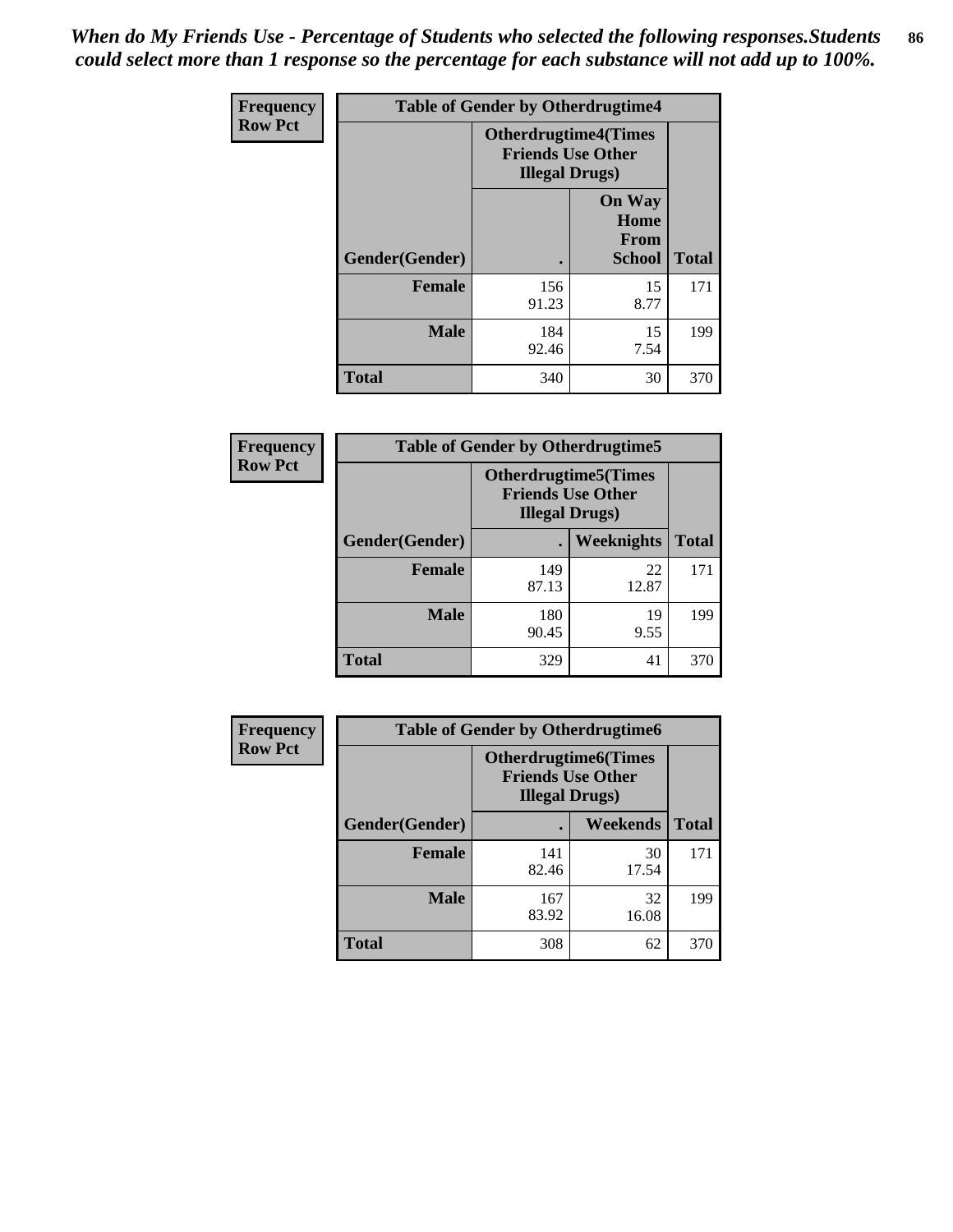*When do My Friends Use - Percentage of Students who selected the following responses.Students could select more than 1 response so the percentage for each substance will not add up to 100%.*

**Frequency**
**Row Pct**

| Table of Gender by Otherdrugtime4 | | | |
|---|---|---|---|
| | Otherdrugtime4(Times Friends Use Other Illegal Drugs) | | |
| Gender(Gender) | . | On Way Home From School | Total |
| Female | 156<br>91.23 | 15<br>8.77 | 171 |
| Male | 184<br>92.46 | 15<br>7.54 | 199 |
| Total | 340 | 30 | 370 |

**Frequency**
**Row Pct**

| Table of Gender by Otherdrugtime5 | | | |
|---|---|---|---|
| | Otherdrugtime5(Times Friends Use Other Illegal Drugs) | | |
| Gender(Gender) | . | Weeknights | Total |
| Female | 149<br>87.13 | 22<br>12.87 | 171 |
| Male | 180<br>90.45 | 19<br>9.55 | 199 |
| Total | 329 | 41 | 370 |

**Frequency**
**Row Pct**

| Table of Gender by Otherdrugtime6 | | | |
|---|---|---|---|
| | Otherdrugtime6(Times Friends Use Other Illegal Drugs) | | |
| Gender(Gender) | . | Weekends | Total |
| Female | 141<br>82.46 | 30<br>17.54 | 171 |
| Male | 167<br>83.92 | 32<br>16.08 | 199 |
| Total | 308 | 62 | 370 |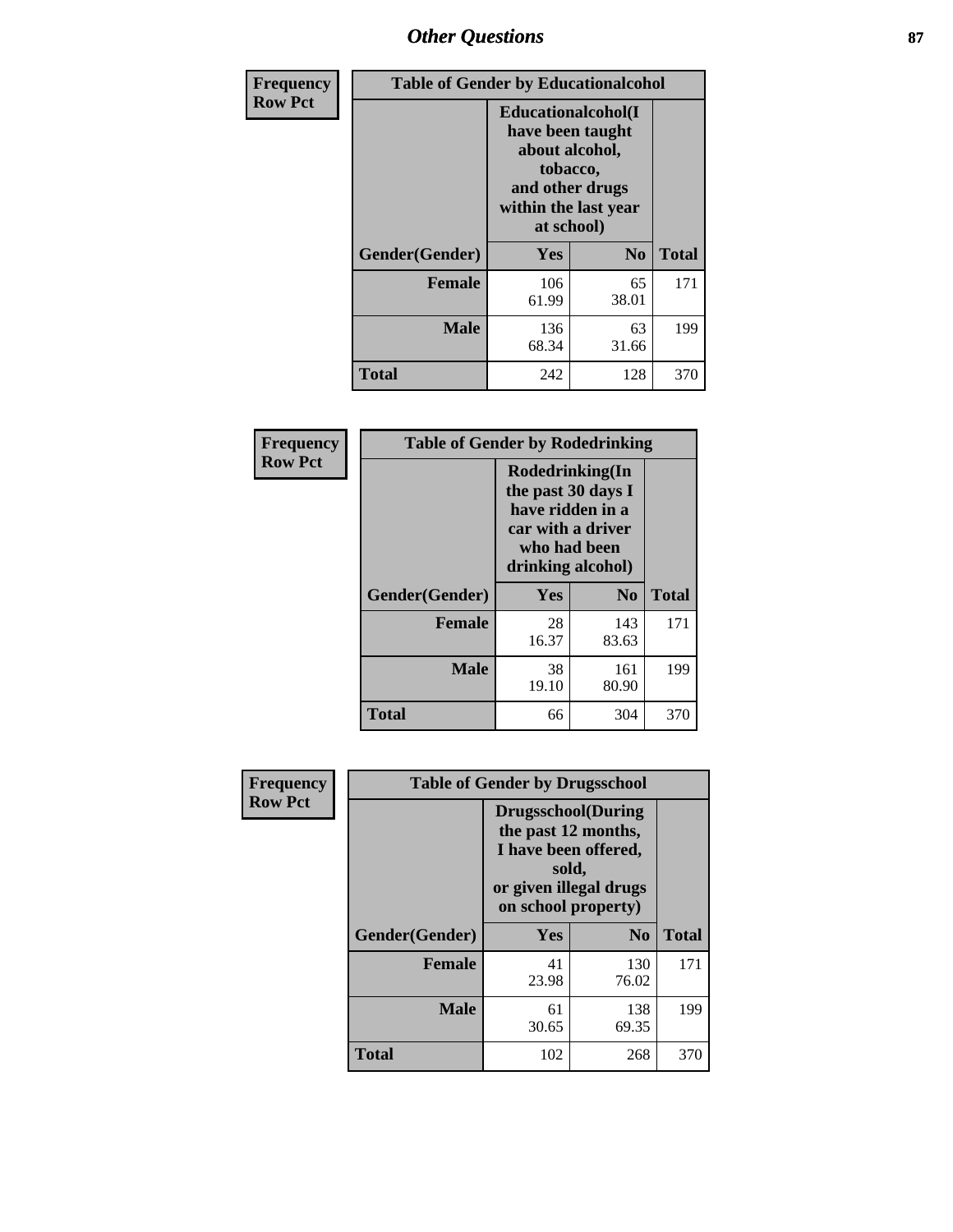# Other Questions

**Frequency**
**Row Pct**

| Table of Gender by Educationalcohol | | | |
|---|---|---|---|
| | Educationalcohol(I have been taught about alcohol, tobacco, and other drugs within the last year at school) | | |
| Gender(Gender) | Yes | No | Total |
| Female | 106<br>61.99 | 65<br>38.01 | 171 |
| Male | 136<br>68.34 | 63<br>31.66 | 199 |
| Total | 242 | 128 | 370 |

**Frequency**
**Row Pct**

| Table of Gender by Rodedrinking | | | |
|---|---|---|---|
| | Rodedrinking(In the past 30 days I have ridden in a car with a driver who had been drinking alcohol) | | |
| Gender(Gender) | Yes | No | Total |
| Female | 28<br>16.37 | 143<br>83.63 | 171 |
| Male | 38<br>19.10 | 161<br>80.90 | 199 |
| Total | 66 | 304 | 370 |

**Frequency**
**Row Pct**

| Table of Gender by Drugsschool | | | |
|---|---|---|---|
| | Drugsschool(During the past 12 months, I have been offered, sold, or given illegal drugs on school property) | | |
| Gender(Gender) | Yes | No | Total |
| Female | 41<br>23.98 | 130<br>76.02 | 171 |
| Male | 61<br>30.65 | 138<br>69.35 | 199 |
| Total | 102 | 268 | 370 |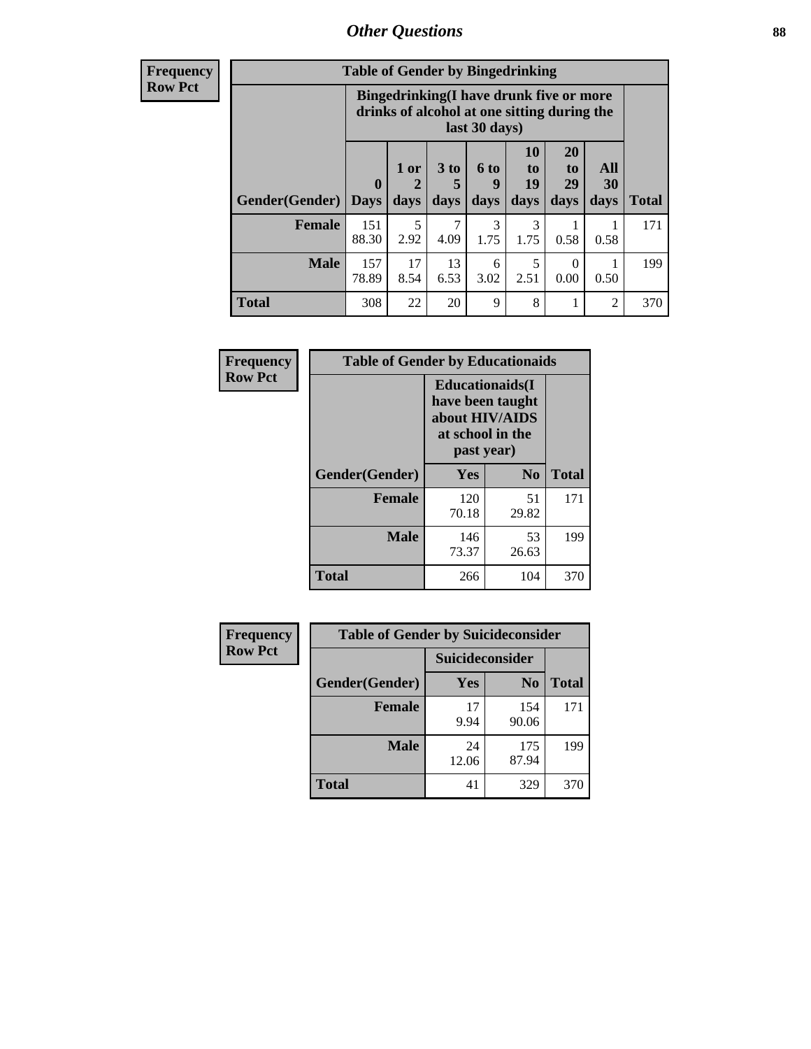## Other Questions

**Frequency**
**Row Pct**

**Table of Gender by Bingedrinking**

| Gender(Gender) | Bingedrinking(I have drunk five or more drinks of alcohol at one sitting during the last 30 days) | | | | | | | Total |
|---|---|---|---|---|---|---|---|---|
| | 0 Days | 1 or 2 days | 3 to 5 days | 6 to 9 days | 10 to 19 days | 20 to 29 days | All 30 days | |
| **Female** | 151<br>88.30 | 5<br>2.92 | 7<br>4.09 | 3<br>1.75 | 3<br>1.75 | 1<br>0.58 | 1<br>0.58 | 171 |
| **Male** | 157<br>78.89 | 17<br>8.54 | 13<br>6.53 | 6<br>3.02 | 5<br>2.51 | 0<br>0.00 | 1<br>0.50 | 199 |
| **Total** | 308 | 22 | 20 | 9 | 8 | 1 | 2 | 370 |

**Frequency**
**Row Pct**

**Table of Gender by Educationaids**

| Gender(Gender) | Educationaids(I have been taught about HIV/AIDS at school in the past year) | | Total |
|---|---|---|---|
| | Yes | No | |
| **Female** | 120<br>70.18 | 51<br>29.82 | 171 |
| **Male** | 146<br>73.37 | 53<br>26.63 | 199 |
| **Total** | 266 | 104 | 370 |

**Frequency**
**Row Pct**

**Table of Gender by Suicideconsider**

| Gender(Gender) | Suicideconsider | | Total |
|---|---|---|---|
| | Yes | No | |
| **Female** | 17<br>9.94 | 154<br>90.06 | 171 |
| **Male** | 24<br>12.06 | 175<br>87.94 | 199 |
| **Total** | 41 | 329 | 370 |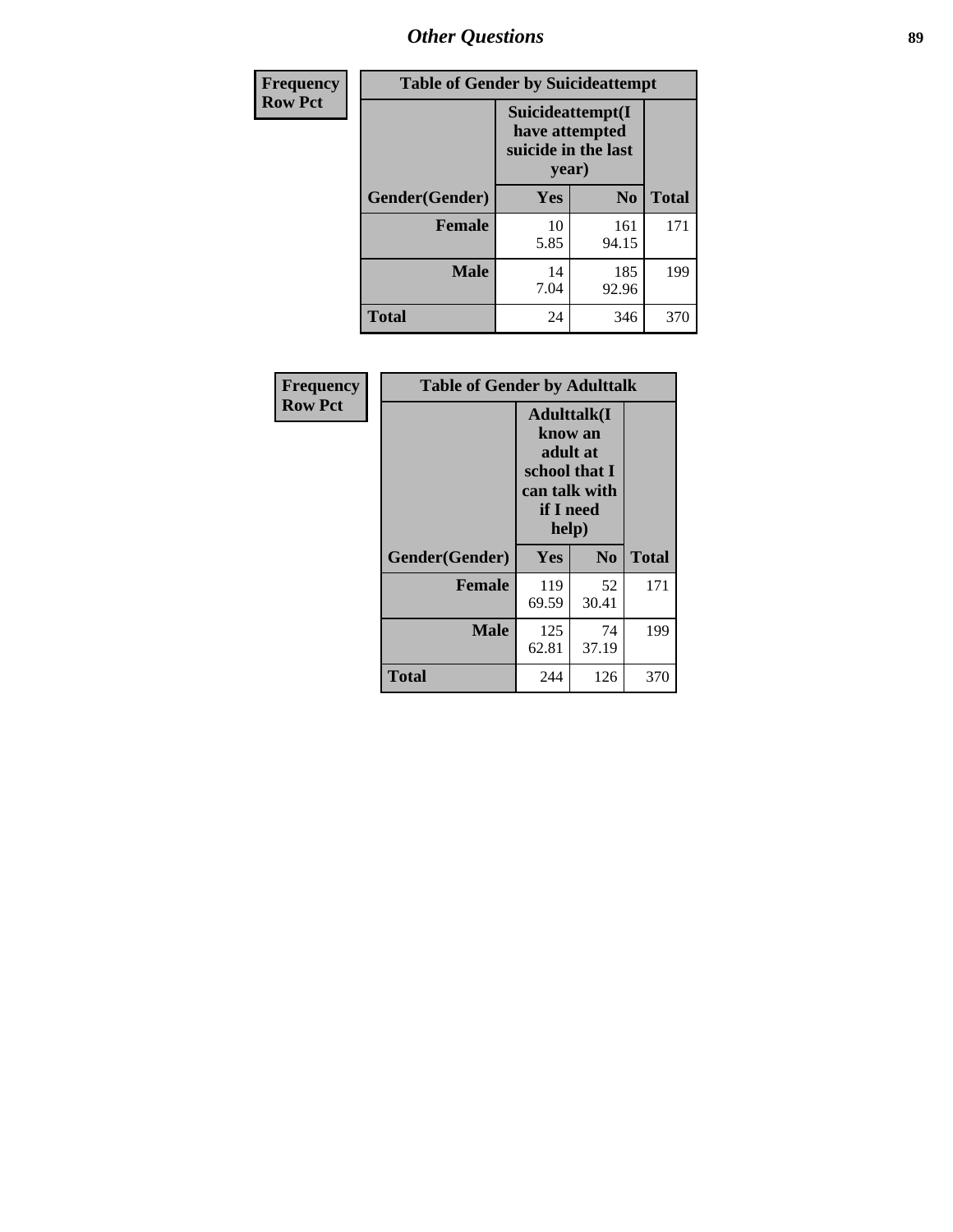# Other Questions

Frequency
Row Pct

**Table of Gender by Suicideattempt**

| Gender(Gender) | Suicideattempt(I have attempted suicide in the last year) Yes | No | Total |
|---|---|---|---|
| **Female** | 10<br>5.85 | 161<br>94.15 | 171 |
| **Male** | 14<br>7.04 | 185<br>92.96 | 199 |
| **Total** | 24 | 346 | 370 |

Frequency
Row Pct

**Table of Gender by Adulttalk**

| Gender(Gender) | Adulttalk(I know an adult at school that I can talk with if I need help) Yes | No | Total |
|---|---|---|---|
| **Female** | 119<br>69.59 | 52<br>30.41 | 171 |
| **Male** | 125<br>62.81 | 74<br>37.19 | 199 |
| **Total** | 244 | 126 | 370 |